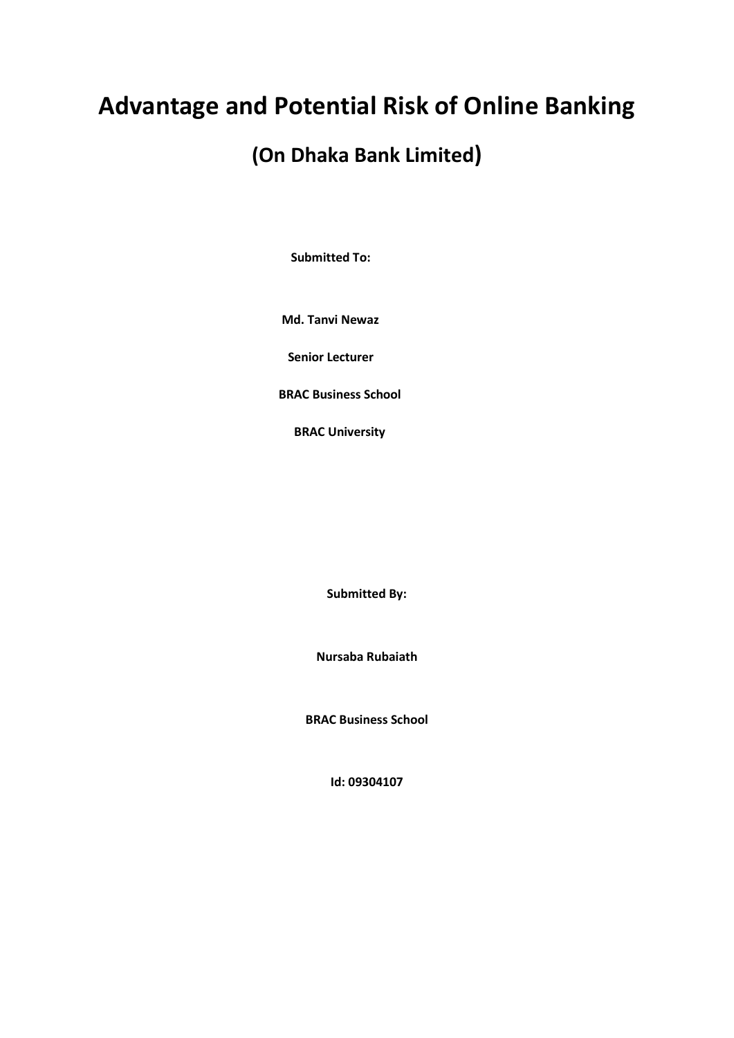# Advantage and Potential Risk of Online Banking

## (On Dhaka Bank Limited)

**Submitted To:**

**Md. Tanvi Newaz**

**Senior Lecturer**

**BRAC Business School**

**BRAC University**

**Submitted By:**

**Nursaba Rubaiath**

**BRAC Business School**

**Id: 09304107**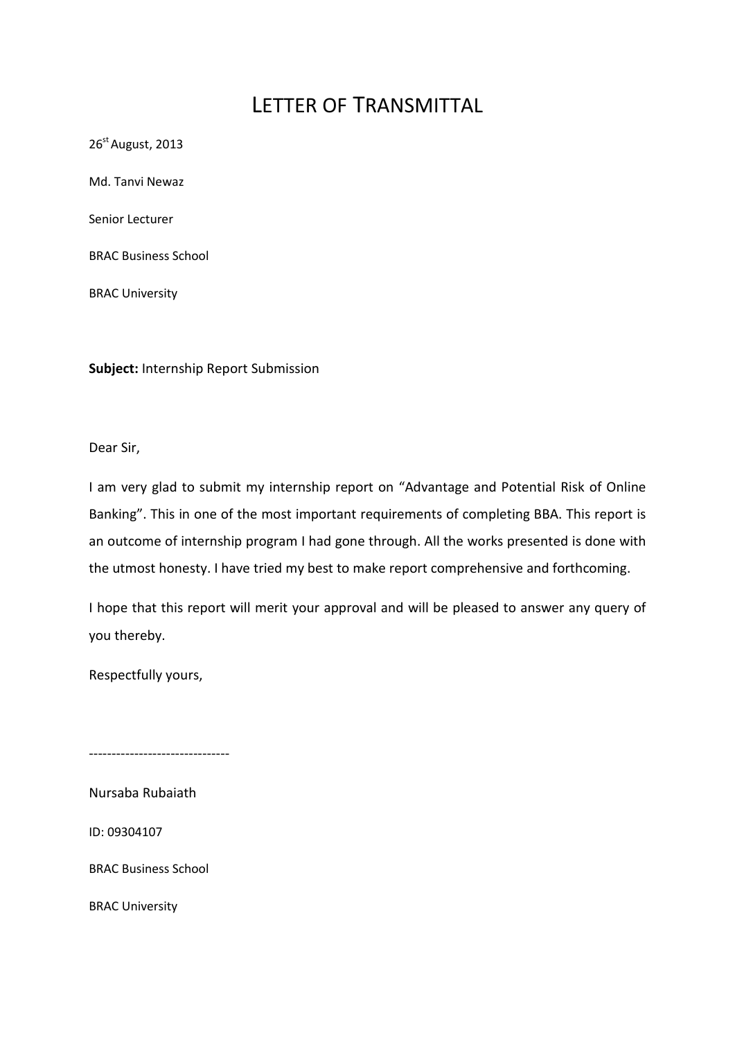# LETTER OF TRANSMITTAL

26st August, 2013

Md. Tanvi Newaz

Senior Lecturer

BRAC Business School

BRAC University

**Subject:** Internship Report Submission

Dear Sir,

I am very glad to submit my internship report on "Advantage and Potential Risk of Online Banking". This in one of the most important requirements of completing BBA. This report is an outcome of internship program I had gone through. All the works presented is done with the utmost honesty. I have tried my best to make report comprehensive and forthcoming.

I hope that this report will merit your approval and will be pleased to answer any query of you thereby.

Respectfully yours,

-------------------------------

Nursaba Rubaiath

ID: 09304107

BRAC Business School

BRAC University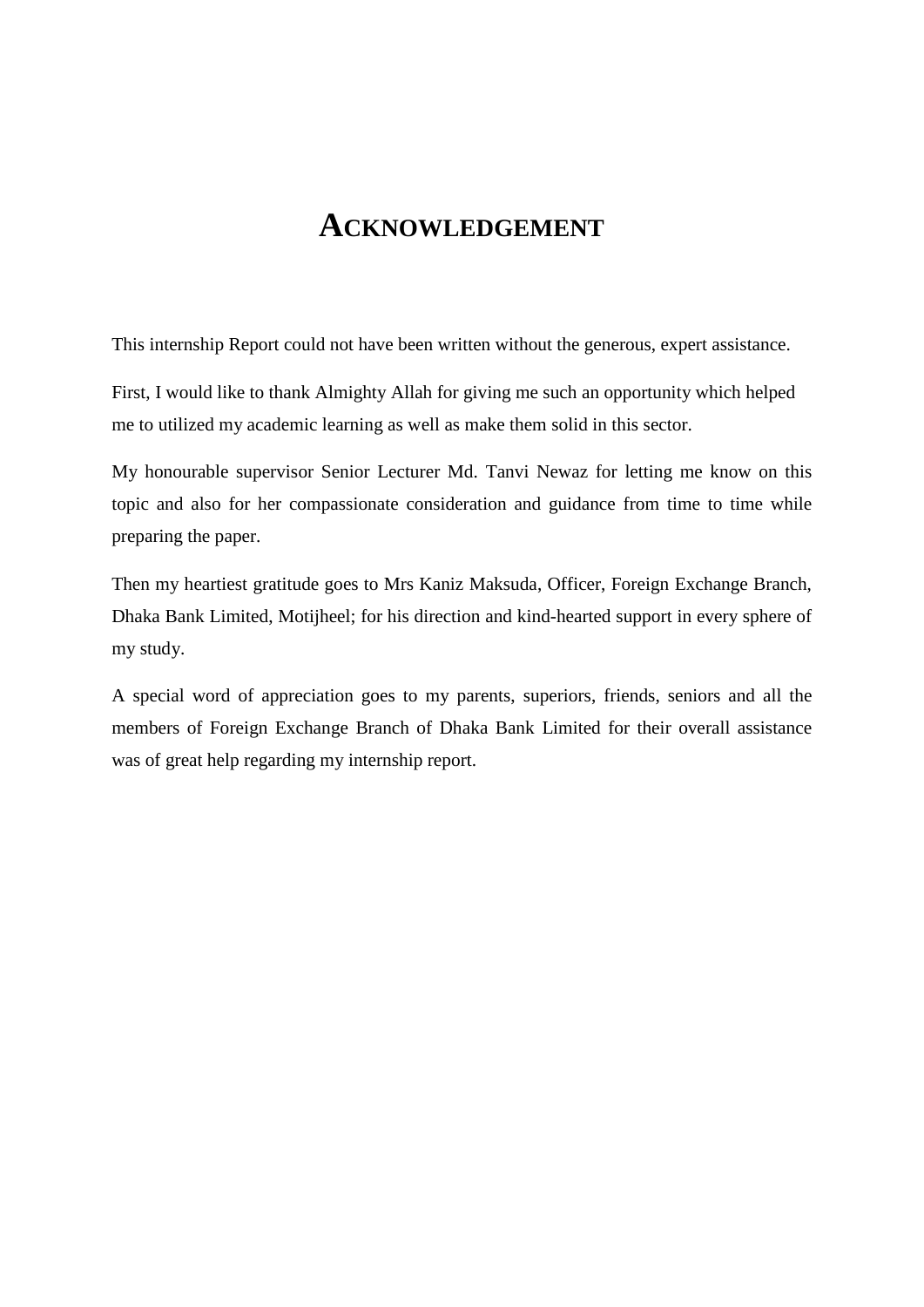# ACKNOWLEDGEMENT

This internship Report could not have been written without the generous, expert assistance.

First, I would like to thank Almighty Allah for giving me such an opportunity which helped me to utilized my academic learning as well as make them solid in this sector.

My honourable supervisor Senior Lecturer Md. Tanvi Newaz for letting me know on this topic and also for her compassionate consideration and guidance from time to time while preparing the paper.

Then my heartiest gratitude goes to Mrs Kaniz Maksuda, Officer, Foreign Exchange Branch, Dhaka Bank Limited, Motijheel; for his direction and kind-hearted support in every sphere of my study.

A special word of appreciation goes to my parents, superiors, friends, seniors and all the members of Foreign Exchange Branch of Dhaka Bank Limited for their overall assistance was of great help regarding my internship report.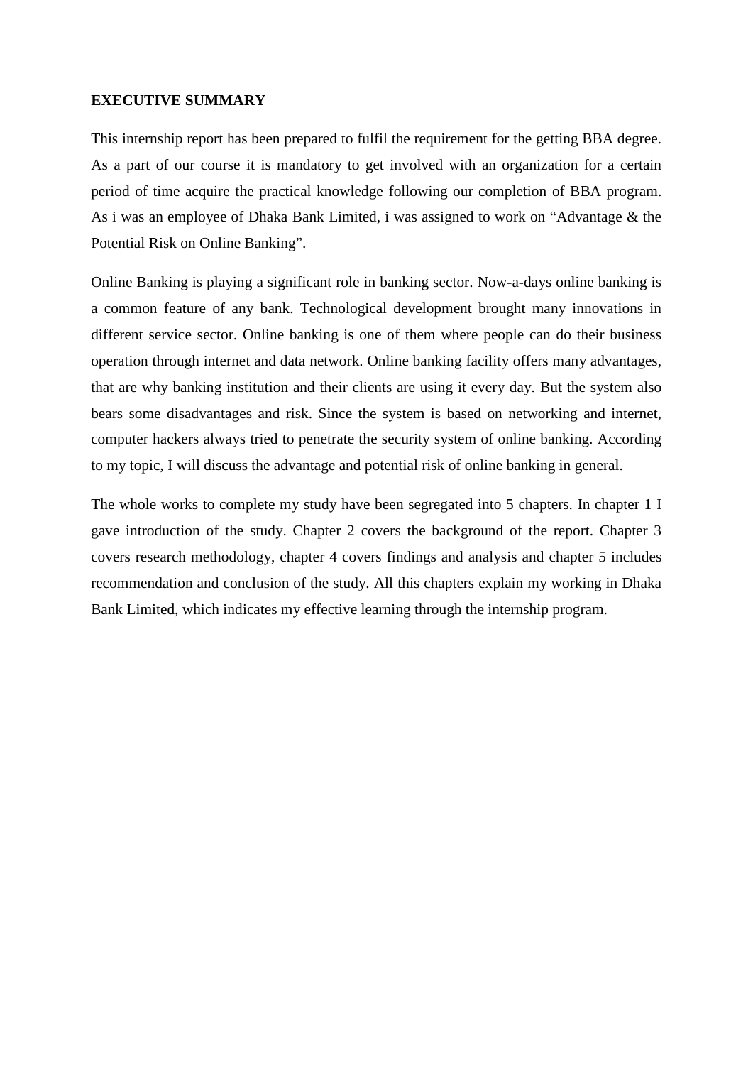## EXECUTIVE SUMMARY

This internship report has been prepared to fulfil the requirement for the getting BBA degree. As a part of our course it is mandatory to get involved with an organization for a certain period of time acquire the practical knowledge following our completion of BBA program. As i was an employee of Dhaka Bank Limited, i was assigned to work on "Advantage & the Potential Risk on Online Banking".

Online Banking is playing a significant role in banking sector. Now-a-days online banking is a common feature of any bank. Technological development brought many innovations in different service sector. Online banking is one of them where people can do their business operation through internet and data network. Online banking facility offers many advantages, that are why banking institution and their clients are using it every day. But the system also bears some disadvantages and risk. Since the system is based on networking and internet, computer hackers always tried to penetrate the security system of online banking. According to my topic, I will discuss the advantage and potential risk of online banking in general.

The whole works to complete my study have been segregated into 5 chapters. In chapter 1 I gave introduction of the study. Chapter 2 covers the background of the report. Chapter 3 covers research methodology, chapter 4 covers findings and analysis and chapter 5 includes recommendation and conclusion of the study. All this chapters explain my working in Dhaka Bank Limited, which indicates my effective learning through the internship program.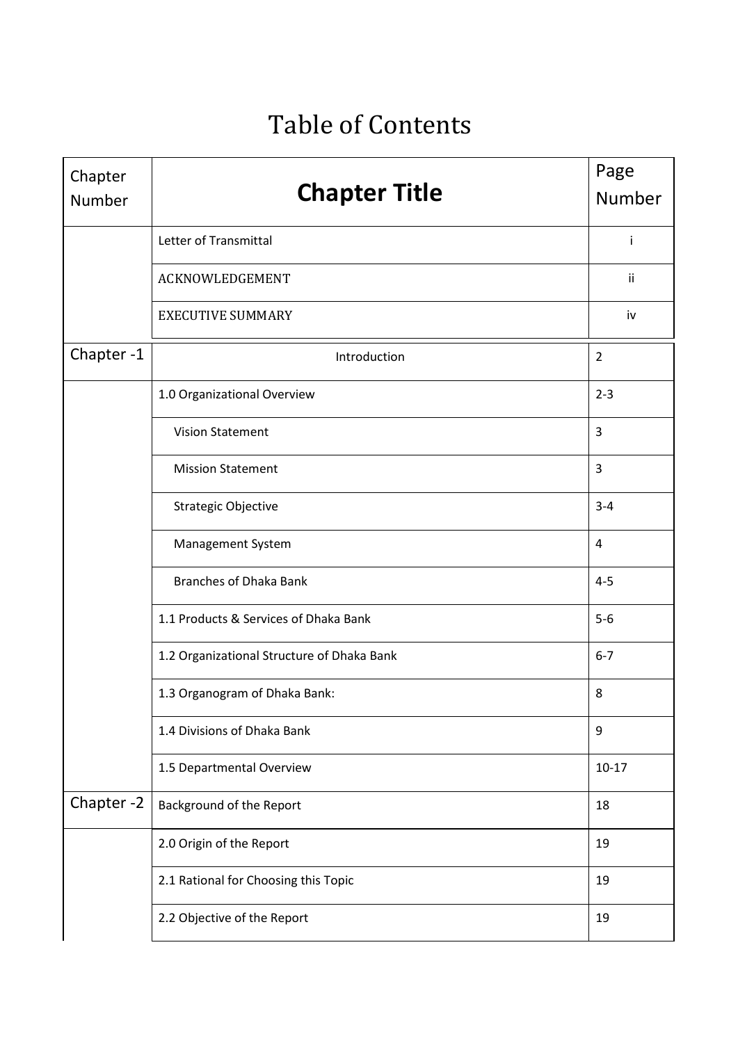# Table of Contents

| Chapter Number | Chapter Title | Page Number |
|---|---|---|
| | Letter of Transmittal | i |
| | ACKNOWLEDGEMENT | ii |
| | EXECUTIVE SUMMARY | iv |
| Chapter -1 | Introduction | 2 |
| | 1.0 Organizational Overview | 2-3 |
| | Vision Statement | 3 |
| | Mission Statement | 3 |
| | Strategic Objective | 3-4 |
| | Management System | 4 |
| | Branches of Dhaka Bank | 4-5 |
| | 1.1 Products & Services of Dhaka Bank | 5-6 |
| | 1.2 Organizational Structure of Dhaka Bank | 6-7 |
| | 1.3 Organogram of Dhaka Bank: | 8 |
| | 1.4 Divisions of Dhaka Bank | 9 |
| | 1.5 Departmental Overview | 10-17 |
| Chapter -2 | Background of the Report | 18 |
| | 2.0 Origin of the Report | 19 |
| | 2.1 Rational for Choosing this Topic | 19 |
| | 2.2 Objective of the Report | 19 |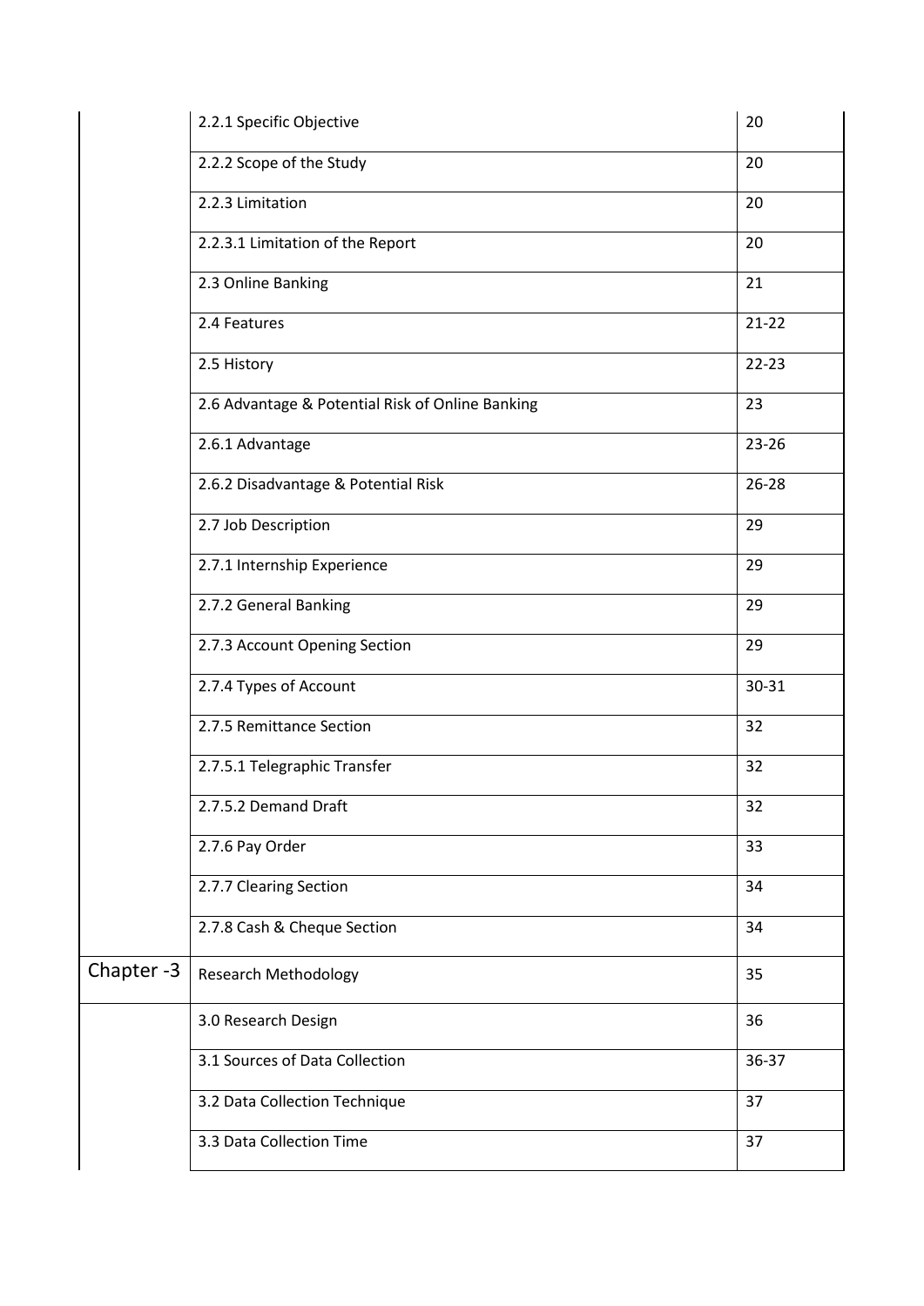| | | |
|---|---|---|
| | 2.2.1 Specific Objective | 20 |
| | 2.2.2 Scope of the Study | 20 |
| | 2.2.3 Limitation | 20 |
| | 2.2.3.1 Limitation of the Report | 20 |
| | 2.3 Online Banking | 21 |
| | 2.4 Features | 21-22 |
| | 2.5 History | 22-23 |
| | 2.6 Advantage & Potential Risk of Online Banking | 23 |
| | 2.6.1 Advantage | 23-26 |
| | 2.6.2 Disadvantage & Potential Risk | 26-28 |
| | 2.7 Job Description | 29 |
| | 2.7.1 Internship Experience | 29 |
| | 2.7.2 General Banking | 29 |
| | 2.7.3 Account Opening Section | 29 |
| | 2.7.4 Types of Account | 30-31 |
| | 2.7.5 Remittance Section | 32 |
| | 2.7.5.1 Telegraphic Transfer | 32 |
| | 2.7.5.2 Demand Draft | 32 |
| | 2.7.6 Pay Order | 33 |
| | 2.7.7 Clearing Section | 34 |
| | 2.7.8 Cash & Cheque Section | 34 |
| Chapter -3 | Research Methodology | 35 |
| | 3.0 Research Design | 36 |
| | 3.1 Sources of Data Collection | 36-37 |
| | 3.2 Data Collection Technique | 37 |
| | 3.3 Data Collection Time | 37 |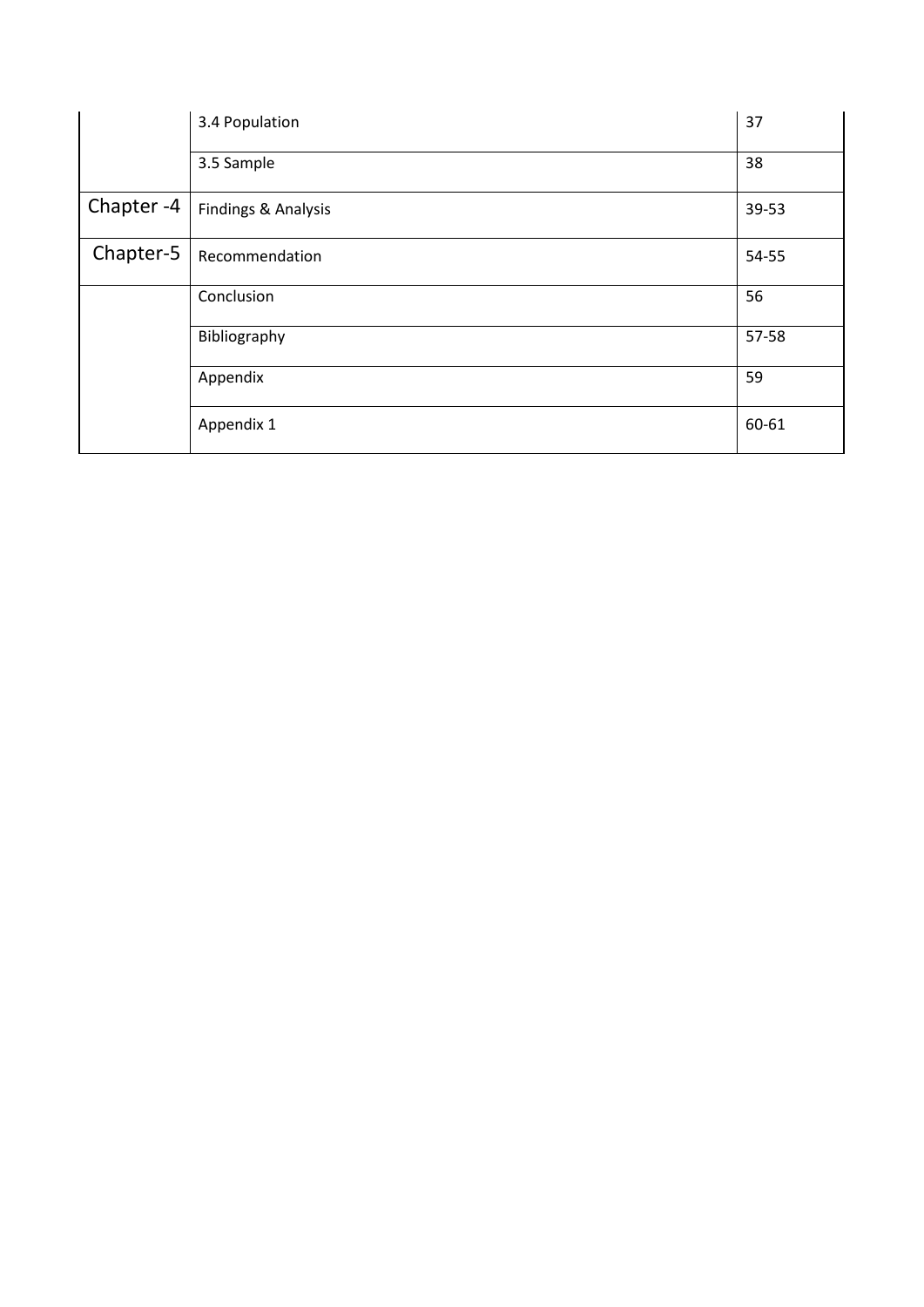|  |  |  |
|---|---|---|
|  | 3.4 Population | 37 |
|  | 3.5 Sample | 38 |
| Chapter -4 | Findings & Analysis | 39-53 |
| Chapter-5 | Recommendation | 54-55 |
|  | Conclusion | 56 |
|  | Bibliography | 57-58 |
|  | Appendix | 59 |
|  | Appendix 1 | 60-61 |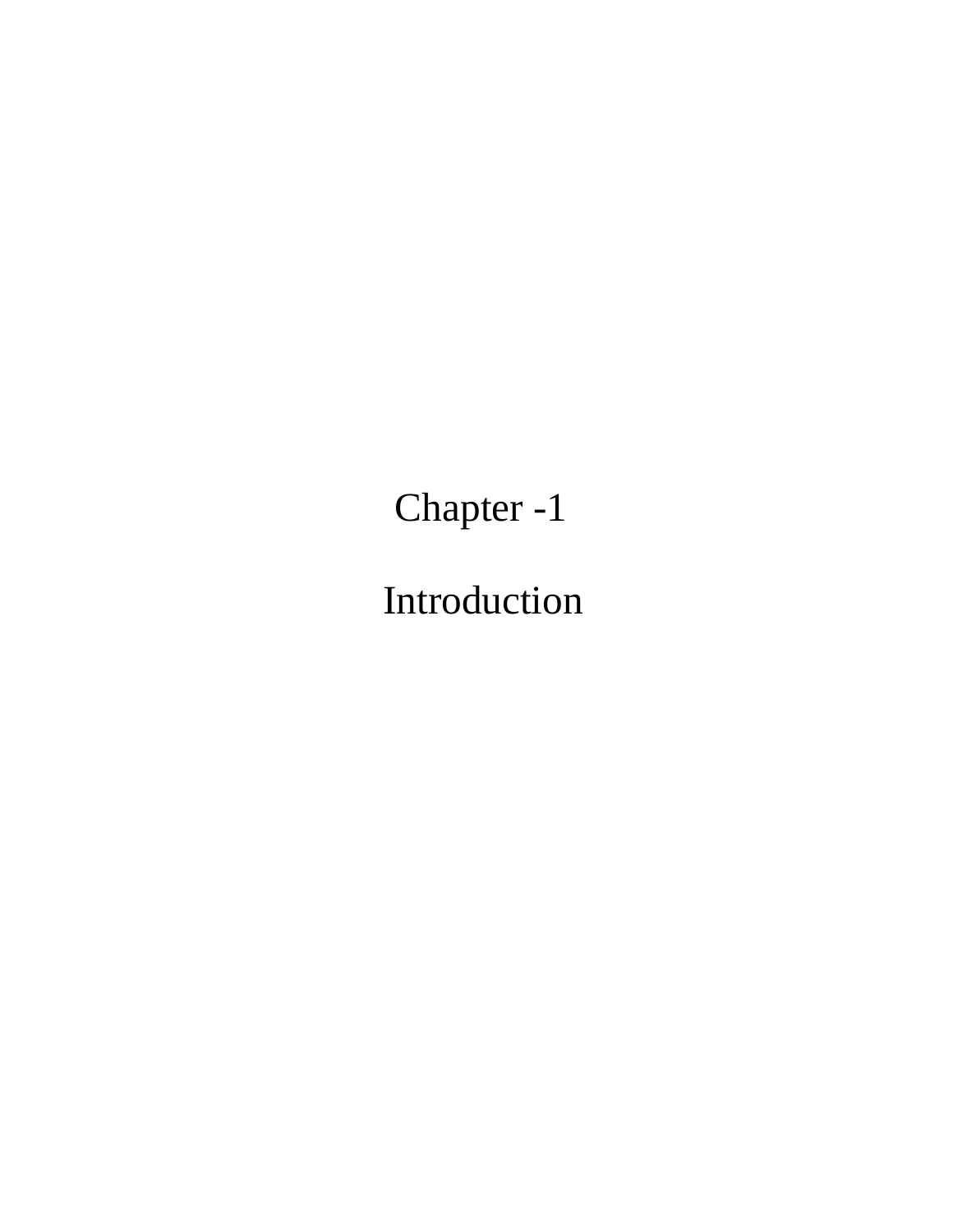# Chapter -1

# Introduction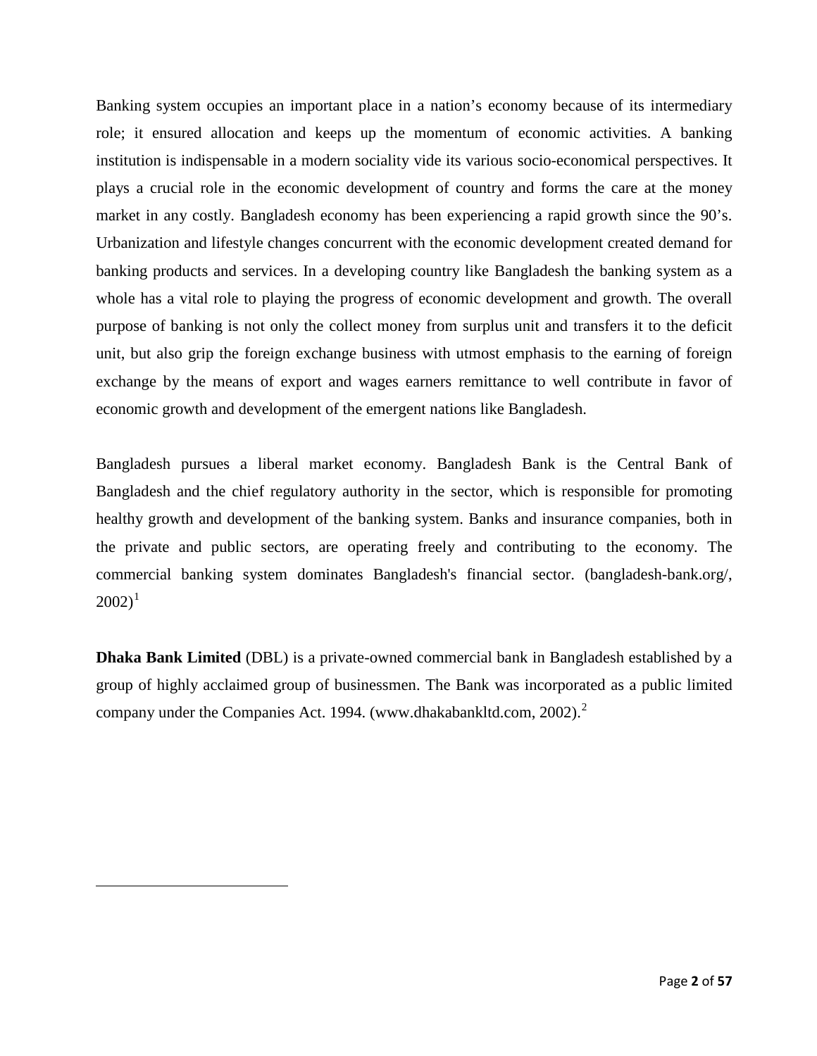Banking system occupies an important place in a nation's economy because of its intermediary role; it ensured allocation and keeps up the momentum of economic activities. A banking institution is indispensable in a modern sociality vide its various socio-economical perspectives. It plays a crucial role in the economic development of country and forms the care at the money market in any costly. Bangladesh economy has been experiencing a rapid growth since the 90's. Urbanization and lifestyle changes concurrent with the economic development created demand for banking products and services. In a developing country like Bangladesh the banking system as a whole has a vital role to playing the progress of economic development and growth. The overall purpose of banking is not only the collect money from surplus unit and transfers it to the deficit unit, but also grip the foreign exchange business with utmost emphasis to the earning of foreign exchange by the means of export and wages earners remittance to well contribute in favor of economic growth and development of the emergent nations like Bangladesh.

Bangladesh pursues a liberal market economy. Bangladesh Bank is the Central Bank of Bangladesh and the chief regulatory authority in the sector, which is responsible for promoting healthy growth and development of the banking system. Banks and insurance companies, both in the private and public sectors, are operating freely and contributing to the economy. The commercial banking system dominates Bangladesh's financial sector. (bangladesh-bank.org/, 2002)[1]

**Dhaka Bank Limited** (DBL) is a private-owned commercial bank in Bangladesh established by a group of highly acclaimed group of businessmen. The Bank was incorporated as a public limited company under the Companies Act. 1994. (www.dhakabankltd.com, 2002).[2]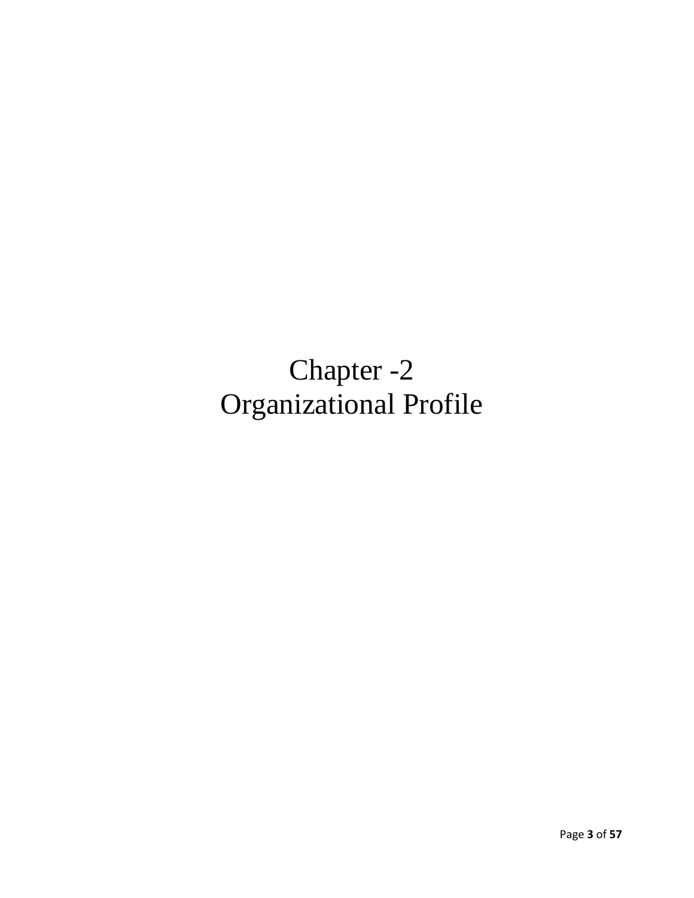# Chapter -2
# Organizational Profile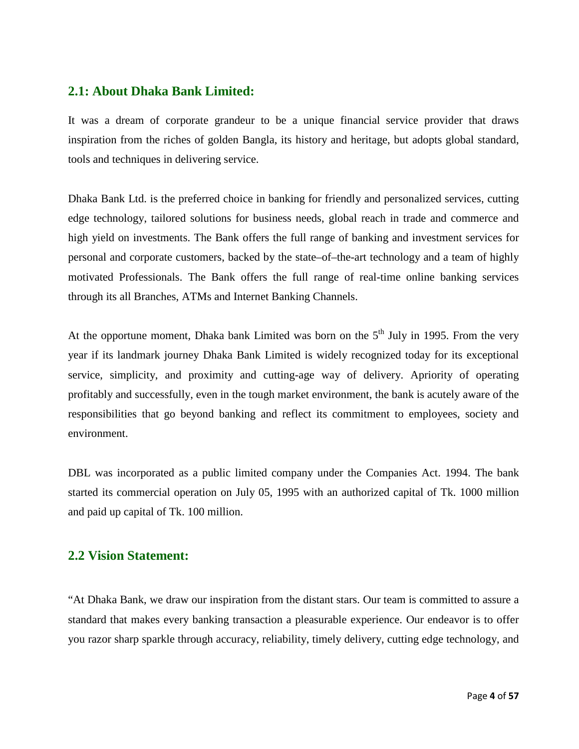## 2.1: About Dhaka Bank Limited:

It was a dream of corporate grandeur to be a unique financial service provider that draws inspiration from the riches of golden Bangla, its history and heritage, but adopts global standard, tools and techniques in delivering service.

Dhaka Bank Ltd. is the preferred choice in banking for friendly and personalized services, cutting edge technology, tailored solutions for business needs, global reach in trade and commerce and high yield on investments. The Bank offers the full range of banking and investment services for personal and corporate customers, backed by the state–of–the-art technology and a team of highly motivated Professionals. The Bank offers the full range of real-time online banking services through its all Branches, ATMs and Internet Banking Channels.

At the opportune moment, Dhaka bank Limited was born on the 5th July in 1995. From the very year if its landmark journey Dhaka Bank Limited is widely recognized today for its exceptional service, simplicity, and proximity and cutting-age way of delivery. Apriority of operating profitably and successfully, even in the tough market environment, the bank is acutely aware of the responsibilities that go beyond banking and reflect its commitment to employees, society and environment.

DBL was incorporated as a public limited company under the Companies Act. 1994. The bank started its commercial operation on July 05, 1995 with an authorized capital of Tk. 1000 million and paid up capital of Tk. 100 million.

## 2.2 Vision Statement:

"At Dhaka Bank, we draw our inspiration from the distant stars. Our team is committed to assure a standard that makes every banking transaction a pleasurable experience. Our endeavor is to offer you razor sharp sparkle through accuracy, reliability, timely delivery, cutting edge technology, and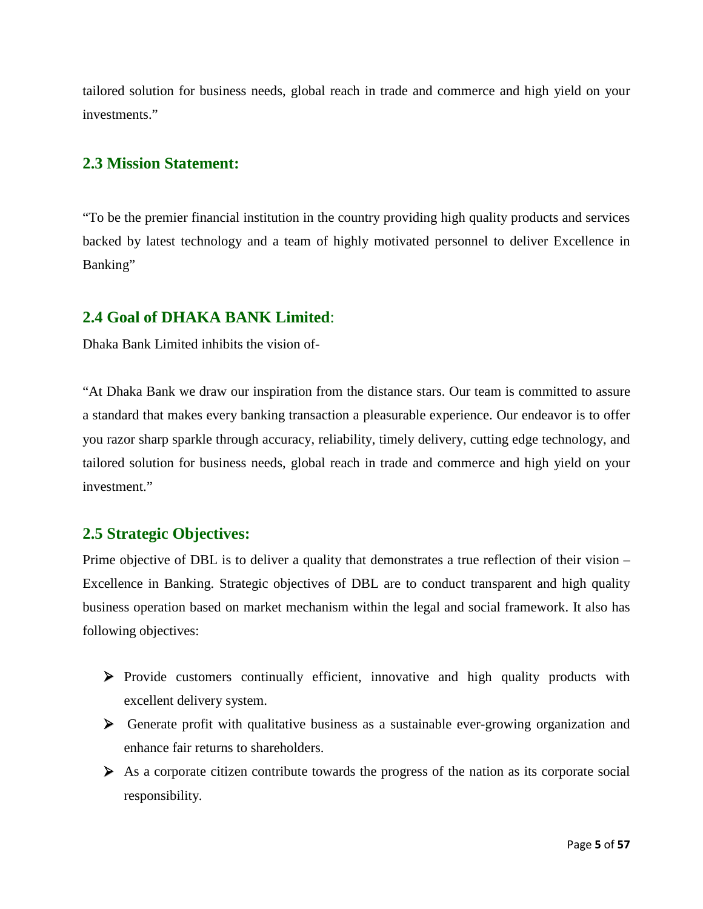tailored solution for business needs, global reach in trade and commerce and high yield on your investments."

## 2.3 Mission Statement:

"To be the premier financial institution in the country providing high quality products and services backed by latest technology and a team of highly motivated personnel to deliver Excellence in Banking"

## 2.4 Goal of DHAKA BANK Limited:

Dhaka Bank Limited inhibits the vision of-

"At Dhaka Bank we draw our inspiration from the distance stars. Our team is committed to assure a standard that makes every banking transaction a pleasurable experience. Our endeavor is to offer you razor sharp sparkle through accuracy, reliability, timely delivery, cutting edge technology, and tailored solution for business needs, global reach in trade and commerce and high yield on your investment."

## 2.5 Strategic Objectives:

Prime objective of DBL is to deliver a quality that demonstrates a true reflection of their vision – Excellence in Banking. Strategic objectives of DBL are to conduct transparent and high quality business operation based on market mechanism within the legal and social framework. It also has following objectives:

- Provide customers continually efficient, innovative and high quality products with excellent delivery system.
- Generate profit with qualitative business as a sustainable ever-growing organization and enhance fair returns to shareholders.
- As a corporate citizen contribute towards the progress of the nation as its corporate social responsibility.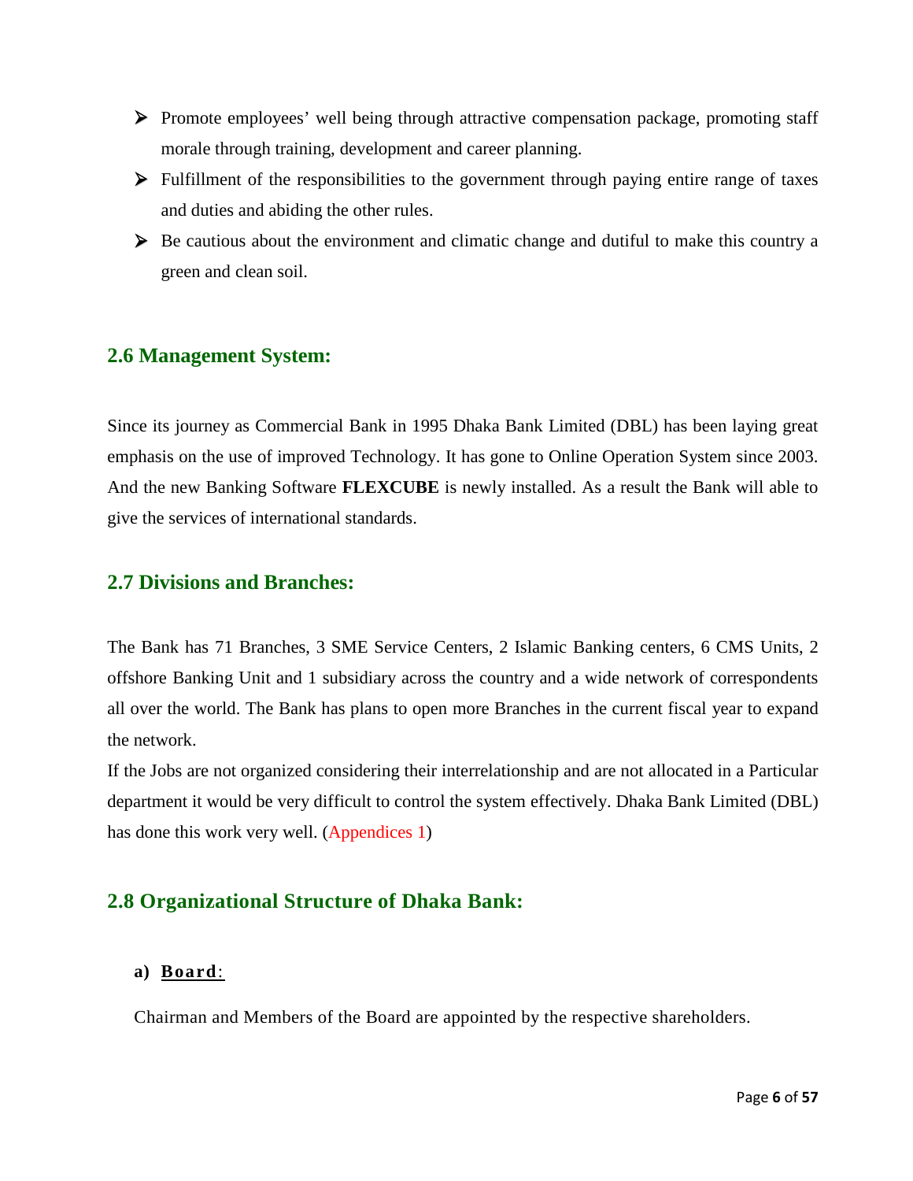- Promote employees' well being through attractive compensation package, promoting staff morale through training, development and career planning.
- Fulfillment of the responsibilities to the government through paying entire range of taxes and duties and abiding the other rules.
- Be cautious about the environment and climatic change and dutiful to make this country a green and clean soil.

## 2.6 Management System:

Since its journey as Commercial Bank in 1995 Dhaka Bank Limited (DBL) has been laying great emphasis on the use of improved Technology. It has gone to Online Operation System since 2003. And the new Banking Software **FLEXCUBE** is newly installed. As a result the Bank will able to give the services of international standards.

## 2.7 Divisions and Branches:

The Bank has 71 Branches, 3 SME Service Centers, 2 Islamic Banking centers, 6 CMS Units, 2 offshore Banking Unit and 1 subsidiary across the country and a wide network of correspondents all over the world. The Bank has plans to open more Branches in the current fiscal year to expand the network.

If the Jobs are not organized considering their interrelationship and are not allocated in a Particular department it would be very difficult to control the system effectively. Dhaka Bank Limited (DBL) has done this work very well. (Appendices 1)

## 2.8 Organizational Structure of Dhaka Bank:

**a) Board:**

Chairman and Members of the Board are appointed by the respective shareholders.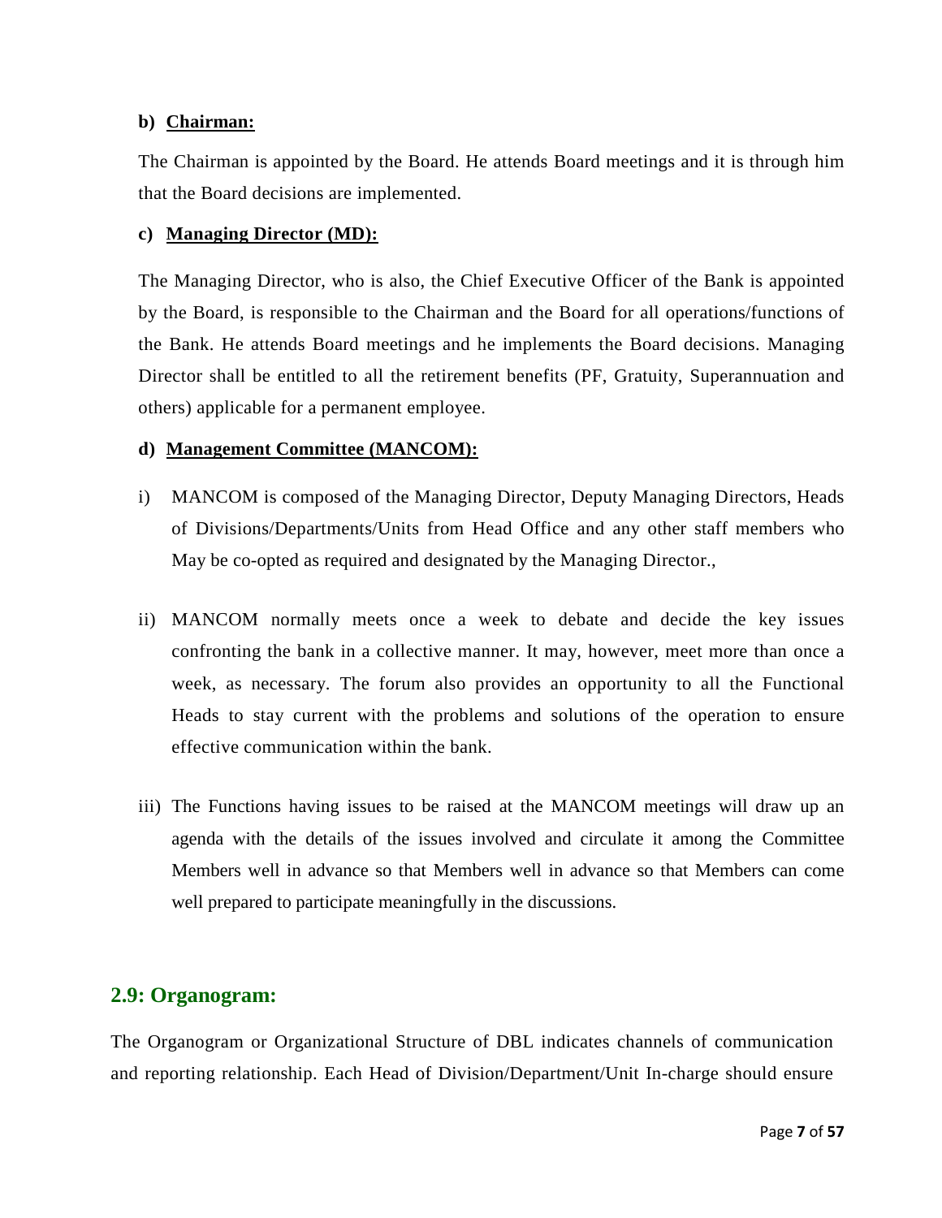**b) <u>Chairman:</u>**

The Chairman is appointed by the Board. He attends Board meetings and it is through him that the Board decisions are implemented.

**c) <u>Managing Director (MD):</u>**

The Managing Director, who is also, the Chief Executive Officer of the Bank is appointed by the Board, is responsible to the Chairman and the Board for all operations/functions of the Bank. He attends Board meetings and he implements the Board decisions. Managing Director shall be entitled to all the retirement benefits (PF, Gratuity, Superannuation and others) applicable for a permanent employee.

**d) <u>Management Committee (MANCOM):</u>**

i) MANCOM is composed of the Managing Director, Deputy Managing Directors, Heads of Divisions/Departments/Units from Head Office and any other staff members who May be co-opted as required and designated by the Managing Director.,

ii) MANCOM normally meets once a week to debate and decide the key issues confronting the bank in a collective manner. It may, however, meet more than once a week, as necessary. The forum also provides an opportunity to all the Functional Heads to stay current with the problems and solutions of the operation to ensure effective communication within the bank.

iii) The Functions having issues to be raised at the MANCOM meetings will draw up an agenda with the details of the issues involved and circulate it among the Committee Members well in advance so that Members well in advance so that Members can come well prepared to participate meaningfully in the discussions.

## 2.9: Organogram:

The Organogram or Organizational Structure of DBL indicates channels of communication and reporting relationship. Each Head of Division/Department/Unit In-charge should ensure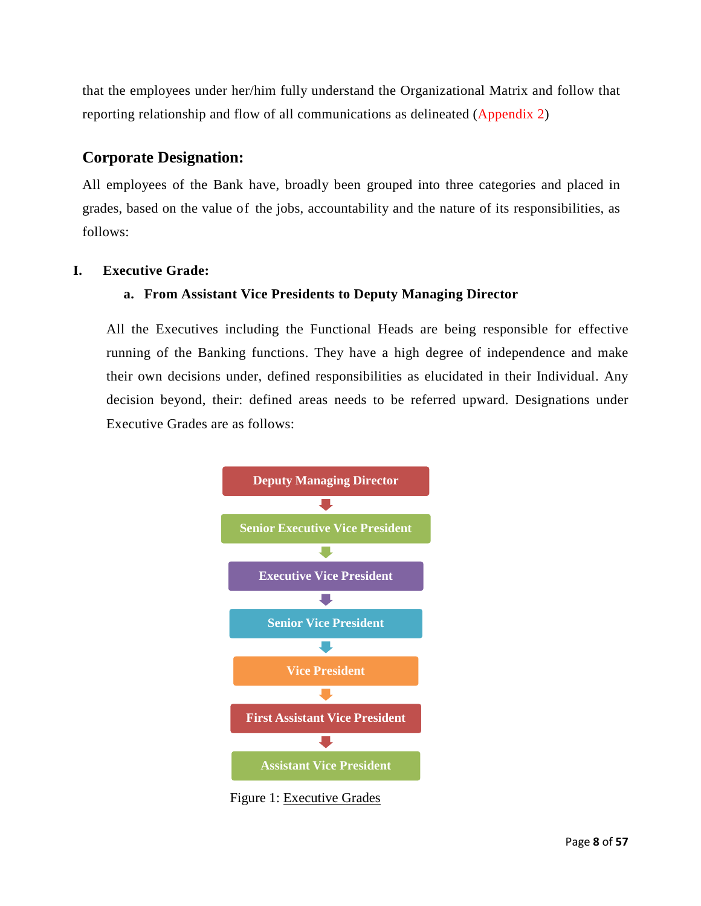that the employees under her/him fully understand the Organizational Matrix and follow that reporting relationship and flow of all communications as delineated (Appendix 2)

## Corporate Designation:

All employees of the Bank have, broadly been grouped into three categories and placed in grades, based on the value of the jobs, accountability and the nature of its responsibilities, as follows:

### I. Executive Grade:

#### a. From Assistant Vice Presidents to Deputy Managing Director

All the Executives including the Functional Heads are being responsible for effective running of the Banking functions. They have a high degree of independence and make their own decisions under, defined responsibilities as elucidated in their Individual. Any decision beyond, their: defined areas needs to be referred upward. Designations under Executive Grades are as follows:

- Deputy Managing Director
- Senior Executive Vice President
- Executive Vice President
- Senior Vice President
- Vice President
- First Assistant Vice President
- Assistant Vice President

Figure 1: Executive Grades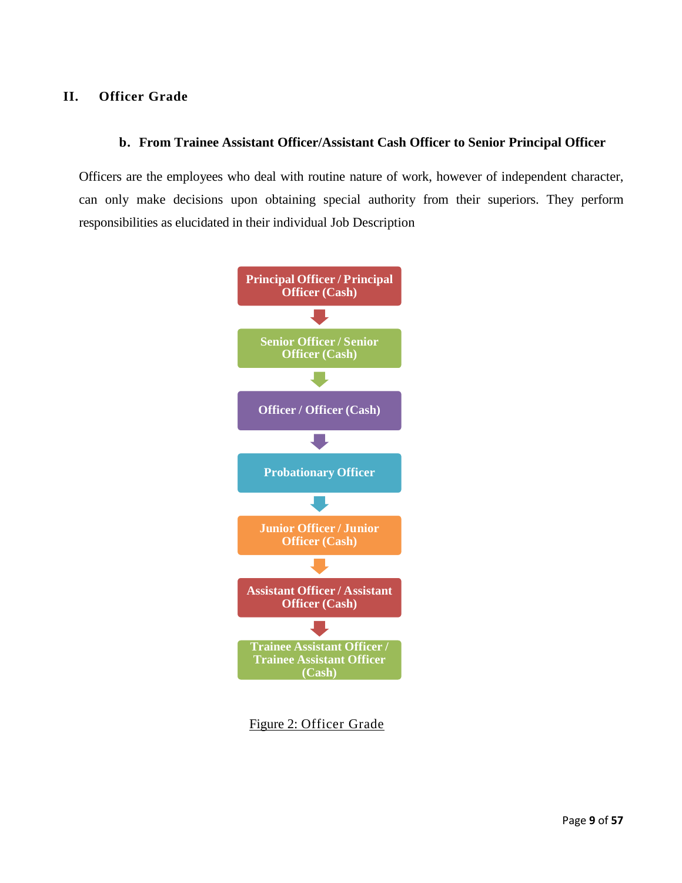## II. Officer Grade

### b. From Trainee Assistant Officer/Assistant Cash Officer to Senior Principal Officer

Officers are the employees who deal with routine nature of work, however of independent character, can only make decisions upon obtaining special authority from their superiors. They perform responsibilities as elucidated in their individual Job Description

Principal Officer / Principal Officer (Cash)

↓

Senior Officer / Senior Officer (Cash)

↓

Officer / Officer (Cash)

↓

Probationary Officer

↓

Junior Officer / Junior Officer (Cash)

↓

Assistant Officer / Assistant Officer (Cash)

↓

Trainee Assistant Officer / Trainee Assistant Officer (Cash)

Figure 2: Officer Grade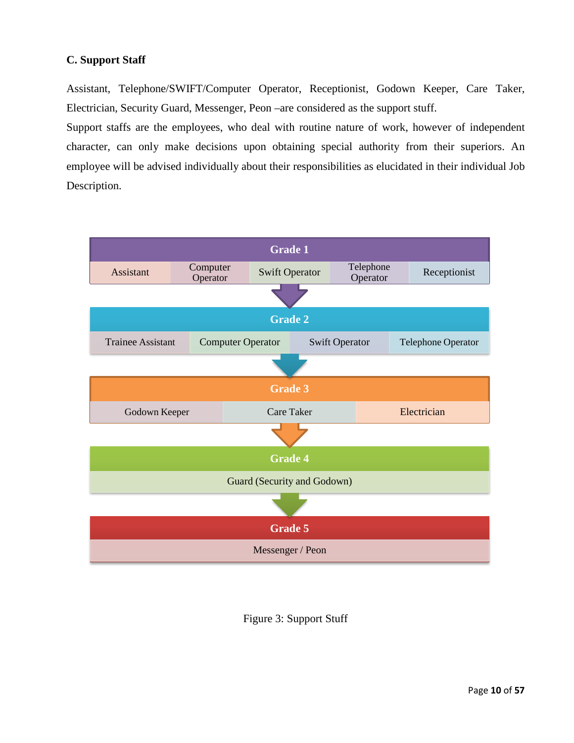**C. Support Staff**

Assistant, Telephone/SWIFT/Computer Operator, Receptionist, Godown Keeper, Care Taker, Electrician, Security Guard, Messenger, Peon –are considered as the support stuff.

Support staffs are the employees, who deal with routine nature of work, however of independent character, can only make decisions upon obtaining special authority from their superiors. An employee will be advised individually about their responsibilities as elucidated in their individual Job Description.

**Grade 1**

| Assistant | Computer Operator | Swift Operator | Telephone Operator | Receptionist |
|---|---|---|---|---|

**Grade 2**

| Trainee Assistant | Computer Operator | Swift Operator | Telephone Operator |
|---|---|---|---|

**Grade 3**

| Godown Keeper | Care Taker | Electrician |
|---|---|---|

**Grade 4**

Guard (Security and Godown)

**Grade 5**

Messenger / Peon

Figure 3: Support Stuff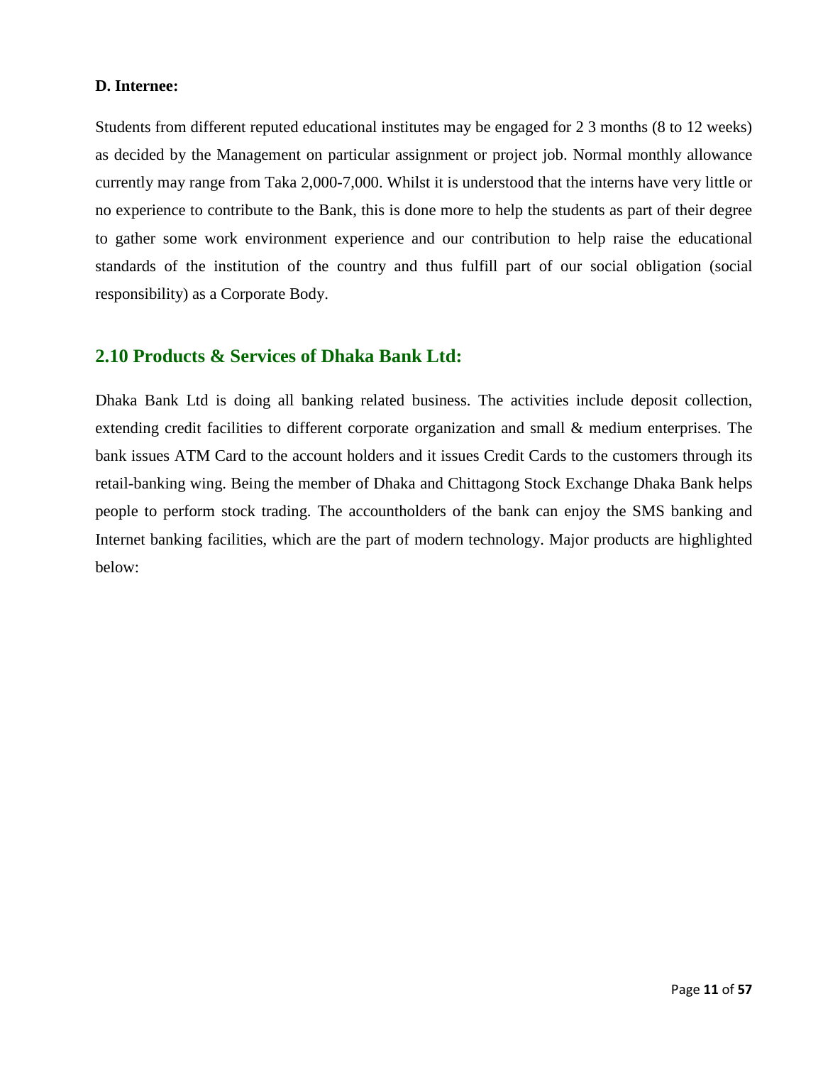**D. Internee:**

Students from different reputed educational institutes may be engaged for 2 3 months (8 to 12 weeks) as decided by the Management on particular assignment or project job. Normal monthly allowance currently may range from Taka 2,000-7,000. Whilst it is understood that the interns have very little or no experience to contribute to the Bank, this is done more to help the students as part of their degree to gather some work environment experience and our contribution to help raise the educational standards of the institution of the country and thus fulfill part of our social obligation (social responsibility) as a Corporate Body.

## 2.10 Products & Services of Dhaka Bank Ltd:

Dhaka Bank Ltd is doing all banking related business. The activities include deposit collection, extending credit facilities to different corporate organization and small & medium enterprises. The bank issues ATM Card to the account holders and it issues Credit Cards to the customers through its retail-banking wing. Being the member of Dhaka and Chittagong Stock Exchange Dhaka Bank helps people to perform stock trading. The accountholders of the bank can enjoy the SMS banking and Internet banking facilities, which are the part of modern technology. Major products are highlighted below: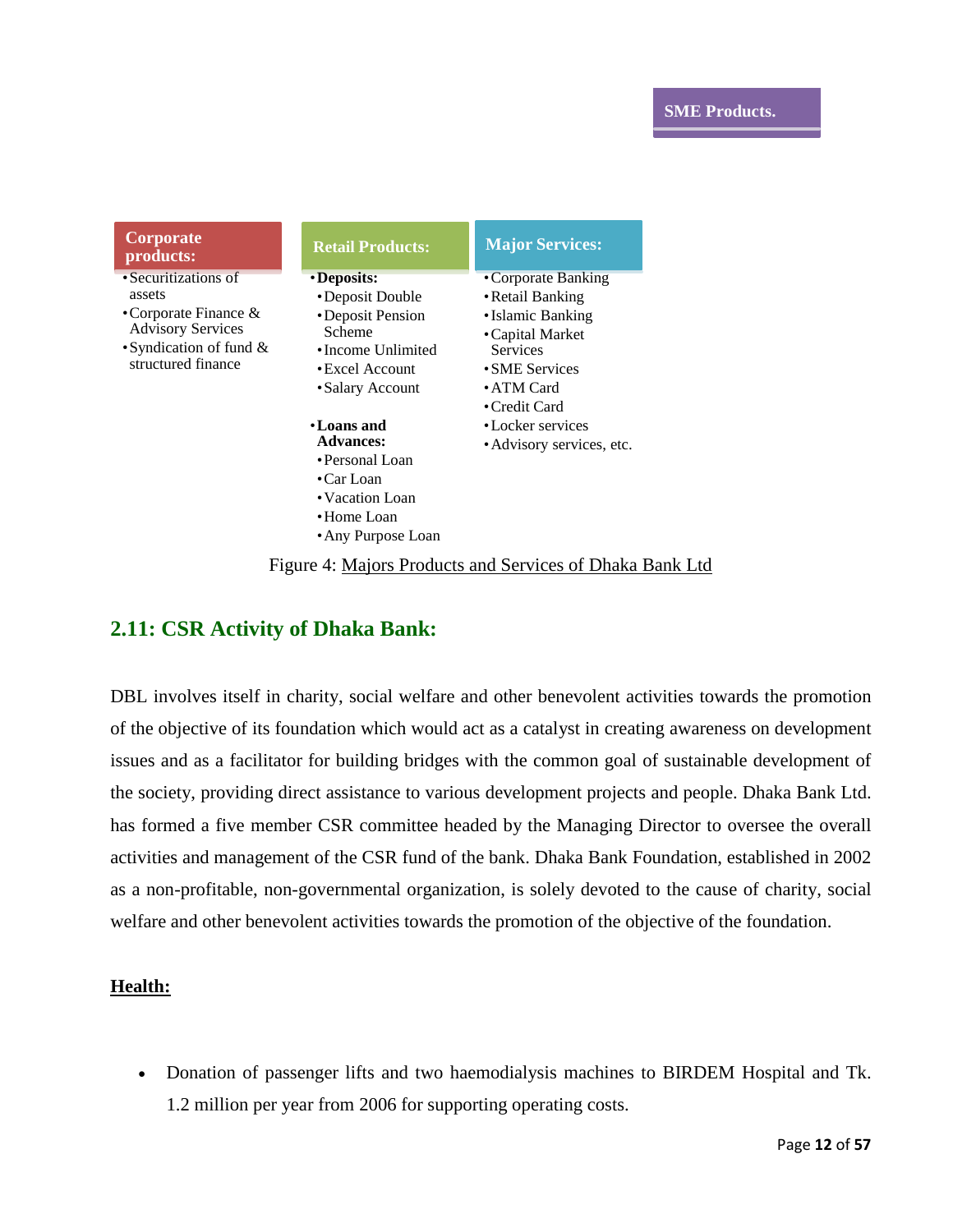**SME Products.**

**Corporate products:**

- Securitizations of assets
- Corporate Finance & Advisory Services
- Syndication of fund & structured finance

**Retail Products:**

- **Deposits:**
  - Deposit Double
  - Deposit Pension Scheme
  - Income Unlimited
  - Excel Account
  - Salary Account
- **Loans and Advances:**
  - Personal Loan
  - Car Loan
  - Vacation Loan
  - Home Loan
  - Any Purpose Loan

**Major Services:**

- Corporate Banking
- Retail Banking
- Islamic Banking
- Capital Market Services
- SME Services
- ATM Card
- Credit Card
- Locker services
- Advisory services, etc.

Figure 4: Majors Products and Services of Dhaka Bank Ltd

## 2.11: CSR Activity of Dhaka Bank:

DBL involves itself in charity, social welfare and other benevolent activities towards the promotion of the objective of its foundation which would act as a catalyst in creating awareness on development issues and as a facilitator for building bridges with the common goal of sustainable development of the society, providing direct assistance to various development projects and people. Dhaka Bank Ltd. has formed a five member CSR committee headed by the Managing Director to oversee the overall activities and management of the CSR fund of the bank. Dhaka Bank Foundation, established in 2002 as a non-profitable, non-governmental organization, is solely devoted to the cause of charity, social welfare and other benevolent activities towards the promotion of the objective of the foundation.

**Health:**

- Donation of passenger lifts and two haemodialysis machines to BIRDEM Hospital and Tk. 1.2 million per year from 2006 for supporting operating costs.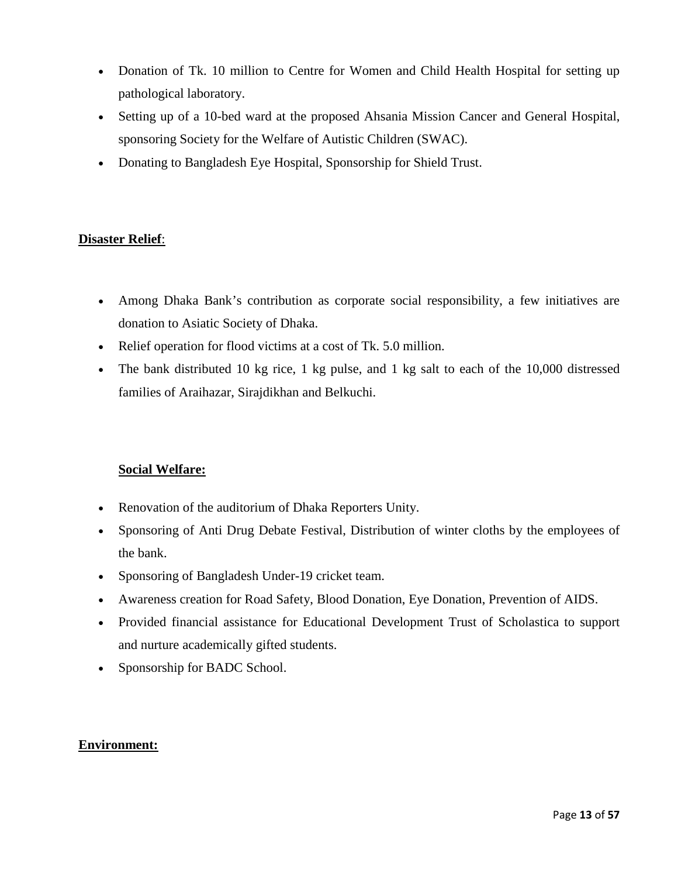- Donation of Tk. 10 million to Centre for Women and Child Health Hospital for setting up pathological laboratory.
- Setting up of a 10-bed ward at the proposed Ahsania Mission Cancer and General Hospital, sponsoring Society for the Welfare of Autistic Children (SWAC).
- Donating to Bangladesh Eye Hospital, Sponsorship for Shield Trust.

**Disaster Relief**:

- Among Dhaka Bank's contribution as corporate social responsibility, a few initiatives are donation to Asiatic Society of Dhaka.
- Relief operation for flood victims at a cost of Tk. 5.0 million.
- The bank distributed 10 kg rice, 1 kg pulse, and 1 kg salt to each of the 10,000 distressed families of Araihazar, Sirajdikhan and Belkuchi.

**Social Welfare:**

- Renovation of the auditorium of Dhaka Reporters Unity.
- Sponsoring of Anti Drug Debate Festival, Distribution of winter cloths by the employees of the bank.
- Sponsoring of Bangladesh Under-19 cricket team.
- Awareness creation for Road Safety, Blood Donation, Eye Donation, Prevention of AIDS.
- Provided financial assistance for Educational Development Trust of Scholastica to support and nurture academically gifted students.
- Sponsorship for BADC School.

**Environment:**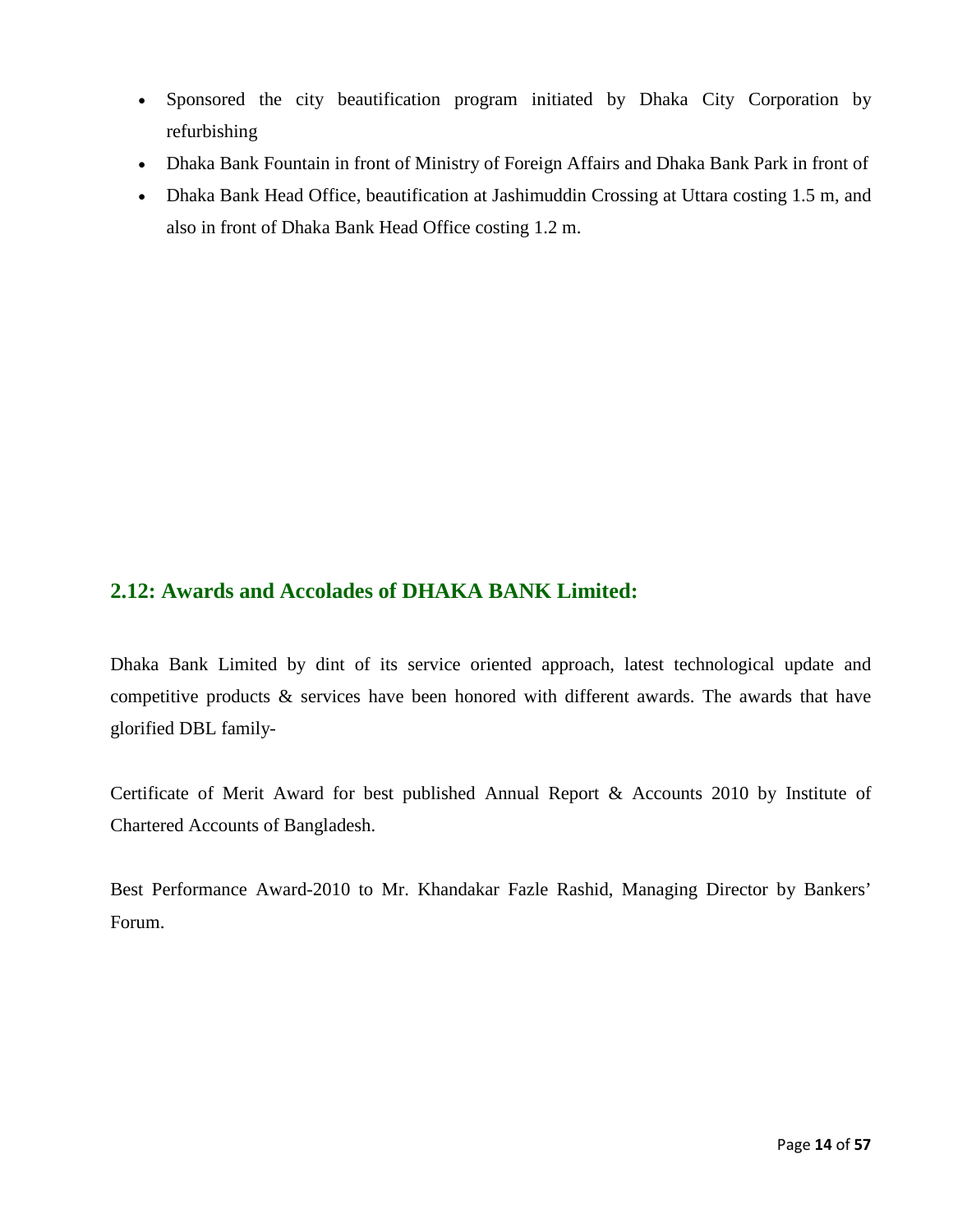- Sponsored the city beautification program initiated by Dhaka City Corporation by refurbishing
- Dhaka Bank Fountain in front of Ministry of Foreign Affairs and Dhaka Bank Park in front of
- Dhaka Bank Head Office, beautification at Jashimuddin Crossing at Uttara costing 1.5 m, and also in front of Dhaka Bank Head Office costing 1.2 m.

## 2.12: Awards and Accolades of DHAKA BANK Limited:

Dhaka Bank Limited by dint of its service oriented approach, latest technological update and competitive products & services have been honored with different awards. The awards that have glorified DBL family-

Certificate of Merit Award for best published Annual Report & Accounts 2010 by Institute of Chartered Accounts of Bangladesh.

Best Performance Award-2010 to Mr. Khandakar Fazle Rashid, Managing Director by Bankers' Forum.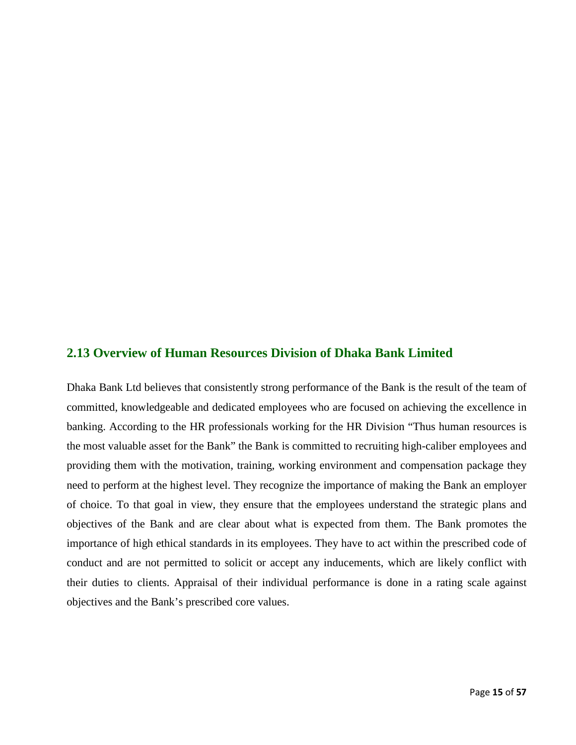## 2.13 Overview of Human Resources Division of Dhaka Bank Limited

Dhaka Bank Ltd believes that consistently strong performance of the Bank is the result of the team of committed, knowledgeable and dedicated employees who are focused on achieving the excellence in banking. According to the HR professionals working for the HR Division "Thus human resources is the most valuable asset for the Bank" the Bank is committed to recruiting high-caliber employees and providing them with the motivation, training, working environment and compensation package they need to perform at the highest level. They recognize the importance of making the Bank an employer of choice. To that goal in view, they ensure that the employees understand the strategic plans and objectives of the Bank and are clear about what is expected from them. The Bank promotes the importance of high ethical standards in its employees. They have to act within the prescribed code of conduct and are not permitted to solicit or accept any inducements, which are likely conflict with their duties to clients. Appraisal of their individual performance is done in a rating scale against objectives and the Bank's prescribed core values.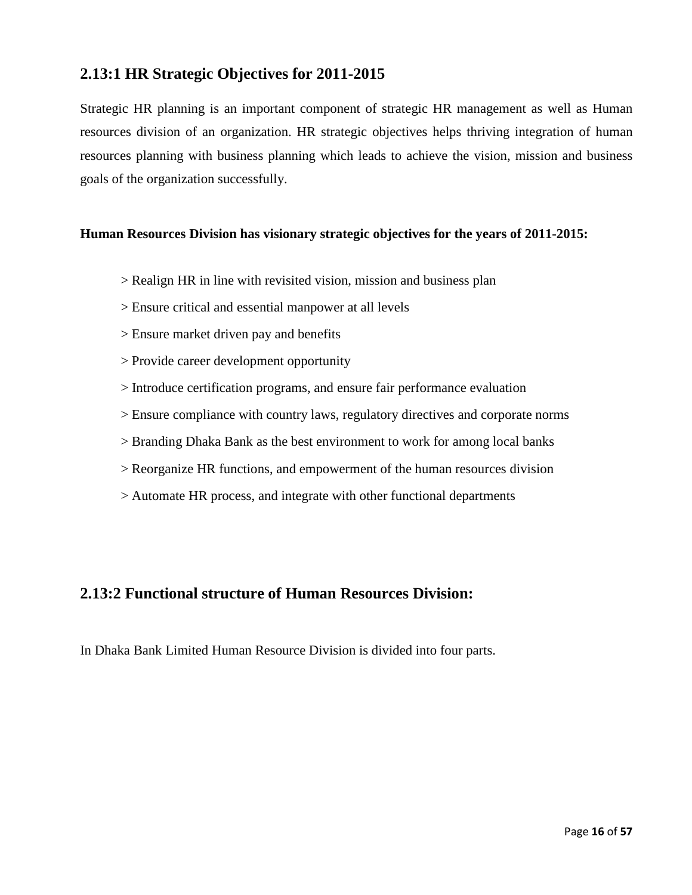## 2.13:1 HR Strategic Objectives for 2011-2015

Strategic HR planning is an important component of strategic HR management as well as Human resources division of an organization. HR strategic objectives helps thriving integration of human resources planning with business planning which leads to achieve the vision, mission and business goals of the organization successfully.

**Human Resources Division has visionary strategic objectives for the years of 2011-2015:**

> Realign HR in line with revisited vision, mission and business plan

> Ensure critical and essential manpower at all levels

> Ensure market driven pay and benefits

> Provide career development opportunity

> Introduce certification programs, and ensure fair performance evaluation

> Ensure compliance with country laws, regulatory directives and corporate norms

> Branding Dhaka Bank as the best environment to work for among local banks

> Reorganize HR functions, and empowerment of the human resources division

> Automate HR process, and integrate with other functional departments

## 2.13:2 Functional structure of Human Resources Division:

In Dhaka Bank Limited Human Resource Division is divided into four parts.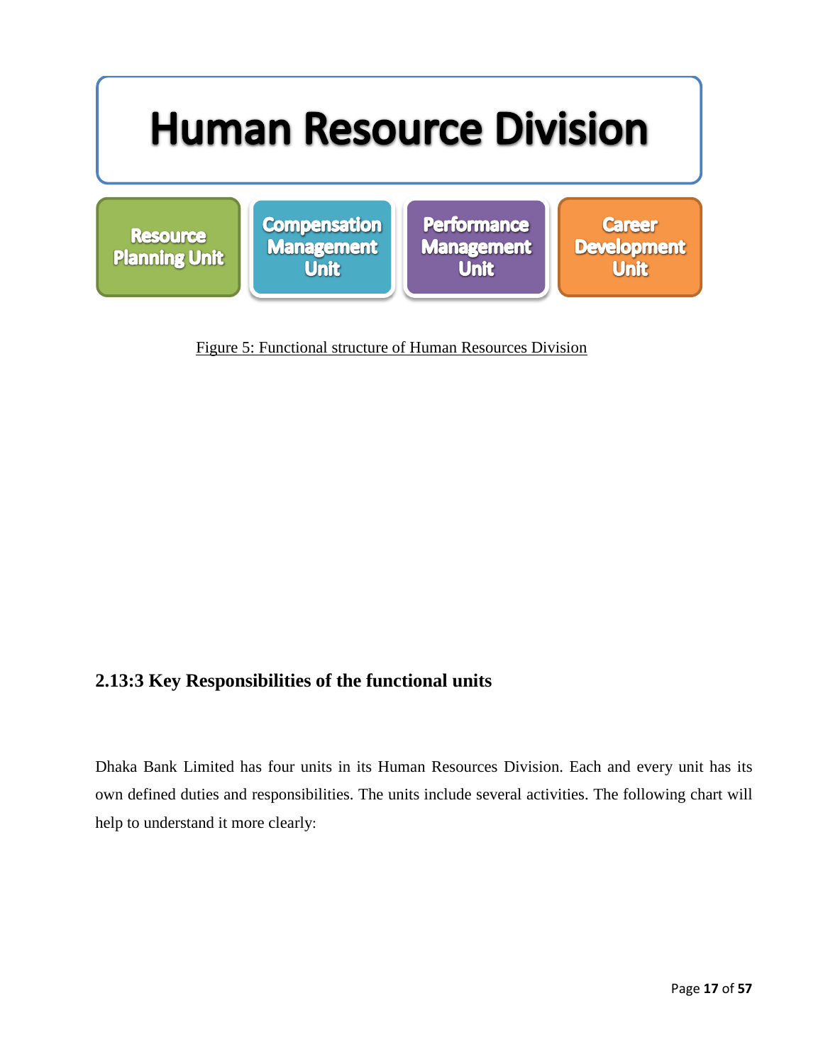Human Resource Division

Resource Planning Unit | Compensation Management Unit | Performance Management Unit | Career Development Unit

Figure 5: Functional structure of Human Resources Division

### 2.13:3 Key Responsibilities of the functional units

Dhaka Bank Limited has four units in its Human Resources Division. Each and every unit has its own defined duties and responsibilities. The units include several activities. The following chart will help to understand it more clearly: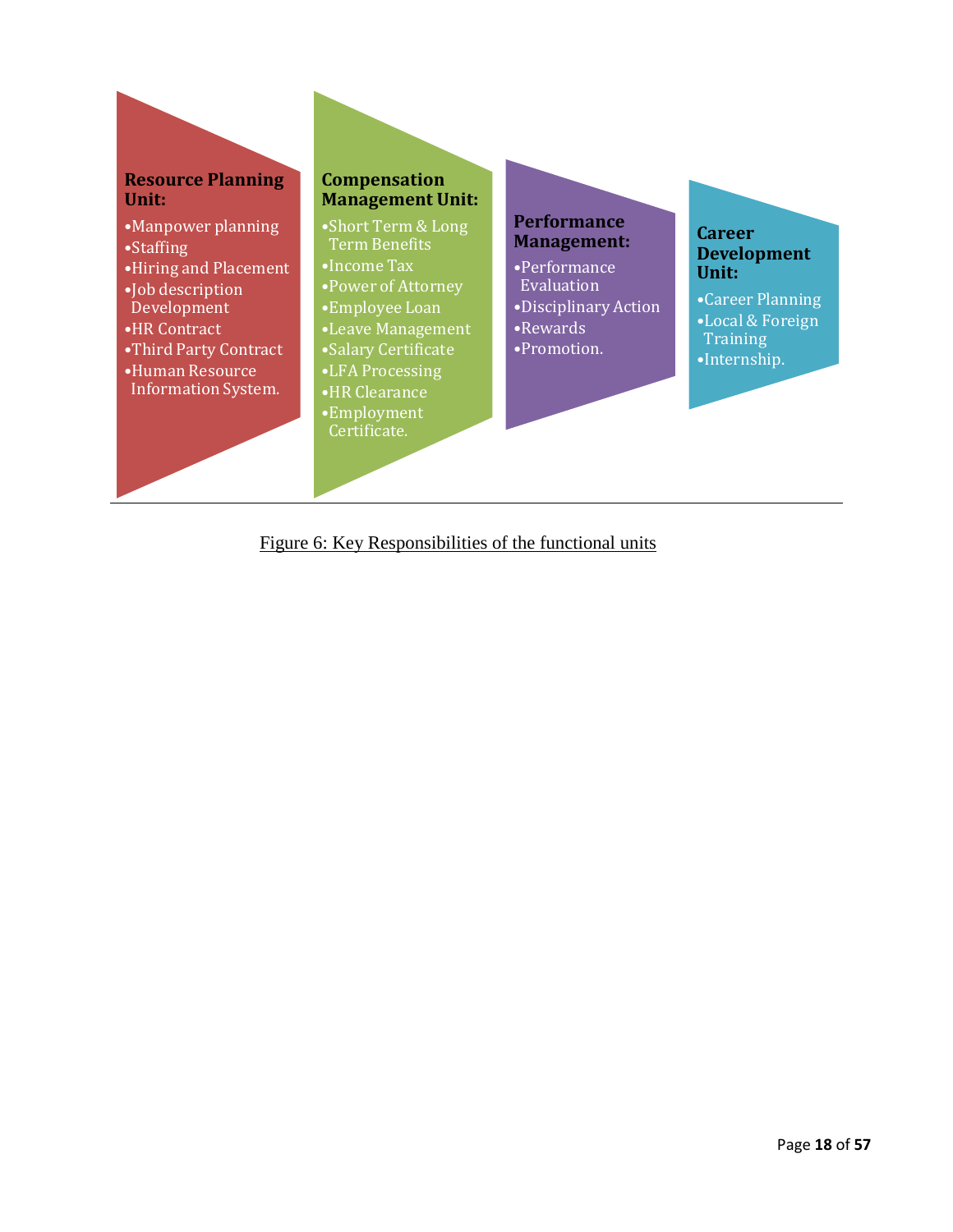**Resource Planning Unit:**

- Manpower planning
- Staffing
- Hiring and Placement
- Job description Development
- HR Contract
- Third Party Contract
- Human Resource Information System.

**Compensation Management Unit:**

- Short Term & Long Term Benefits
- Income Tax
- Power of Attorney
- Employee Loan
- Leave Management
- Salary Certificate
- LFA Processing
- HR Clearance
- Employment Certificate.

**Performance Management:**

- Performance Evaluation
- Disciplinary Action
- Rewards
- Promotion.

**Career Development Unit:**

- Career Planning
- Local & Foreign Training
- Internship.

Figure 6: Key Responsibilities of the functional units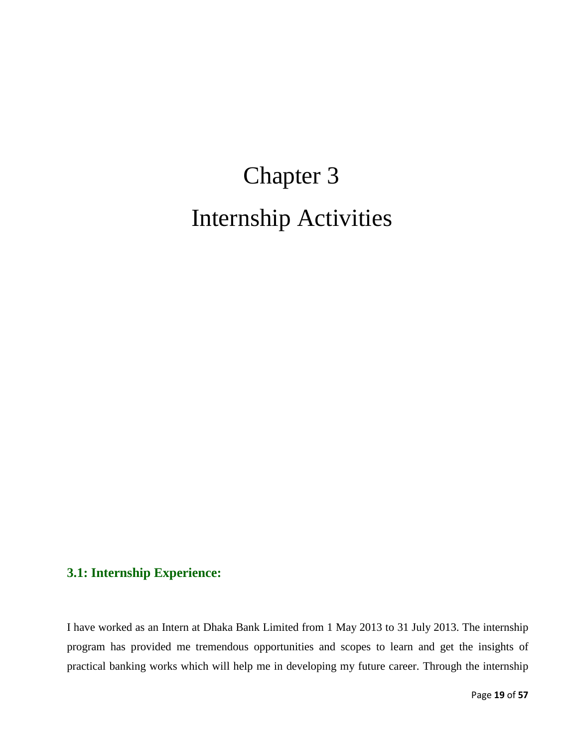# Chapter 3
# Internship Activities

## 3.1: Internship Experience:

I have worked as an Intern at Dhaka Bank Limited from 1 May 2013 to 31 July 2013. The internship program has provided me tremendous opportunities and scopes to learn and get the insights of practical banking works which will help me in developing my future career. Through the internship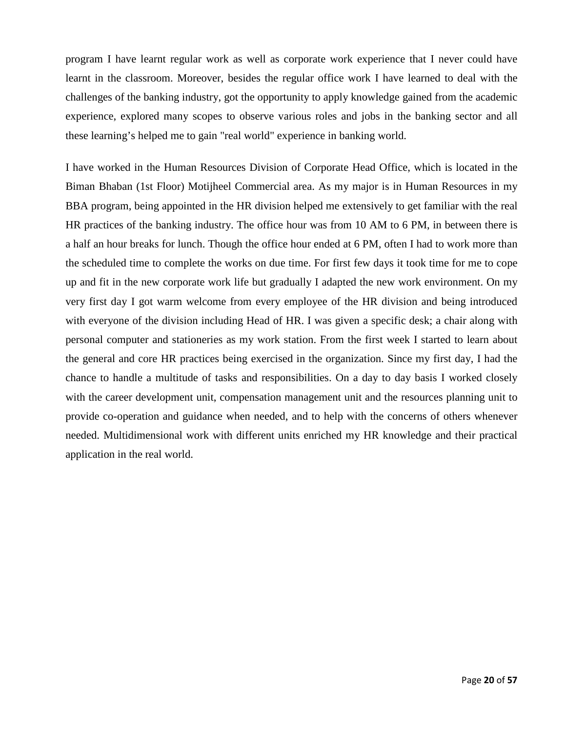program I have learnt regular work as well as corporate work experience that I never could have learnt in the classroom. Moreover, besides the regular office work I have learned to deal with the challenges of the banking industry, got the opportunity to apply knowledge gained from the academic experience, explored many scopes to observe various roles and jobs in the banking sector and all these learning's helped me to gain "real world" experience in banking world.

I have worked in the Human Resources Division of Corporate Head Office, which is located in the Biman Bhaban (1st Floor) Motijheel Commercial area. As my major is in Human Resources in my BBA program, being appointed in the HR division helped me extensively to get familiar with the real HR practices of the banking industry. The office hour was from 10 AM to 6 PM, in between there is a half an hour breaks for lunch. Though the office hour ended at 6 PM, often I had to work more than the scheduled time to complete the works on due time. For first few days it took time for me to cope up and fit in the new corporate work life but gradually I adapted the new work environment. On my very first day I got warm welcome from every employee of the HR division and being introduced with everyone of the division including Head of HR. I was given a specific desk; a chair along with personal computer and stationeries as my work station. From the first week I started to learn about the general and core HR practices being exercised in the organization. Since my first day, I had the chance to handle a multitude of tasks and responsibilities. On a day to day basis I worked closely with the career development unit, compensation management unit and the resources planning unit to provide co-operation and guidance when needed, and to help with the concerns of others whenever needed. Multidimensional work with different units enriched my HR knowledge and their practical application in the real world.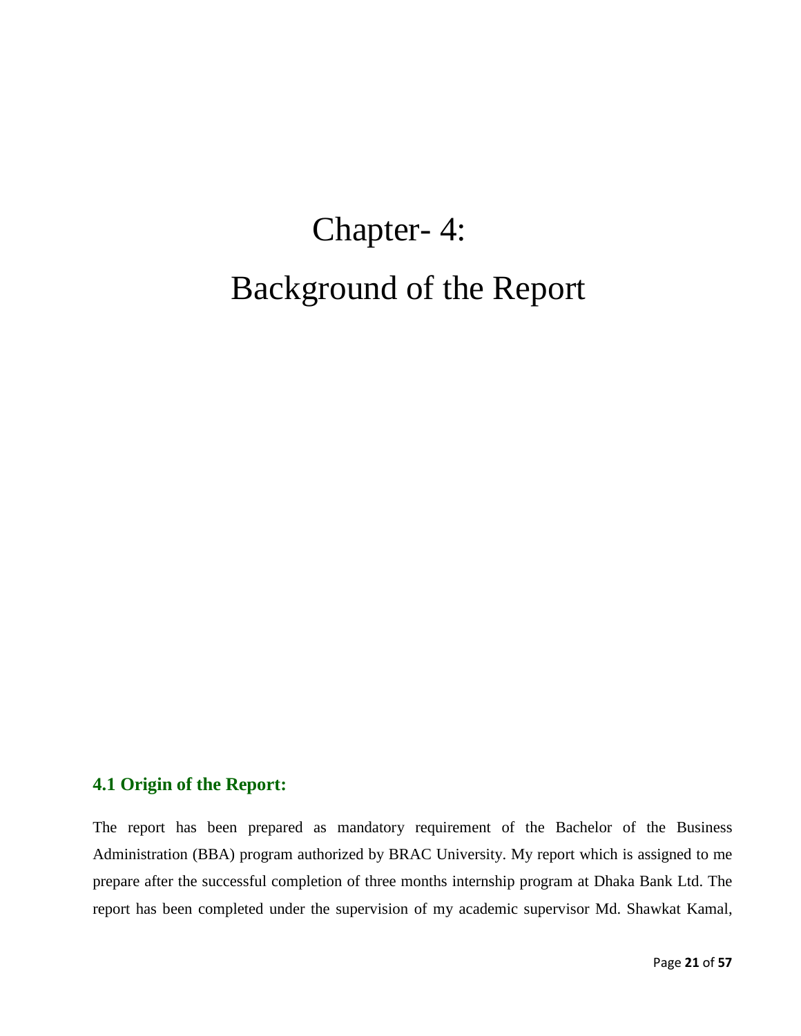# Chapter- 4:
# Background of the Report

## 4.1 Origin of the Report:

The report has been prepared as mandatory requirement of the Bachelor of the Business Administration (BBA) program authorized by BRAC University. My report which is assigned to me prepare after the successful completion of three months internship program at Dhaka Bank Ltd. The report has been completed under the supervision of my academic supervisor Md. Shawkat Kamal,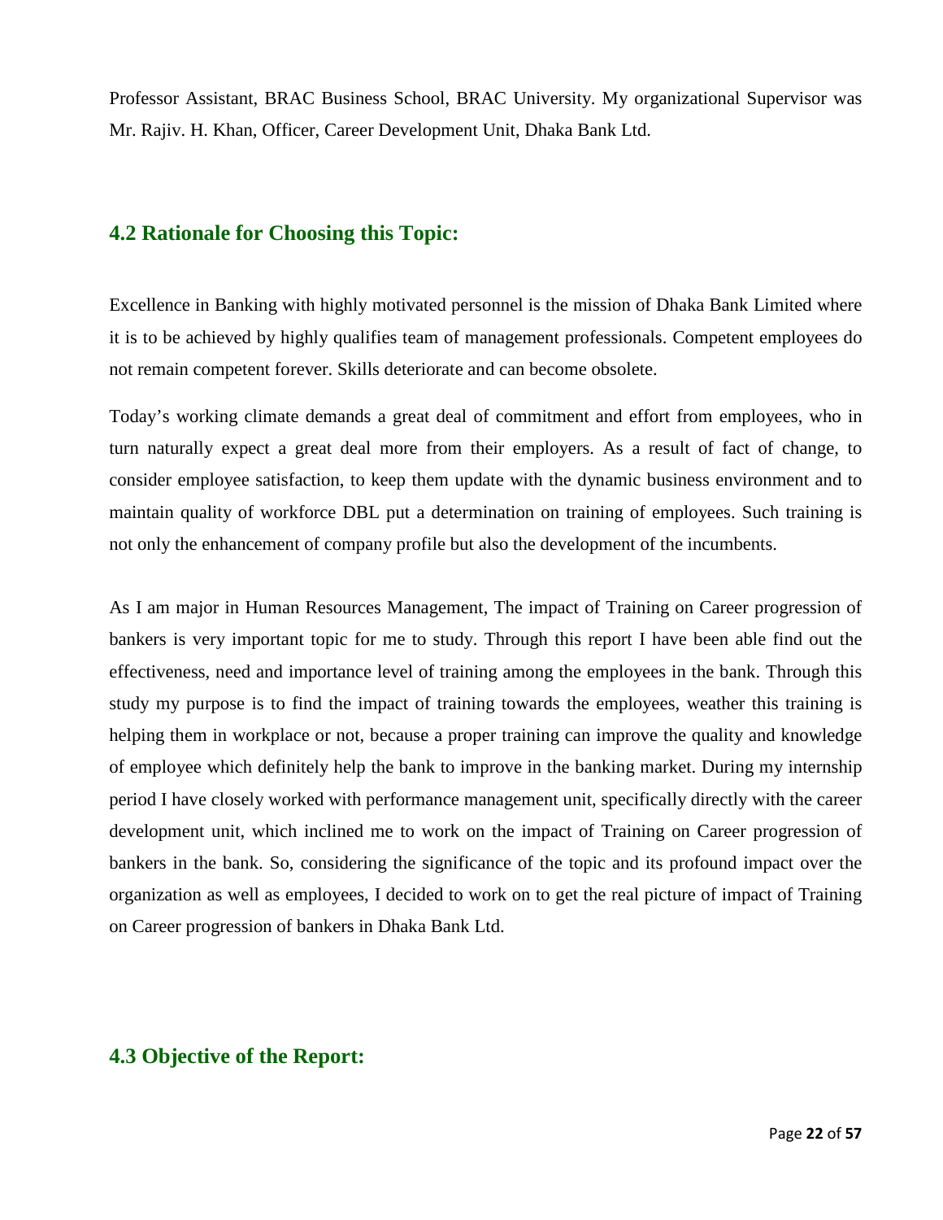Professor Assistant, BRAC Business School, BRAC University. My organizational Supervisor was Mr. Rajiv. H. Khan, Officer, Career Development Unit, Dhaka Bank Ltd.

## 4.2 Rationale for Choosing this Topic:

Excellence in Banking with highly motivated personnel is the mission of Dhaka Bank Limited where it is to be achieved by highly qualifies team of management professionals. Competent employees do not remain competent forever. Skills deteriorate and can become obsolete.

Today's working climate demands a great deal of commitment and effort from employees, who in turn naturally expect a great deal more from their employers. As a result of fact of change, to consider employee satisfaction, to keep them update with the dynamic business environment and to maintain quality of workforce DBL put a determination on training of employees. Such training is not only the enhancement of company profile but also the development of the incumbents.

As I am major in Human Resources Management, The impact of Training on Career progression of bankers is very important topic for me to study. Through this report I have been able find out the effectiveness, need and importance level of training among the employees in the bank. Through this study my purpose is to find the impact of training towards the employees, weather this training is helping them in workplace or not, because a proper training can improve the quality and knowledge of employee which definitely help the bank to improve in the banking market. During my internship period I have closely worked with performance management unit, specifically directly with the career development unit, which inclined me to work on the impact of Training on Career progression of bankers in the bank. So, considering the significance of the topic and its profound impact over the organization as well as employees, I decided to work on to get the real picture of impact of Training on Career progression of bankers in Dhaka Bank Ltd.

## 4.3 Objective of the Report: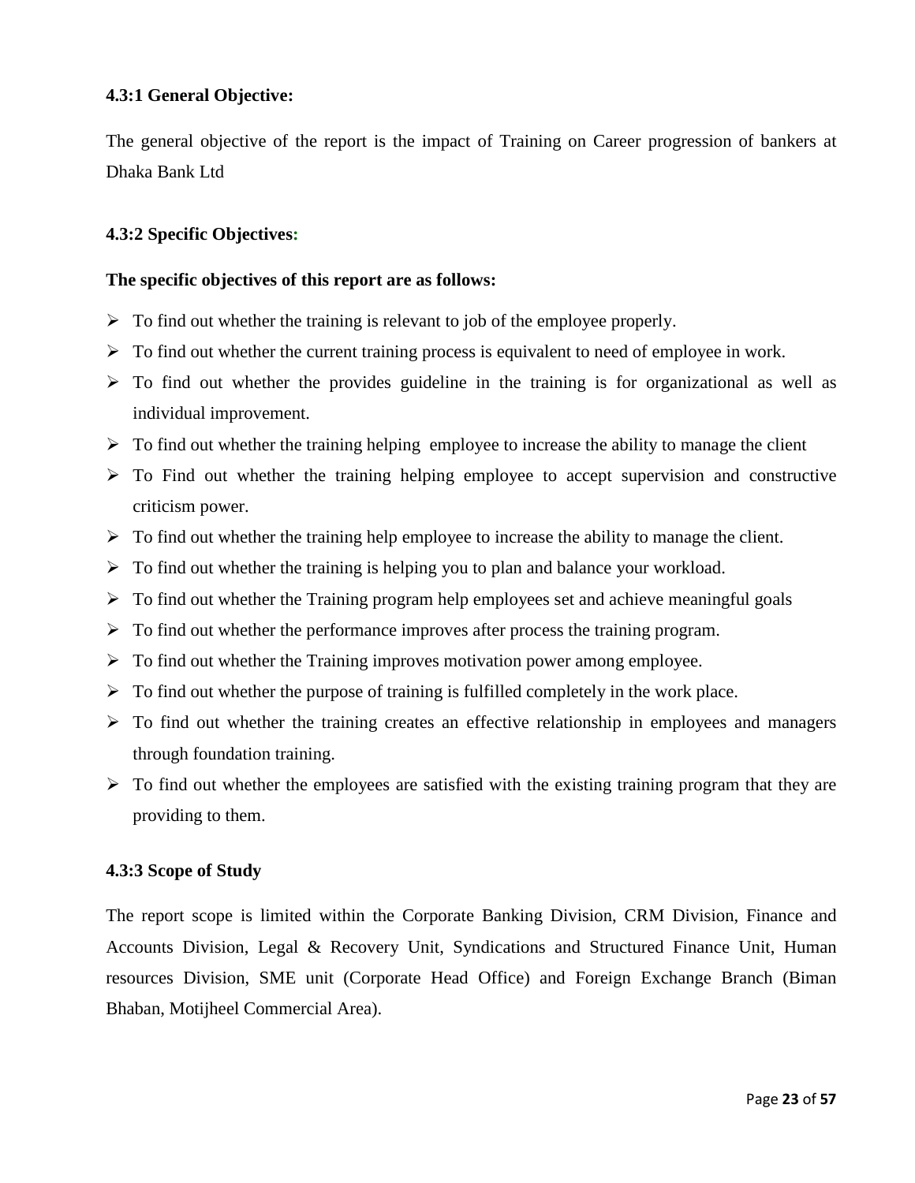#### 4.3:1 General Objective:

The general objective of the report is the impact of Training on Career progression of bankers at Dhaka Bank Ltd

#### 4.3:2 Specific Objectives:

**The specific objectives of this report are as follows:**

- To find out whether the training is relevant to job of the employee properly.
- To find out whether the current training process is equivalent to need of employee in work.
- To find out whether the provides guideline in the training is for organizational as well as individual improvement.
- To find out whether the training helping employee to increase the ability to manage the client
- To Find out whether the training helping employee to accept supervision and constructive criticism power.
- To find out whether the training help employee to increase the ability to manage the client.
- To find out whether the training is helping you to plan and balance your workload.
- To find out whether the Training program help employees set and achieve meaningful goals
- To find out whether the performance improves after process the training program.
- To find out whether the Training improves motivation power among employee.
- To find out whether the purpose of training is fulfilled completely in the work place.
- To find out whether the training creates an effective relationship in employees and managers through foundation training.
- To find out whether the employees are satisfied with the existing training program that they are providing to them.

#### 4.3:3 Scope of Study

The report scope is limited within the Corporate Banking Division, CRM Division, Finance and Accounts Division, Legal & Recovery Unit, Syndications and Structured Finance Unit, Human resources Division, SME unit (Corporate Head Office) and Foreign Exchange Branch (Biman Bhaban, Motijheel Commercial Area).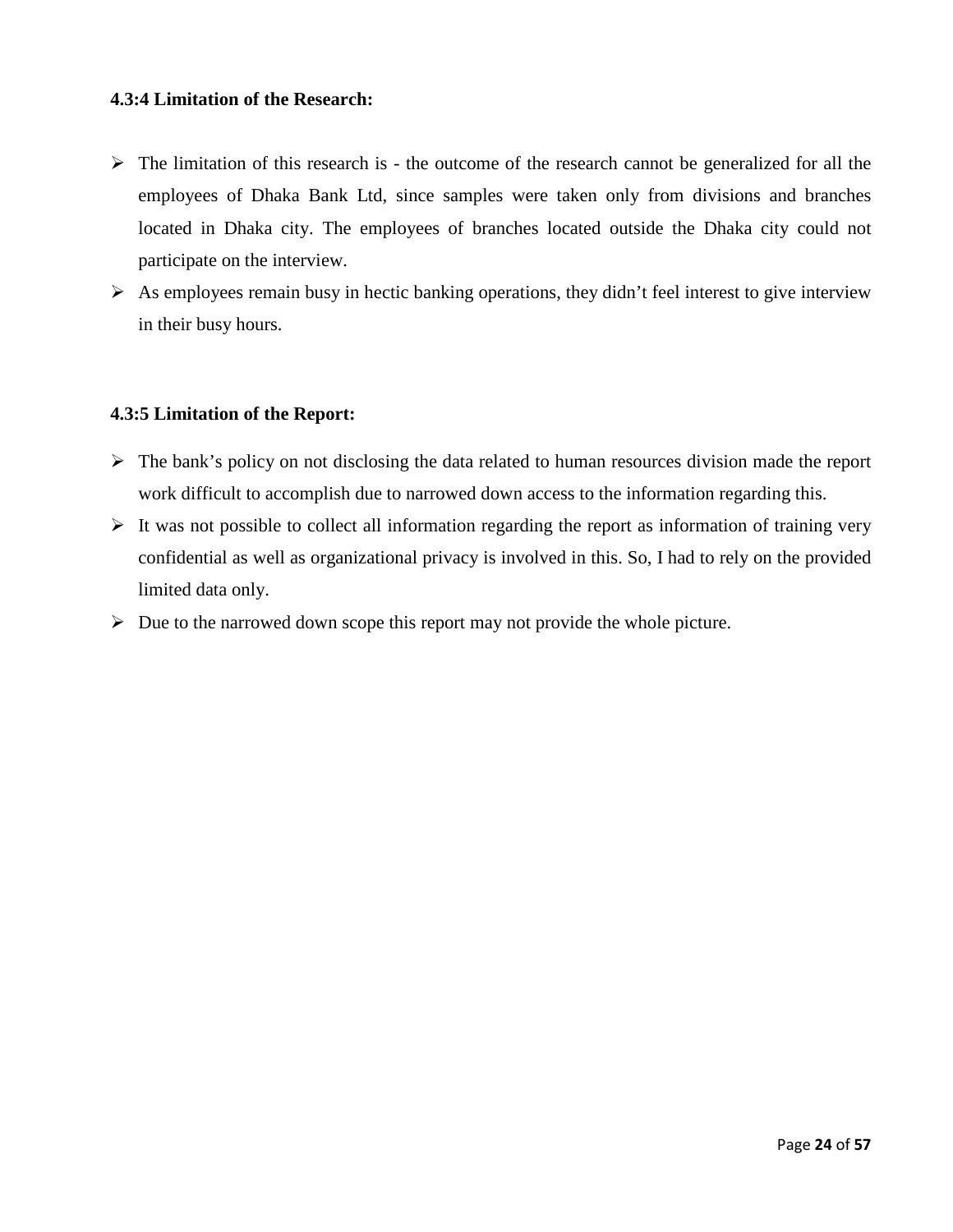#### 4.3:4 Limitation of the Research:

- The limitation of this research is - the outcome of the research cannot be generalized for all the employees of Dhaka Bank Ltd, since samples were taken only from divisions and branches located in Dhaka city. The employees of branches located outside the Dhaka city could not participate on the interview.
- As employees remain busy in hectic banking operations, they didn't feel interest to give interview in their busy hours.

#### 4.3:5 Limitation of the Report:

- The bank's policy on not disclosing the data related to human resources division made the report work difficult to accomplish due to narrowed down access to the information regarding this.
- It was not possible to collect all information regarding the report as information of training very confidential as well as organizational privacy is involved in this. So, I had to rely on the provided limited data only.
- Due to the narrowed down scope this report may not provide the whole picture.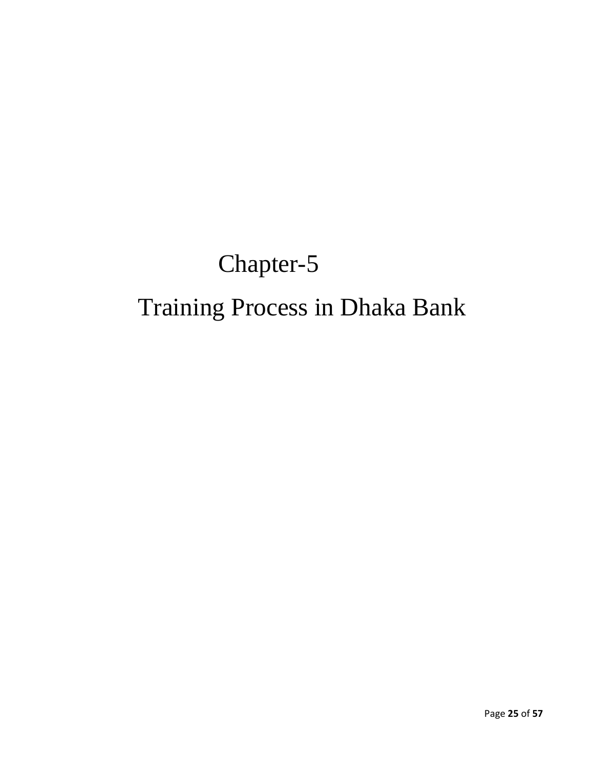# Chapter-5

# Training Process in Dhaka Bank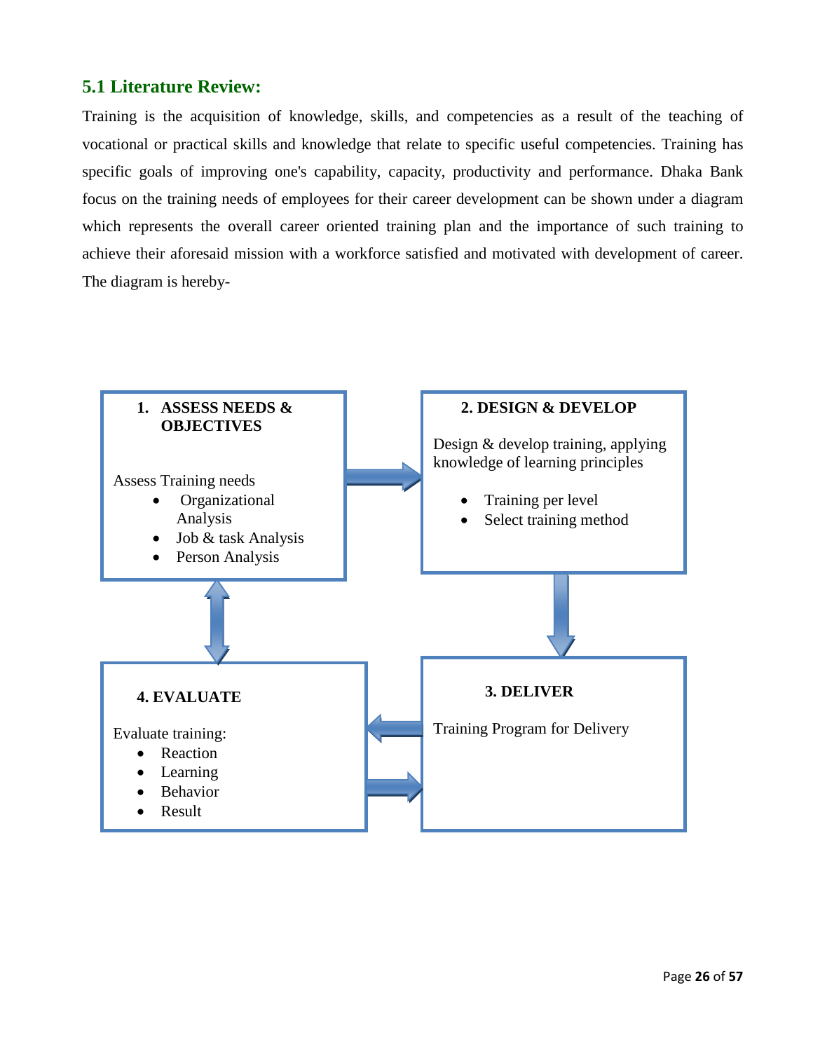## 5.1 Literature Review:

Training is the acquisition of knowledge, skills, and competencies as a result of the teaching of vocational or practical skills and knowledge that relate to specific useful competencies. Training has specific goals of improving one's capability, capacity, productivity and performance. Dhaka Bank focus on the training needs of employees for their career development can be shown under a diagram which represents the overall career oriented training plan and the importance of such training to achieve their aforesaid mission with a workforce satisfied and motivated with development of career. The diagram is hereby-

**1. ASSESS NEEDS & OBJECTIVES**

Assess Training needs

- Organizational Analysis
- Job & task Analysis
- Person Analysis

**2. DESIGN & DEVELOP**

Design & develop training, applying knowledge of learning principles

- Training per level
- Select training method

**3. DELIVER**

Training Program for Delivery

**4. EVALUATE**

Evaluate training:

- Reaction
- Learning
- Behavior
- Result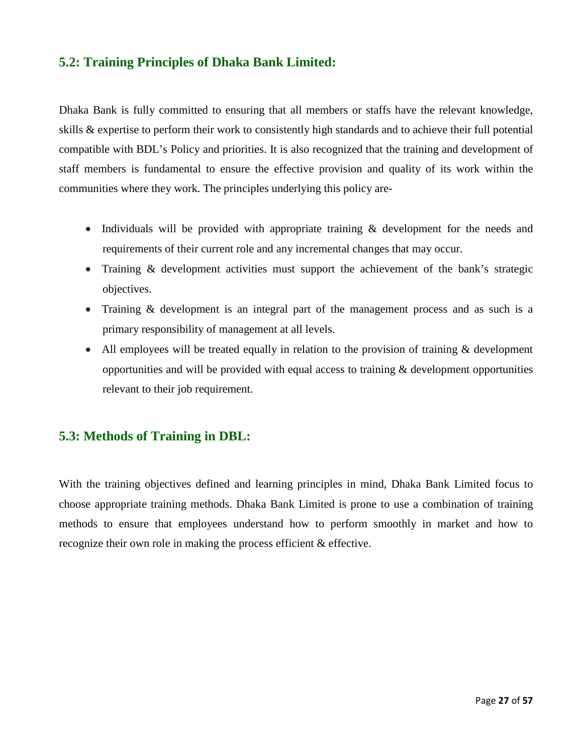## 5.2: Training Principles of Dhaka Bank Limited:

Dhaka Bank is fully committed to ensuring that all members or staffs have the relevant knowledge, skills & expertise to perform their work to consistently high standards and to achieve their full potential compatible with BDL's Policy and priorities. It is also recognized that the training and development of staff members is fundamental to ensure the effective provision and quality of its work within the communities where they work. The principles underlying this policy are-

- Individuals will be provided with appropriate training & development for the needs and requirements of their current role and any incremental changes that may occur.
- Training & development activities must support the achievement of the bank's strategic objectives.
- Training & development is an integral part of the management process and as such is a primary responsibility of management at all levels.
- All employees will be treated equally in relation to the provision of training & development opportunities and will be provided with equal access to training & development opportunities relevant to their job requirement.

## 5.3: Methods of Training in DBL:

With the training objectives defined and learning principles in mind, Dhaka Bank Limited focus to choose appropriate training methods. Dhaka Bank Limited is prone to use a combination of training methods to ensure that employees understand how to perform smoothly in market and how to recognize their own role in making the process efficient & effective.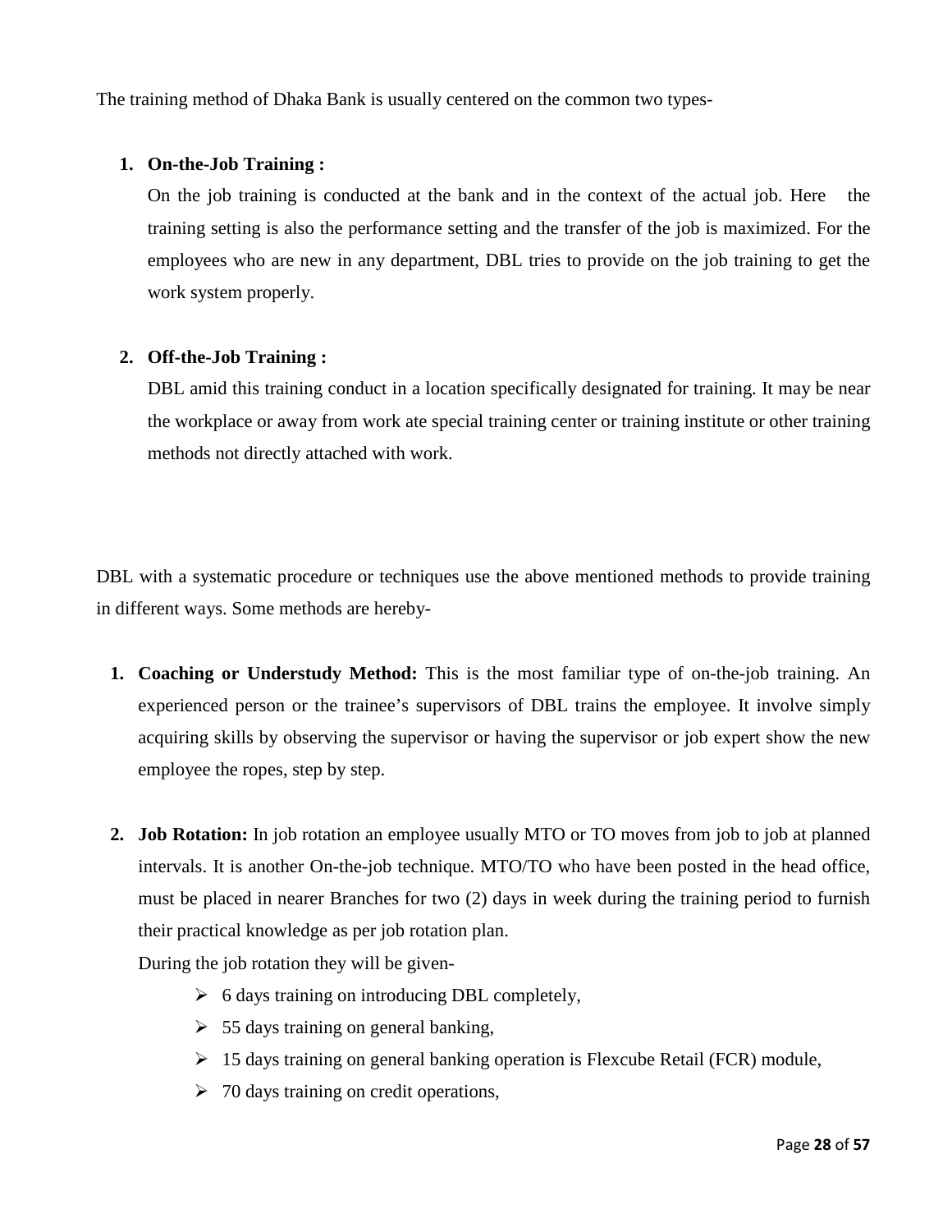The training method of Dhaka Bank is usually centered on the common two types-

1. **On-the-Job Training :**
   On the job training is conducted at the bank and in the context of the actual job. Here the training setting is also the performance setting and the transfer of the job is maximized. For the employees who are new in any department, DBL tries to provide on the job training to get the work system properly.

2. **Off-the-Job Training :**
   DBL amid this training conduct in a location specifically designated for training. It may be near the workplace or away from work ate special training center or training institute or other training methods not directly attached with work.

DBL with a systematic procedure or techniques use the above mentioned methods to provide training in different ways. Some methods are hereby-

1. **Coaching or Understudy Method:** This is the most familiar type of on-the-job training. An experienced person or the trainee's supervisors of DBL trains the employee. It involve simply acquiring skills by observing the supervisor or having the supervisor or job expert show the new employee the ropes, step by step.

2. **Job Rotation:** In job rotation an employee usually MTO or TO moves from job to job at planned intervals. It is another On-the-job technique. MTO/TO who have been posted in the head office, must be placed in nearer Branches for two (2) days in week during the training period to furnish their practical knowledge as per job rotation plan.
   During the job rotation they will be given-
   - 6 days training on introducing DBL completely,
   - 55 days training on general banking,
   - 15 days training on general banking operation is Flexcube Retail (FCR) module,
   - 70 days training on credit operations,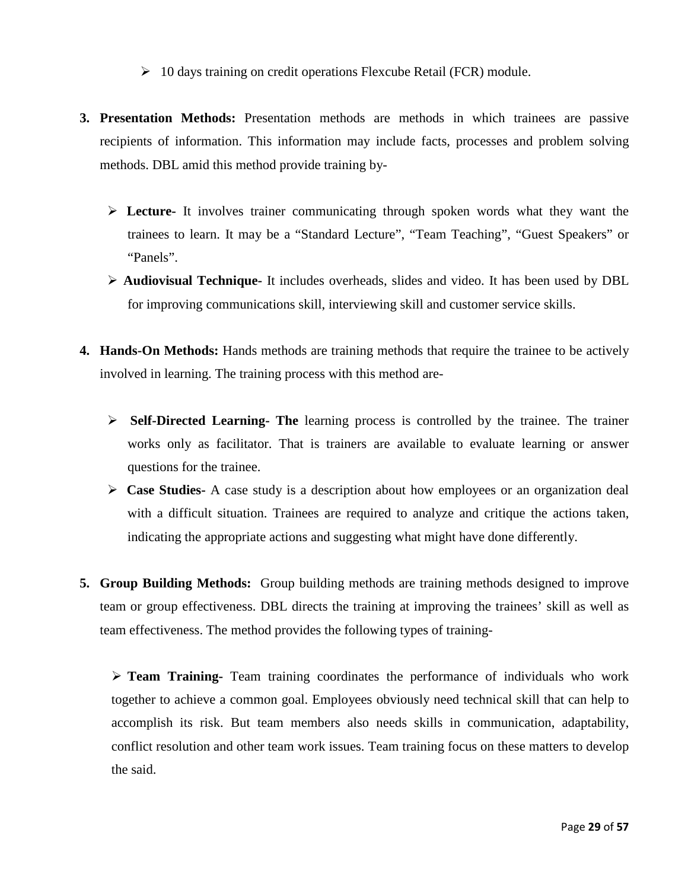- 10 days training on credit operations Flexcube Retail (FCR) module.

3. **Presentation Methods:** Presentation methods are methods in which trainees are passive recipients of information. This information may include facts, processes and problem solving methods. DBL amid this method provide training by-

   - **Lecture-** It involves trainer communicating through spoken words what they want the trainees to learn. It may be a "Standard Lecture", "Team Teaching", "Guest Speakers" or "Panels".
   - **Audiovisual Technique-** It includes overheads, slides and video. It has been used by DBL for improving communications skill, interviewing skill and customer service skills.

4. **Hands-On Methods:** Hands methods are training methods that require the trainee to be actively involved in learning. The training process with this method are-

   - **Self-Directed Learning- The** learning process is controlled by the trainee. The trainer works only as facilitator. That is trainers are available to evaluate learning or answer questions for the trainee.
   - **Case Studies-** A case study is a description about how employees or an organization deal with a difficult situation. Trainees are required to analyze and critique the actions taken, indicating the appropriate actions and suggesting what might have done differently.

5. **Group Building Methods:** Group building methods are training methods designed to improve team or group effectiveness. DBL directs the training at improving the trainees' skill as well as team effectiveness. The method provides the following types of training-

   - **Team Training-** Team training coordinates the performance of individuals who work together to achieve a common goal. Employees obviously need technical skill that can help to accomplish its risk. But team members also needs skills in communication, adaptability, conflict resolution and other team work issues. Team training focus on these matters to develop the said.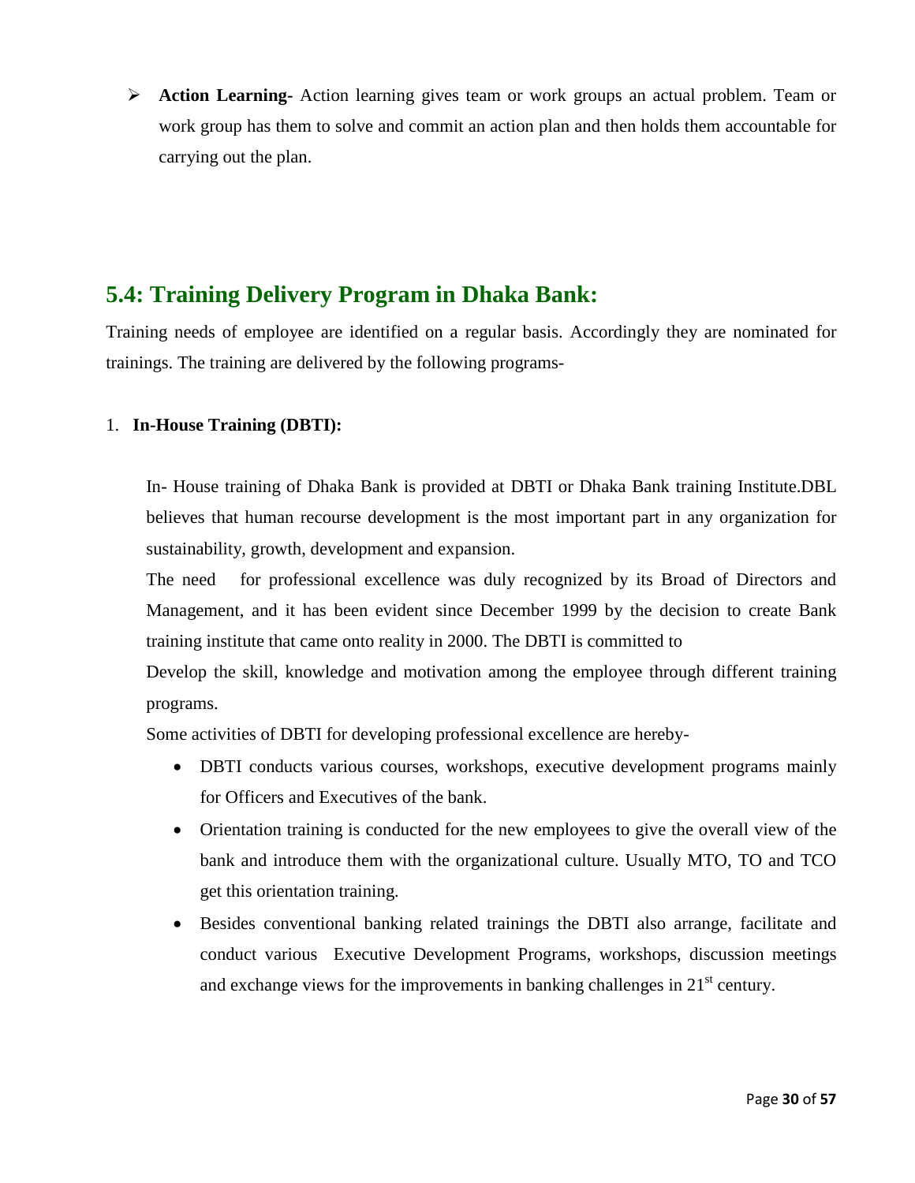- **Action Learning-** Action learning gives team or work groups an actual problem. Team or work group has them to solve and commit an action plan and then holds them accountable for carrying out the plan.

## 5.4: Training Delivery Program in Dhaka Bank:

Training needs of employee are identified on a regular basis. Accordingly they are nominated for trainings. The training are delivered by the following programs-

1. **In-House Training (DBTI):**

   In- House training of Dhaka Bank is provided at DBTI or Dhaka Bank training Institute.DBL believes that human recourse development is the most important part in any organization for sustainability, growth, development and expansion.

   The need for professional excellence was duly recognized by its Broad of Directors and Management, and it has been evident since December 1999 by the decision to create Bank training institute that came onto reality in 2000. The DBTI is committed to

   Develop the skill, knowledge and motivation among the employee through different training programs.

   Some activities of DBTI for developing professional excellence are hereby-

   - DBTI conducts various courses, workshops, executive development programs mainly for Officers and Executives of the bank.
   - Orientation training is conducted for the new employees to give the overall view of the bank and introduce them with the organizational culture. Usually MTO, TO and TCO get this orientation training.
   - Besides conventional banking related trainings the DBTI also arrange, facilitate and conduct various Executive Development Programs, workshops, discussion meetings and exchange views for the improvements in banking challenges in 21st century.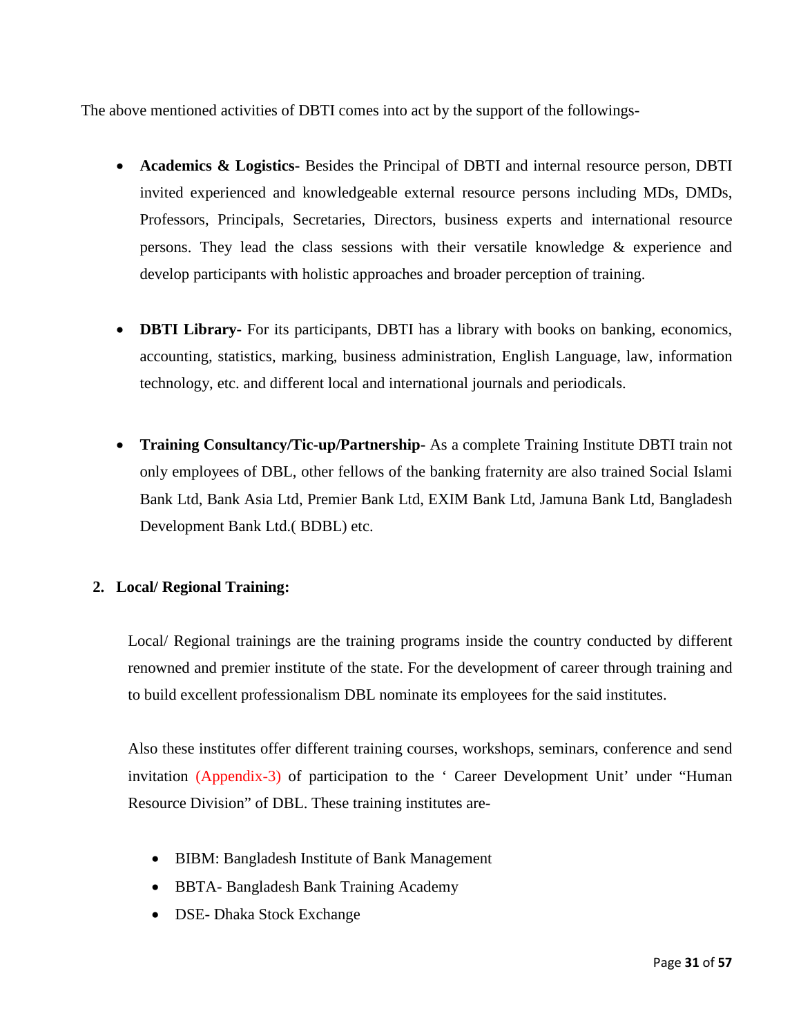The above mentioned activities of DBTI comes into act by the support of the followings-

- **Academics & Logistics-** Besides the Principal of DBTI and internal resource person, DBTI invited experienced and knowledgeable external resource persons including MDs, DMDs, Professors, Principals, Secretaries, Directors, business experts and international resource persons. They lead the class sessions with their versatile knowledge & experience and develop participants with holistic approaches and broader perception of training.

- **DBTI Library-** For its participants, DBTI has a library with books on banking, economics, accounting, statistics, marking, business administration, English Language, law, information technology, etc. and different local and international journals and periodicals.

- **Training Consultancy/Tic-up/Partnership-** As a complete Training Institute DBTI train not only employees of DBL, other fellows of the banking fraternity are also trained Social Islami Bank Ltd, Bank Asia Ltd, Premier Bank Ltd, EXIM Bank Ltd, Jamuna Bank Ltd, Bangladesh Development Bank Ltd.( BDBL) etc.

## 2. Local/ Regional Training:

Local/ Regional trainings are the training programs inside the country conducted by different renowned and premier institute of the state. For the development of career through training and to build excellent professionalism DBL nominate its employees for the said institutes.

Also these institutes offer different training courses, workshops, seminars, conference and send invitation (Appendix-3) of participation to the ' Career Development Unit' under "Human Resource Division" of DBL. These training institutes are-

- BIBM: Bangladesh Institute of Bank Management
- BBTA- Bangladesh Bank Training Academy
- DSE- Dhaka Stock Exchange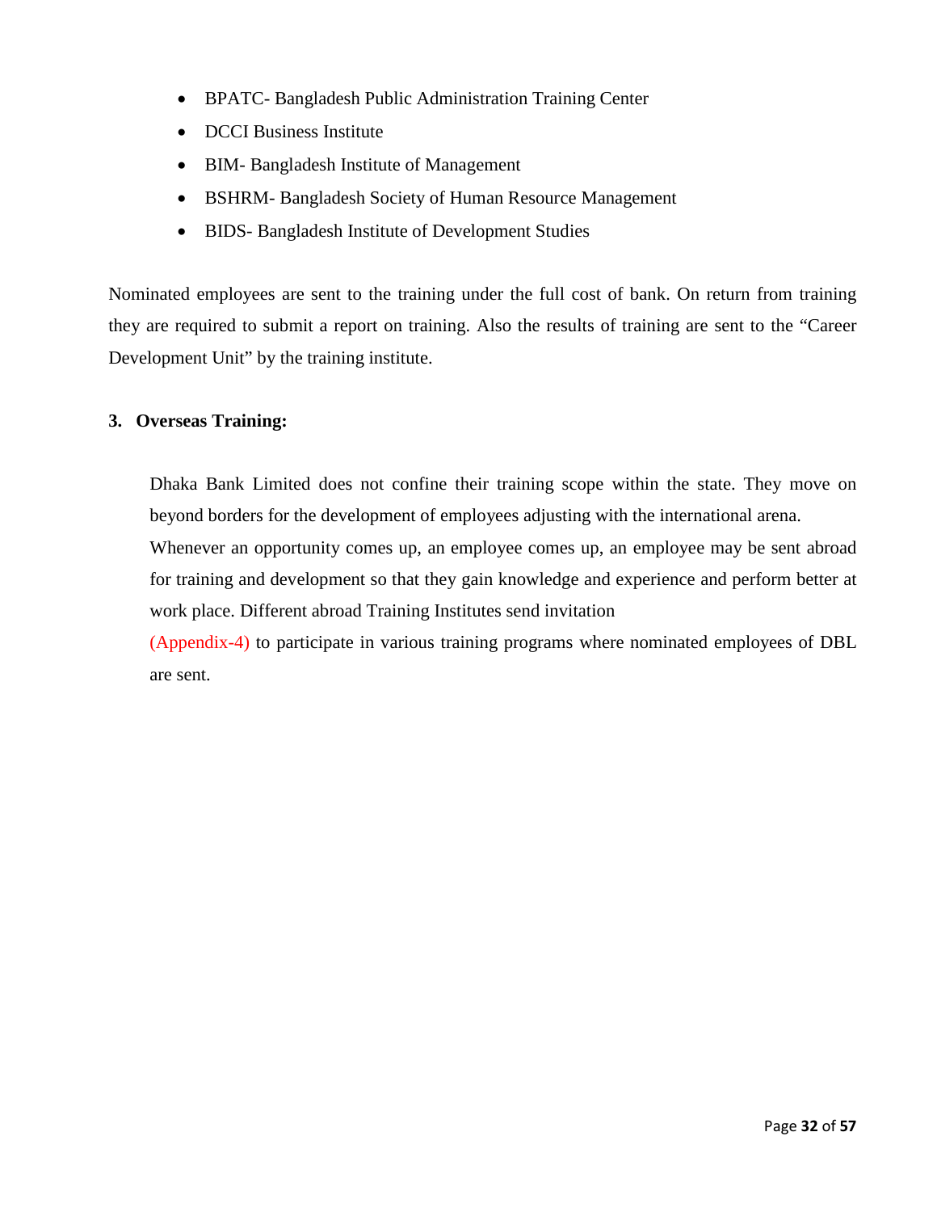- BPATC- Bangladesh Public Administration Training Center
- DCCI Business Institute
- BIM- Bangladesh Institute of Management
- BSHRM- Bangladesh Society of Human Resource Management
- BIDS- Bangladesh Institute of Development Studies

Nominated employees are sent to the training under the full cost of bank. On return from training they are required to submit a report on training. Also the results of training are sent to the "Career Development Unit" by the training institute.

**3. Overseas Training:**

Dhaka Bank Limited does not confine their training scope within the state. They move on beyond borders for the development of employees adjusting with the international arena.

Whenever an opportunity comes up, an employee comes up, an employee may be sent abroad for training and development so that they gain knowledge and experience and perform better at work place. Different abroad Training Institutes send invitation

(Appendix-4) to participate in various training programs where nominated employees of DBL are sent.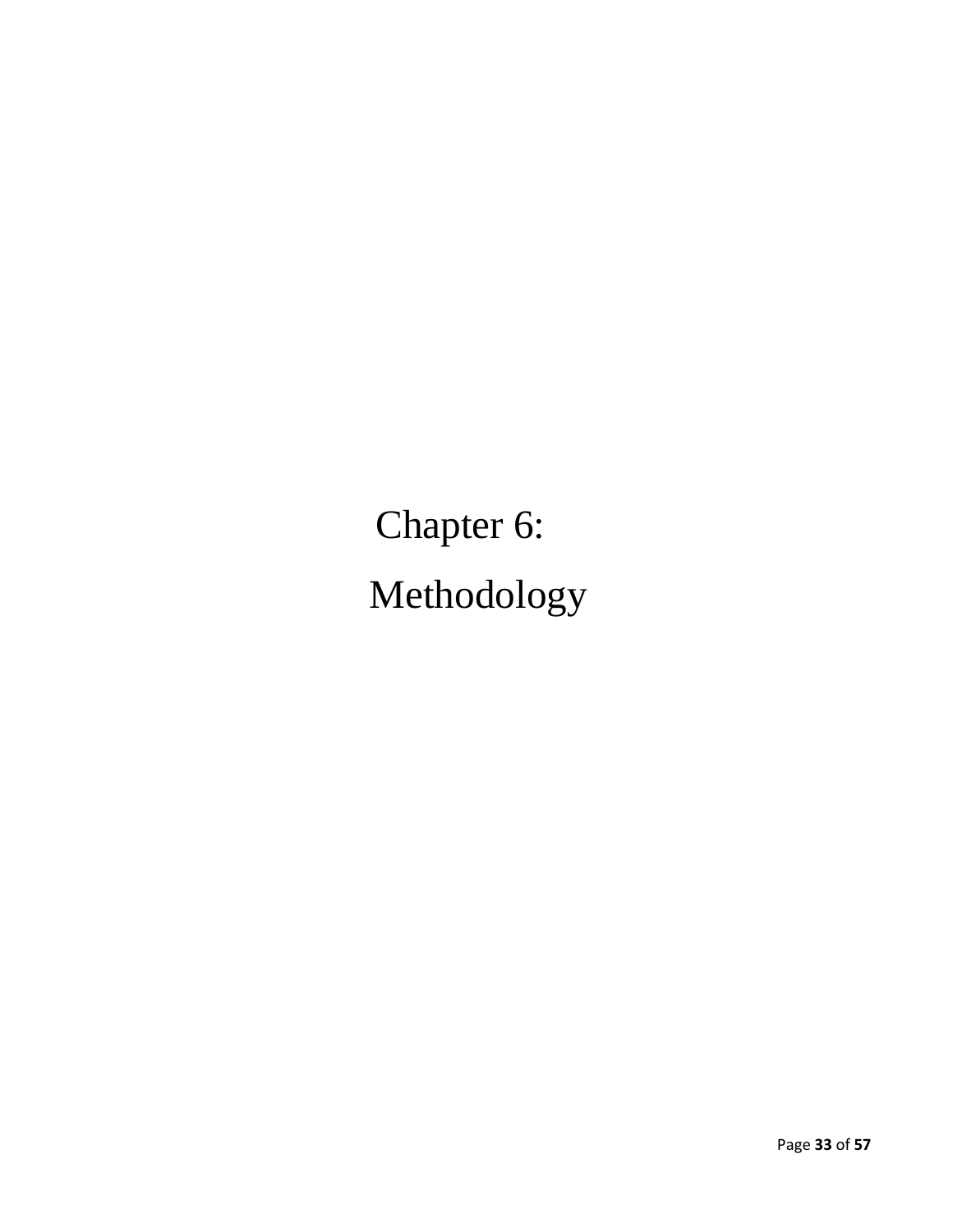# Chapter 6: Methodology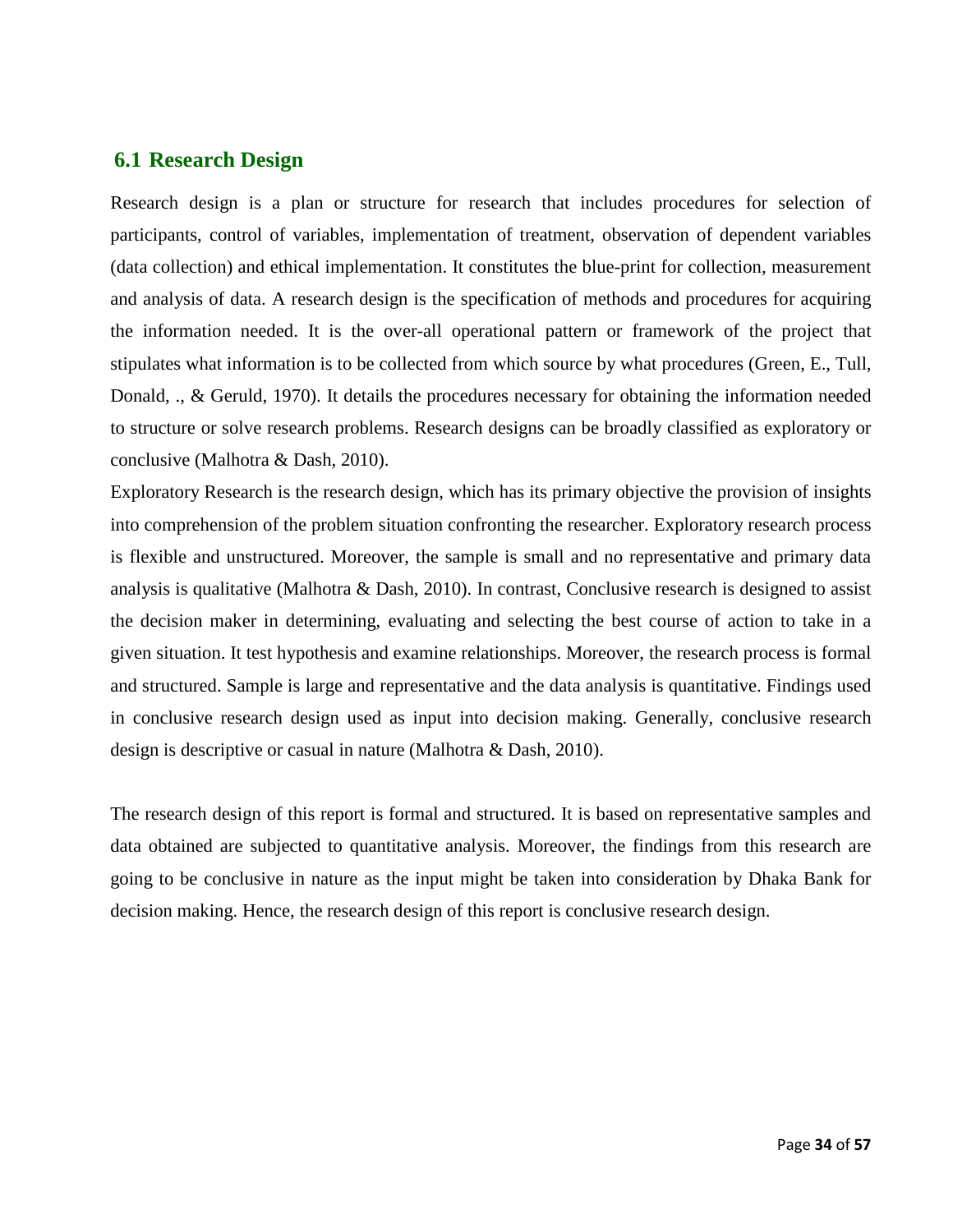## 6.1 Research Design

Research design is a plan or structure for research that includes procedures for selection of participants, control of variables, implementation of treatment, observation of dependent variables (data collection) and ethical implementation. It constitutes the blue-print for collection, measurement and analysis of data. A research design is the specification of methods and procedures for acquiring the information needed. It is the over-all operational pattern or framework of the project that stipulates what information is to be collected from which source by what procedures (Green, E., Tull, Donald, ., & Geruld, 1970). It details the procedures necessary for obtaining the information needed to structure or solve research problems. Research designs can be broadly classified as exploratory or conclusive (Malhotra & Dash, 2010).

Exploratory Research is the research design, which has its primary objective the provision of insights into comprehension of the problem situation confronting the researcher. Exploratory research process is flexible and unstructured. Moreover, the sample is small and no representative and primary data analysis is qualitative (Malhotra & Dash, 2010). In contrast, Conclusive research is designed to assist the decision maker in determining, evaluating and selecting the best course of action to take in a given situation. It test hypothesis and examine relationships. Moreover, the research process is formal and structured. Sample is large and representative and the data analysis is quantitative. Findings used in conclusive research design used as input into decision making. Generally, conclusive research design is descriptive or casual in nature (Malhotra & Dash, 2010).

The research design of this report is formal and structured. It is based on representative samples and data obtained are subjected to quantitative analysis. Moreover, the findings from this research are going to be conclusive in nature as the input might be taken into consideration by Dhaka Bank for decision making. Hence, the research design of this report is conclusive research design.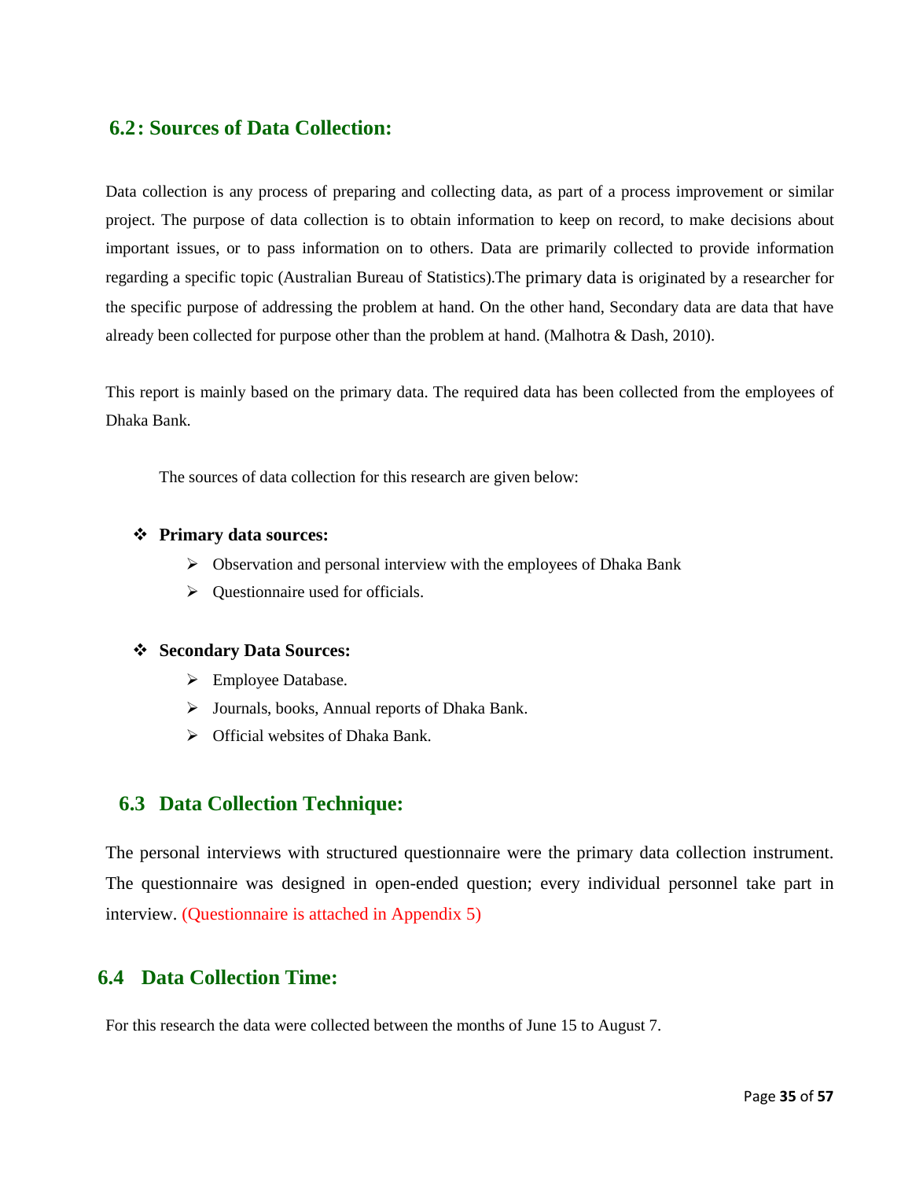## 6.2: Sources of Data Collection:

Data collection is any process of preparing and collecting data, as part of a process improvement or similar project. The purpose of data collection is to obtain information to keep on record, to make decisions about important issues, or to pass information on to others. Data are primarily collected to provide information regarding a specific topic (Australian Bureau of Statistics).The primary data is originated by a researcher for the specific purpose of addressing the problem at hand. On the other hand, Secondary data are data that have already been collected for purpose other than the problem at hand. (Malhotra & Dash, 2010).

This report is mainly based on the primary data. The required data has been collected from the employees of Dhaka Bank.

The sources of data collection for this research are given below:

- **Primary data sources:**
  - Observation and personal interview with the employees of Dhaka Bank
  - Questionnaire used for officials.

- **Secondary Data Sources:**
  - Employee Database.
  - Journals, books, Annual reports of Dhaka Bank.
  - Official websites of Dhaka Bank.

## 6.3 Data Collection Technique:

The personal interviews with structured questionnaire were the primary data collection instrument. The questionnaire was designed in open-ended question; every individual personnel take part in interview. (Questionnaire is attached in Appendix 5)

## 6.4 Data Collection Time:

For this research the data were collected between the months of June 15 to August 7.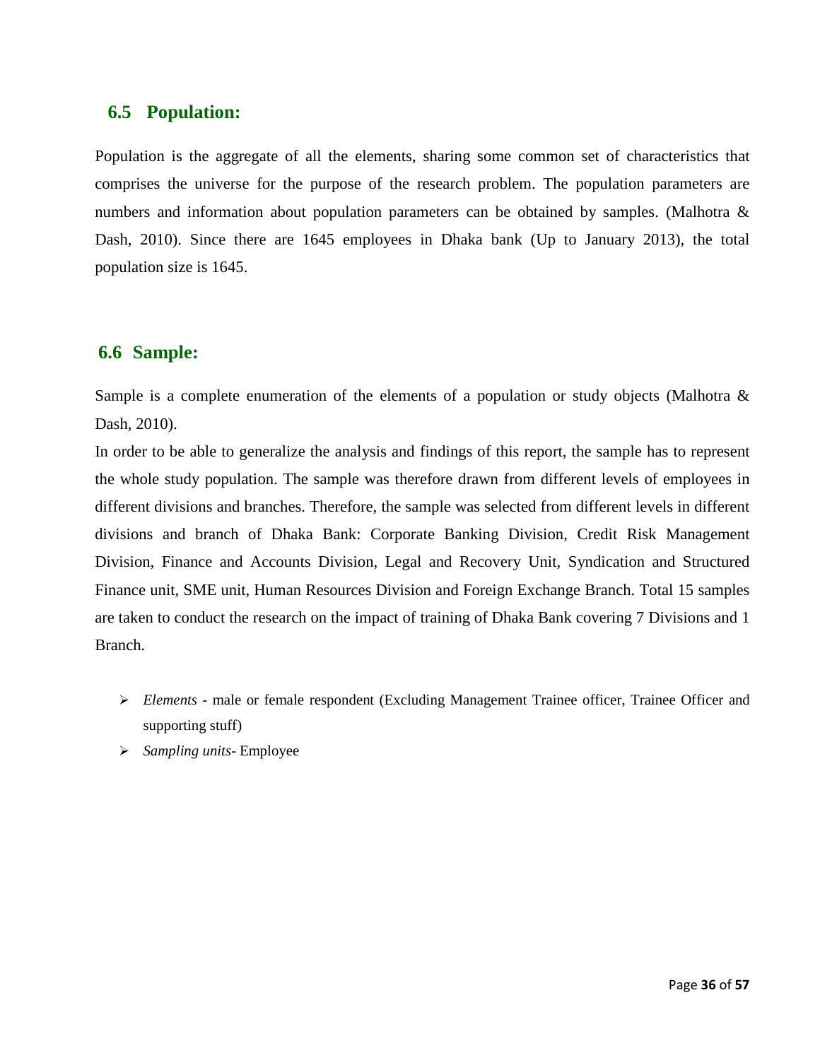## 6.5 Population:

Population is the aggregate of all the elements, sharing some common set of characteristics that comprises the universe for the purpose of the research problem. The population parameters are numbers and information about population parameters can be obtained by samples. (Malhotra & Dash, 2010). Since there are 1645 employees in Dhaka bank (Up to January 2013), the total population size is 1645.

## 6.6 Sample:

Sample is a complete enumeration of the elements of a population or study objects (Malhotra & Dash, 2010).

In order to be able to generalize the analysis and findings of this report, the sample has to represent the whole study population. The sample was therefore drawn from different levels of employees in different divisions and branches. Therefore, the sample was selected from different levels in different divisions and branch of Dhaka Bank: Corporate Banking Division, Credit Risk Management Division, Finance and Accounts Division, Legal and Recovery Unit, Syndication and Structured Finance unit, SME unit, Human Resources Division and Foreign Exchange Branch. Total 15 samples are taken to conduct the research on the impact of training of Dhaka Bank covering 7 Divisions and 1 Branch.

- *Elements* - male or female respondent (Excluding Management Trainee officer, Trainee Officer and supporting stuff)
- *Sampling units*- Employee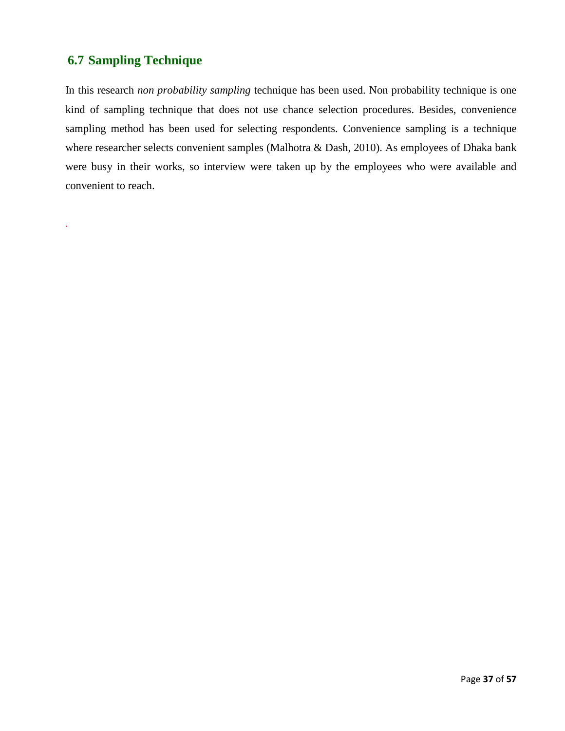## 6.7 Sampling Technique

In this research *non probability sampling* technique has been used. Non probability technique is one kind of sampling technique that does not use chance selection procedures. Besides, convenience sampling method has been used for selecting respondents. Convenience sampling is a technique where researcher selects convenient samples (Malhotra & Dash, 2010). As employees of Dhaka bank were busy in their works, so interview were taken up by the employees who were available and convenient to reach.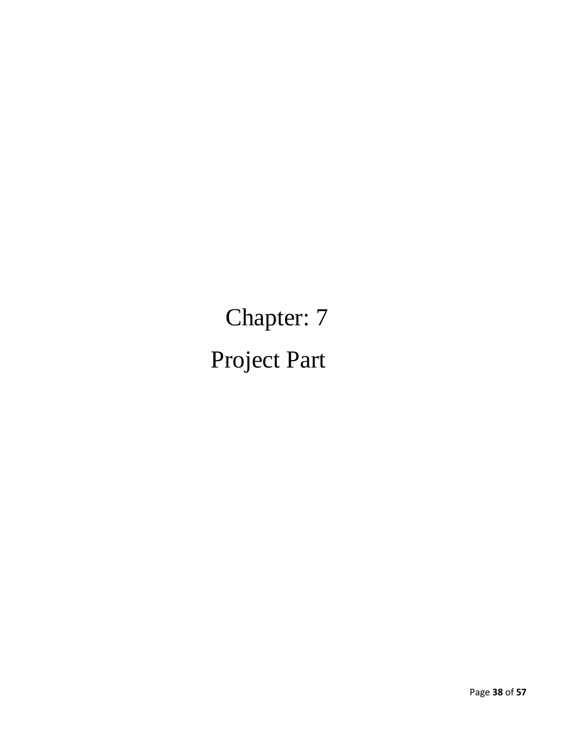# Chapter: 7

# Project Part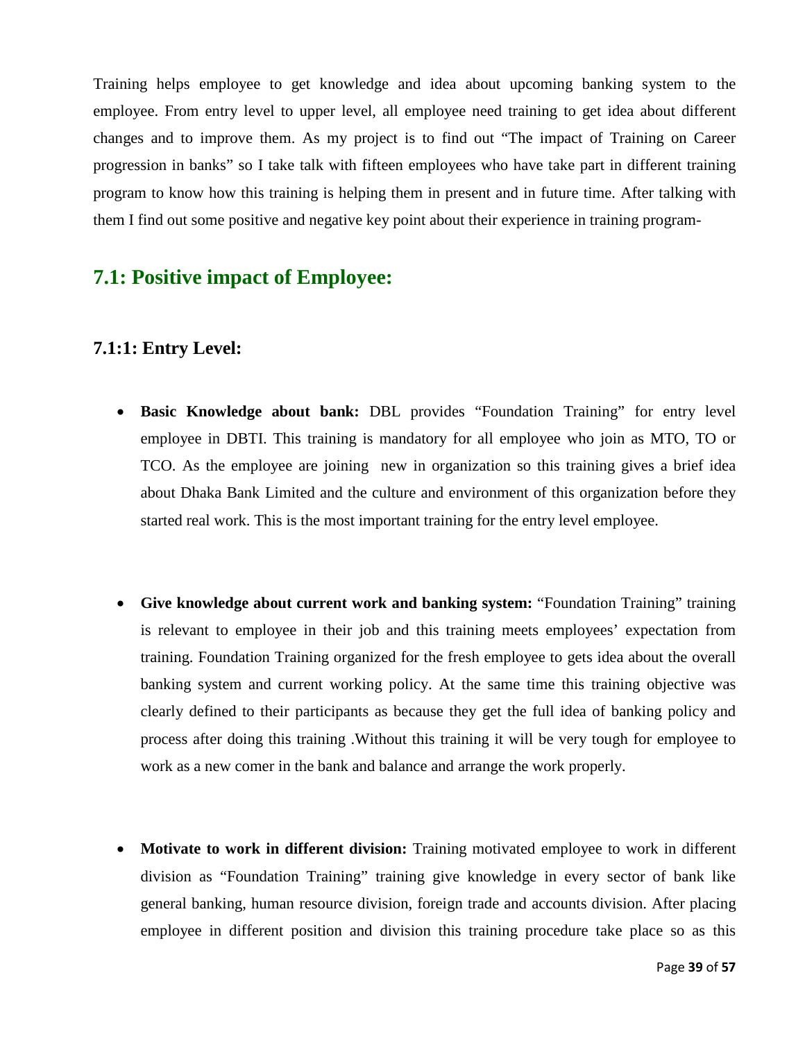Training helps employee to get knowledge and idea about upcoming banking system to the employee. From entry level to upper level, all employee need training to get idea about different changes and to improve them. As my project is to find out "The impact of Training on Career progression in banks" so I take talk with fifteen employees who have take part in different training program to know how this training is helping them in present and in future time. After talking with them I find out some positive and negative key point about their experience in training program-

## 7.1: Positive impact of Employee:

### 7.1:1: Entry Level:

- **Basic Knowledge about bank:** DBL provides "Foundation Training" for entry level employee in DBTI. This training is mandatory for all employee who join as MTO, TO or TCO. As the employee are joining new in organization so this training gives a brief idea about Dhaka Bank Limited and the culture and environment of this organization before they started real work. This is the most important training for the entry level employee.

- **Give knowledge about current work and banking system:** "Foundation Training" training is relevant to employee in their job and this training meets employees' expectation from training. Foundation Training organized for the fresh employee to gets idea about the overall banking system and current working policy. At the same time this training objective was clearly defined to their participants as because they get the full idea of banking policy and process after doing this training .Without this training it will be very tough for employee to work as a new comer in the bank and balance and arrange the work properly.

- **Motivate to work in different division:** Training motivated employee to work in different division as "Foundation Training" training give knowledge in every sector of bank like general banking, human resource division, foreign trade and accounts division. After placing employee in different position and division this training procedure take place so as this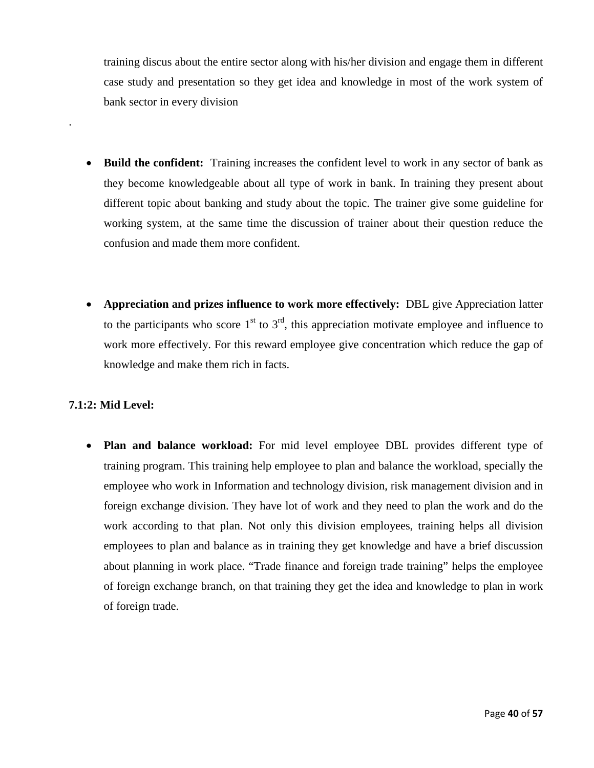training discus about the entire sector along with his/her division and engage them in different case study and presentation so they get idea and knowledge in most of the work system of bank sector in every division

.

- **Build the confident:** Training increases the confident level to work in any sector of bank as they become knowledgeable about all type of work in bank. In training they present about different topic about banking and study about the topic. The trainer give some guideline for working system, at the same time the discussion of trainer about their question reduce the confusion and made them more confident.

- **Appreciation and prizes influence to work more effectively:** DBL give Appreciation latter to the participants who score 1st to 3rd, this appreciation motivate employee and influence to work more effectively. For this reward employee give concentration which reduce the gap of knowledge and make them rich in facts.

**7.1:2: Mid Level:**

- **Plan and balance workload:** For mid level employee DBL provides different type of training program. This training help employee to plan and balance the workload, specially the employee who work in Information and technology division, risk management division and in foreign exchange division. They have lot of work and they need to plan the work and do the work according to that plan. Not only this division employees, training helps all division employees to plan and balance as in training they get knowledge and have a brief discussion about planning in work place. "Trade finance and foreign trade training" helps the employee of foreign exchange branch, on that training they get the idea and knowledge to plan in work of foreign trade.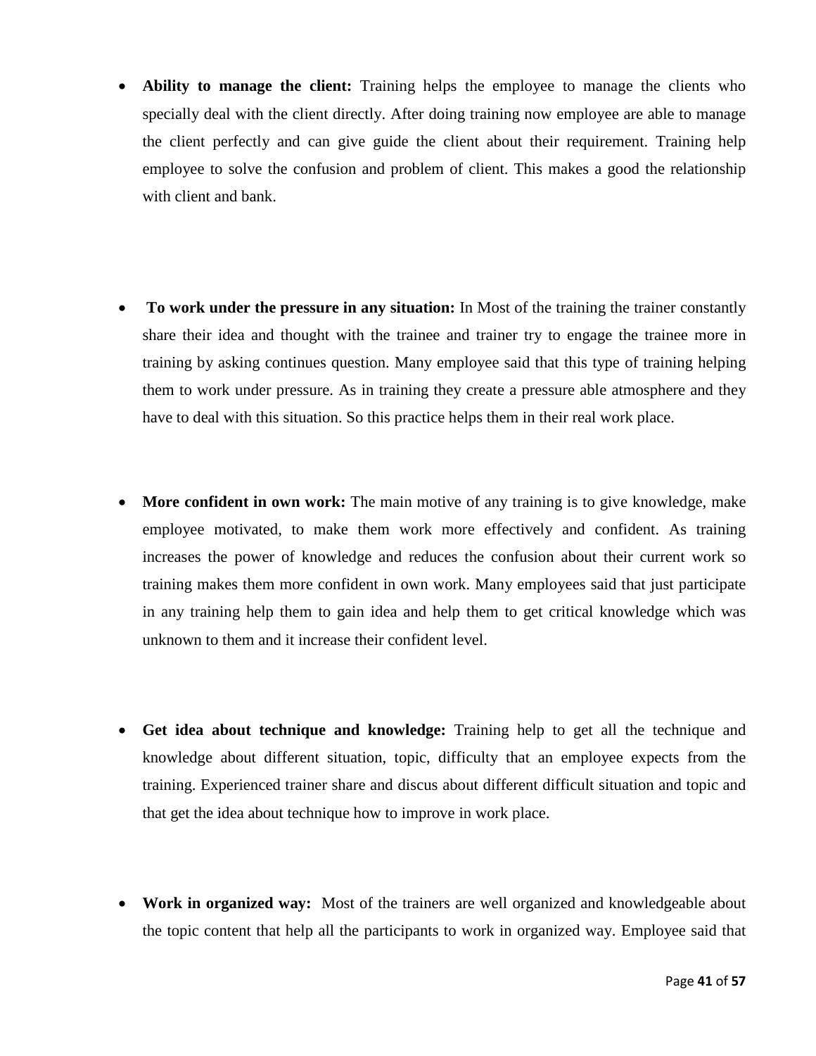- **Ability to manage the client:** Training helps the employee to manage the clients who specially deal with the client directly. After doing training now employee are able to manage the client perfectly and can give guide the client about their requirement. Training help employee to solve the confusion and problem of client. This makes a good the relationship with client and bank.

- **To work under the pressure in any situation:** In Most of the training the trainer constantly share their idea and thought with the trainee and trainer try to engage the trainee more in training by asking continues question. Many employee said that this type of training helping them to work under pressure. As in training they create a pressure able atmosphere and they have to deal with this situation. So this practice helps them in their real work place.

- **More confident in own work:** The main motive of any training is to give knowledge, make employee motivated, to make them work more effectively and confident. As training increases the power of knowledge and reduces the confusion about their current work so training makes them more confident in own work. Many employees said that just participate in any training help them to gain idea and help them to get critical knowledge which was unknown to them and it increase their confident level.

- **Get idea about technique and knowledge:** Training help to get all the technique and knowledge about different situation, topic, difficulty that an employee expects from the training. Experienced trainer share and discus about different difficult situation and topic and that get the idea about technique how to improve in work place.

- **Work in organized way:** Most of the trainers are well organized and knowledgeable about the topic content that help all the participants to work in organized way. Employee said that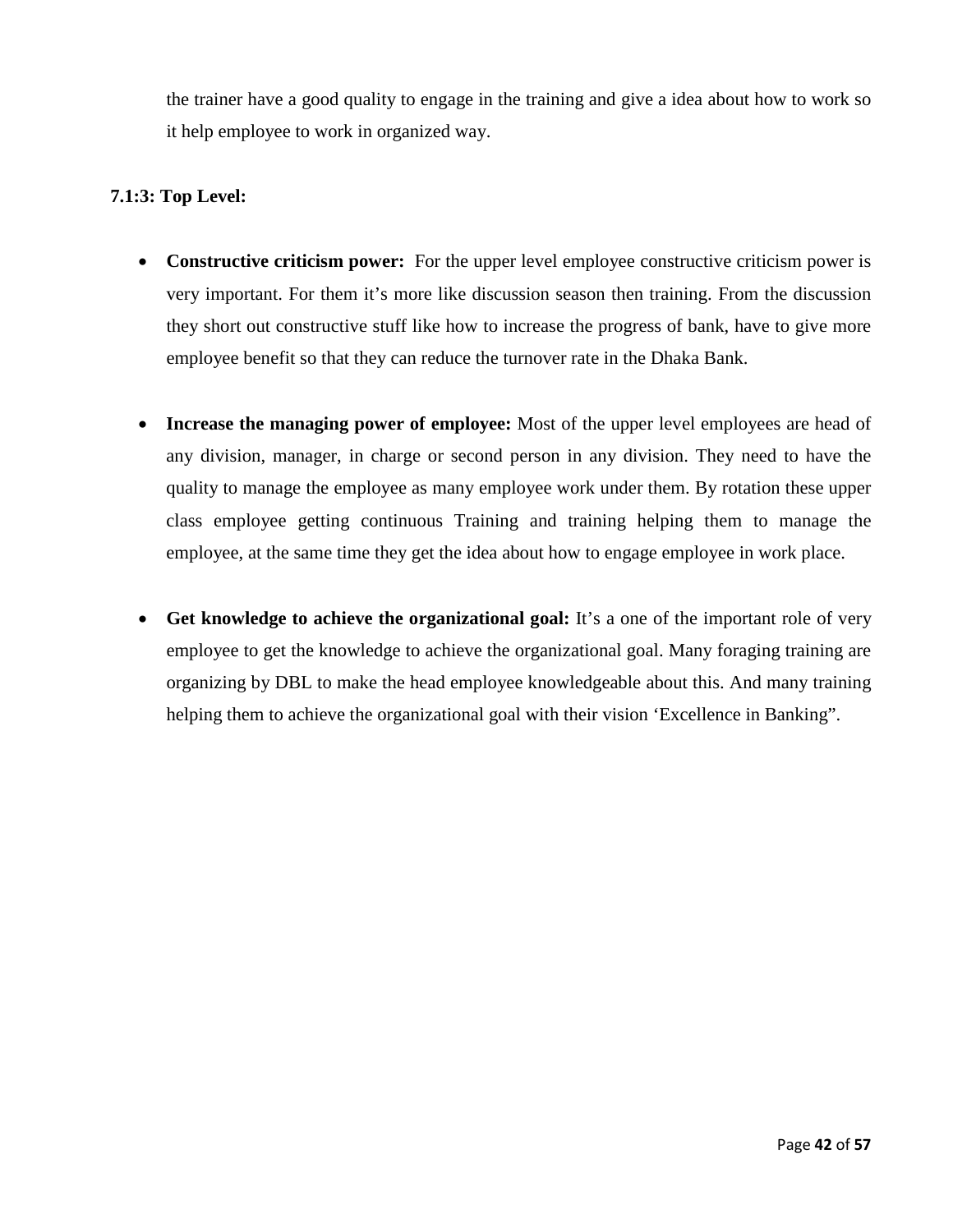the trainer have a good quality to engage in the training and give a idea about how to work so it help employee to work in organized way.

### 7.1:3: Top Level:

- **Constructive criticism power:** For the upper level employee constructive criticism power is very important. For them it's more like discussion season then training. From the discussion they short out constructive stuff like how to increase the progress of bank, have to give more employee benefit so that they can reduce the turnover rate in the Dhaka Bank.

- **Increase the managing power of employee:** Most of the upper level employees are head of any division, manager, in charge or second person in any division. They need to have the quality to manage the employee as many employee work under them. By rotation these upper class employee getting continuous Training and training helping them to manage the employee, at the same time they get the idea about how to engage employee in work place.

- **Get knowledge to achieve the organizational goal:** It's a one of the important role of very employee to get the knowledge to achieve the organizational goal. Many foraging training are organizing by DBL to make the head employee knowledgeable about this. And many training helping them to achieve the organizational goal with their vision 'Excellence in Banking".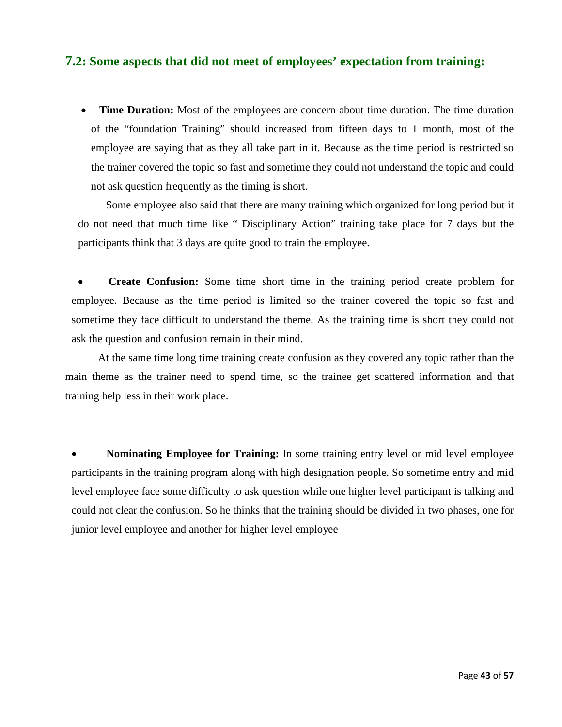## 7.2: Some aspects that did not meet of employees' expectation from training:

- **Time Duration:** Most of the employees are concern about time duration. The time duration of the "foundation Training" should increased from fifteen days to 1 month, most of the employee are saying that as they all take part in it. Because as the time period is restricted so the trainer covered the topic so fast and sometime they could not understand the topic and could not ask question frequently as the timing is short.

  Some employee also said that there are many training which organized for long period but it do not need that much time like " Disciplinary Action" training take place for 7 days but the participants think that 3 days are quite good to train the employee.

- **Create Confusion:** Some time short time in the training period create problem for employee. Because as the time period is limited so the trainer covered the topic so fast and sometime they face difficult to understand the theme. As the training time is short they could not ask the question and confusion remain in their mind.

  At the same time long time training create confusion as they covered any topic rather than the main theme as the trainer need to spend time, so the trainee get scattered information and that training help less in their work place.

- **Nominating Employee for Training:** In some training entry level or mid level employee participants in the training program along with high designation people. So sometime entry and mid level employee face some difficulty to ask question while one higher level participant is talking and could not clear the confusion. So he thinks that the training should be divided in two phases, one for junior level employee and another for higher level employee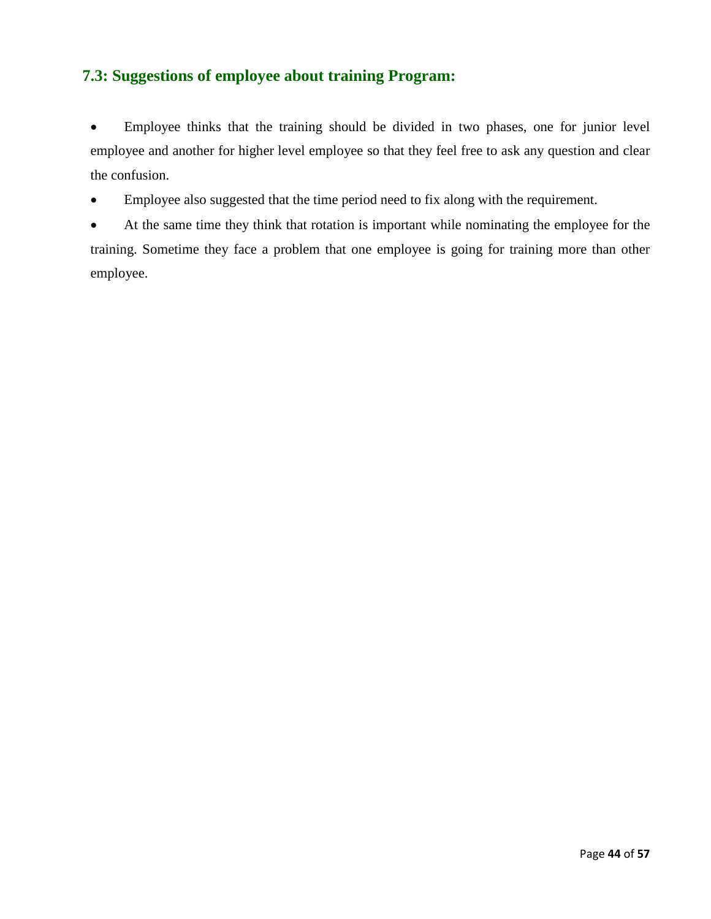## 7.3: Suggestions of employee about training Program:

- Employee thinks that the training should be divided in two phases, one for junior level employee and another for higher level employee so that they feel free to ask any question and clear the confusion.
- Employee also suggested that the time period need to fix along with the requirement.
- At the same time they think that rotation is important while nominating the employee for the training. Sometime they face a problem that one employee is going for training more than other employee.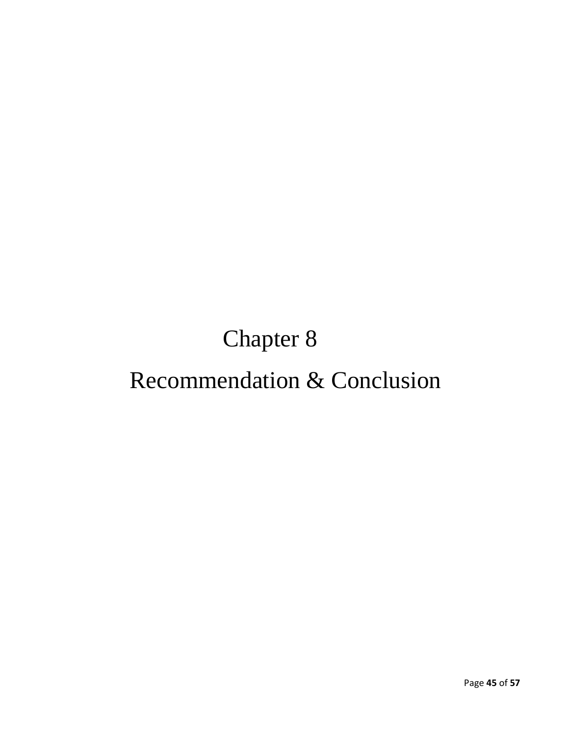# Chapter 8

# Recommendation & Conclusion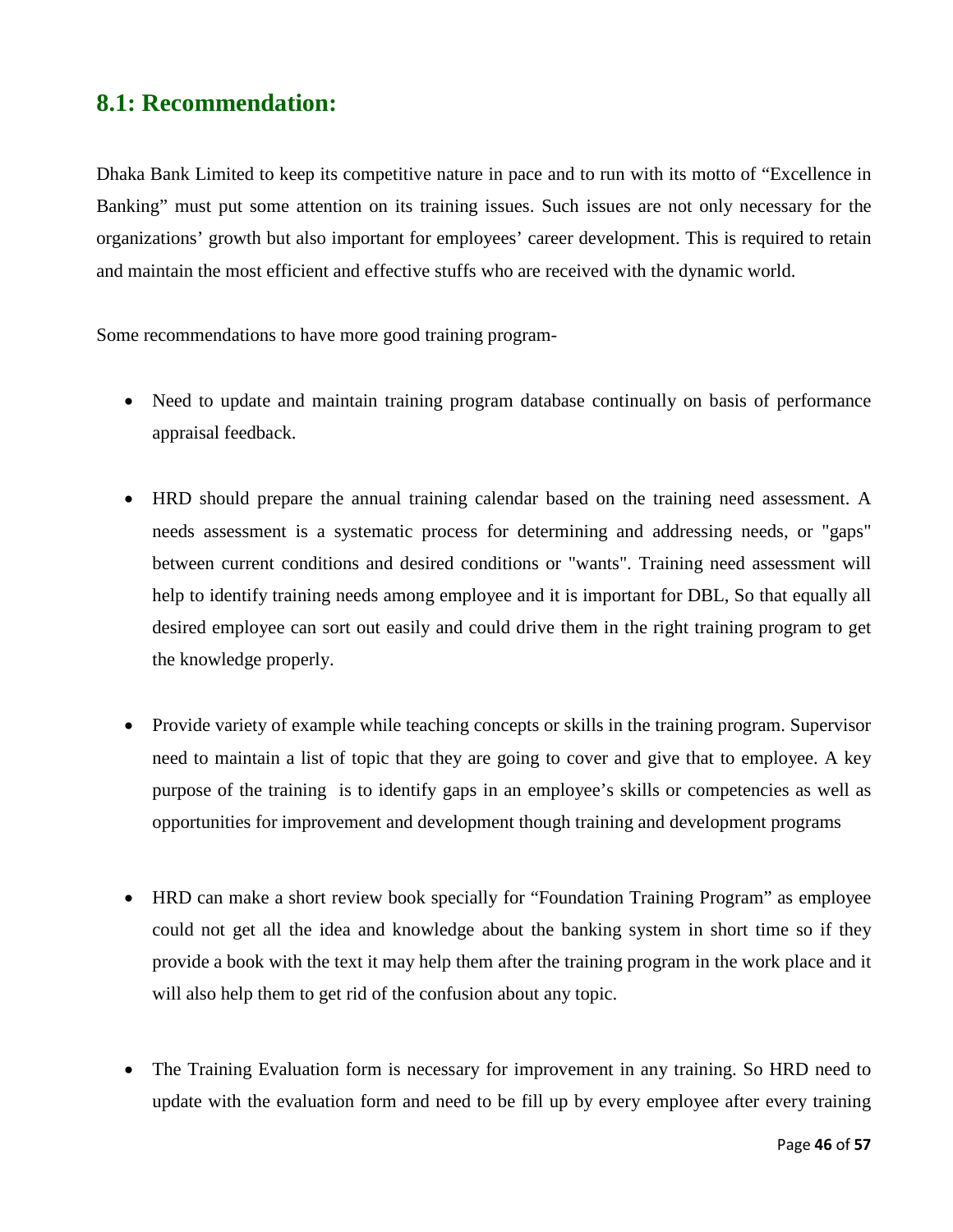## 8.1: Recommendation:

Dhaka Bank Limited to keep its competitive nature in pace and to run with its motto of "Excellence in Banking" must put some attention on its training issues. Such issues are not only necessary for the organizations' growth but also important for employees' career development. This is required to retain and maintain the most efficient and effective stuffs who are received with the dynamic world.

Some recommendations to have more good training program-

- Need to update and maintain training program database continually on basis of performance appraisal feedback.

- HRD should prepare the annual training calendar based on the training need assessment. A needs assessment is a systematic process for determining and addressing needs, or "gaps" between current conditions and desired conditions or "wants". Training need assessment will help to identify training needs among employee and it is important for DBL, So that equally all desired employee can sort out easily and could drive them in the right training program to get the knowledge properly.

- Provide variety of example while teaching concepts or skills in the training program. Supervisor need to maintain a list of topic that they are going to cover and give that to employee. A key purpose of the training is to identify gaps in an employee's skills or competencies as well as opportunities for improvement and development though training and development programs

- HRD can make a short review book specially for "Foundation Training Program" as employee could not get all the idea and knowledge about the banking system in short time so if they provide a book with the text it may help them after the training program in the work place and it will also help them to get rid of the confusion about any topic.

- The Training Evaluation form is necessary for improvement in any training. So HRD need to update with the evaluation form and need to be fill up by every employee after every training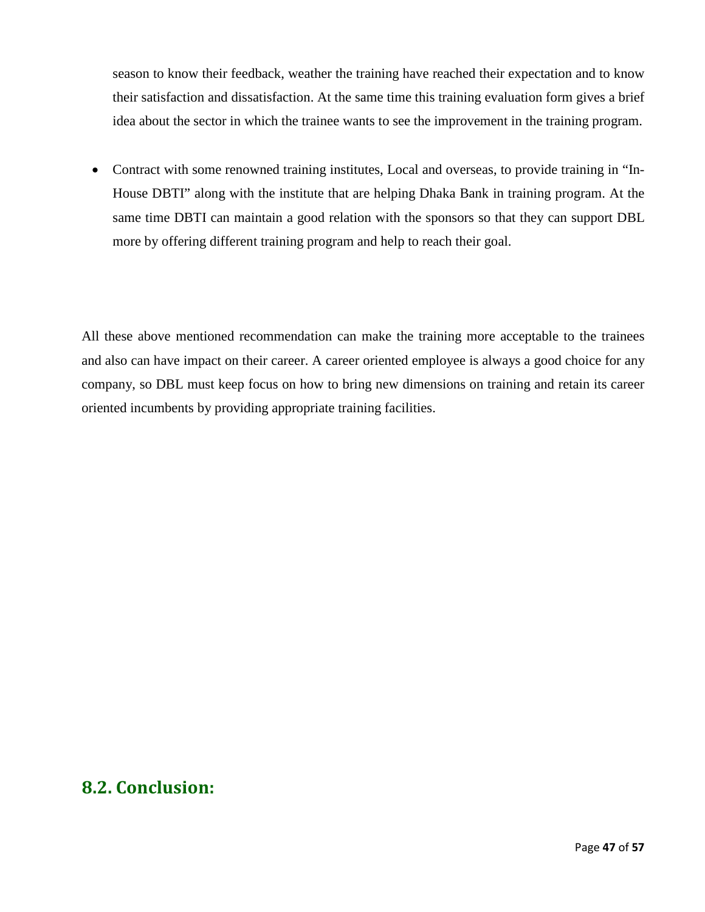season to know their feedback, weather the training have reached their expectation and to know their satisfaction and dissatisfaction. At the same time this training evaluation form gives a brief idea about the sector in which the trainee wants to see the improvement in the training program.

- Contract with some renowned training institutes, Local and overseas, to provide training in "In-House DBTI" along with the institute that are helping Dhaka Bank in training program. At the same time DBTI can maintain a good relation with the sponsors so that they can support DBL more by offering different training program and help to reach their goal.

All these above mentioned recommendation can make the training more acceptable to the trainees and also can have impact on their career. A career oriented employee is always a good choice for any company, so DBL must keep focus on how to bring new dimensions on training and retain its career oriented incumbents by providing appropriate training facilities.

## 8.2. Conclusion: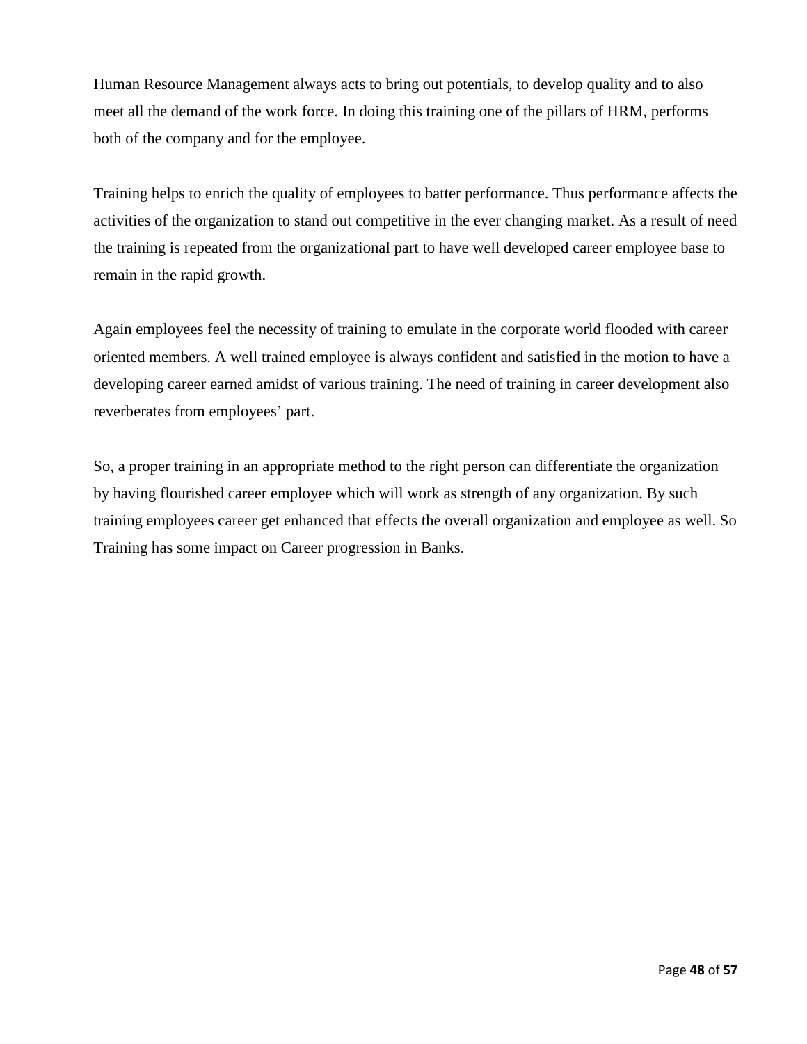Human Resource Management always acts to bring out potentials, to develop quality and to also meet all the demand of the work force. In doing this training one of the pillars of HRM, performs both of the company and for the employee.

Training helps to enrich the quality of employees to batter performance. Thus performance affects the activities of the organization to stand out competitive in the ever changing market. As a result of need the training is repeated from the organizational part to have well developed career employee base to remain in the rapid growth.

Again employees feel the necessity of training to emulate in the corporate world flooded with career oriented members. A well trained employee is always confident and satisfied in the motion to have a developing career earned amidst of various training. The need of training in career development also reverberates from employees' part.

So, a proper training in an appropriate method to the right person can differentiate the organization by having flourished career employee which will work as strength of any organization. By such training employees career get enhanced that effects the overall organization and employee as well. So Training has some impact on Career progression in Banks.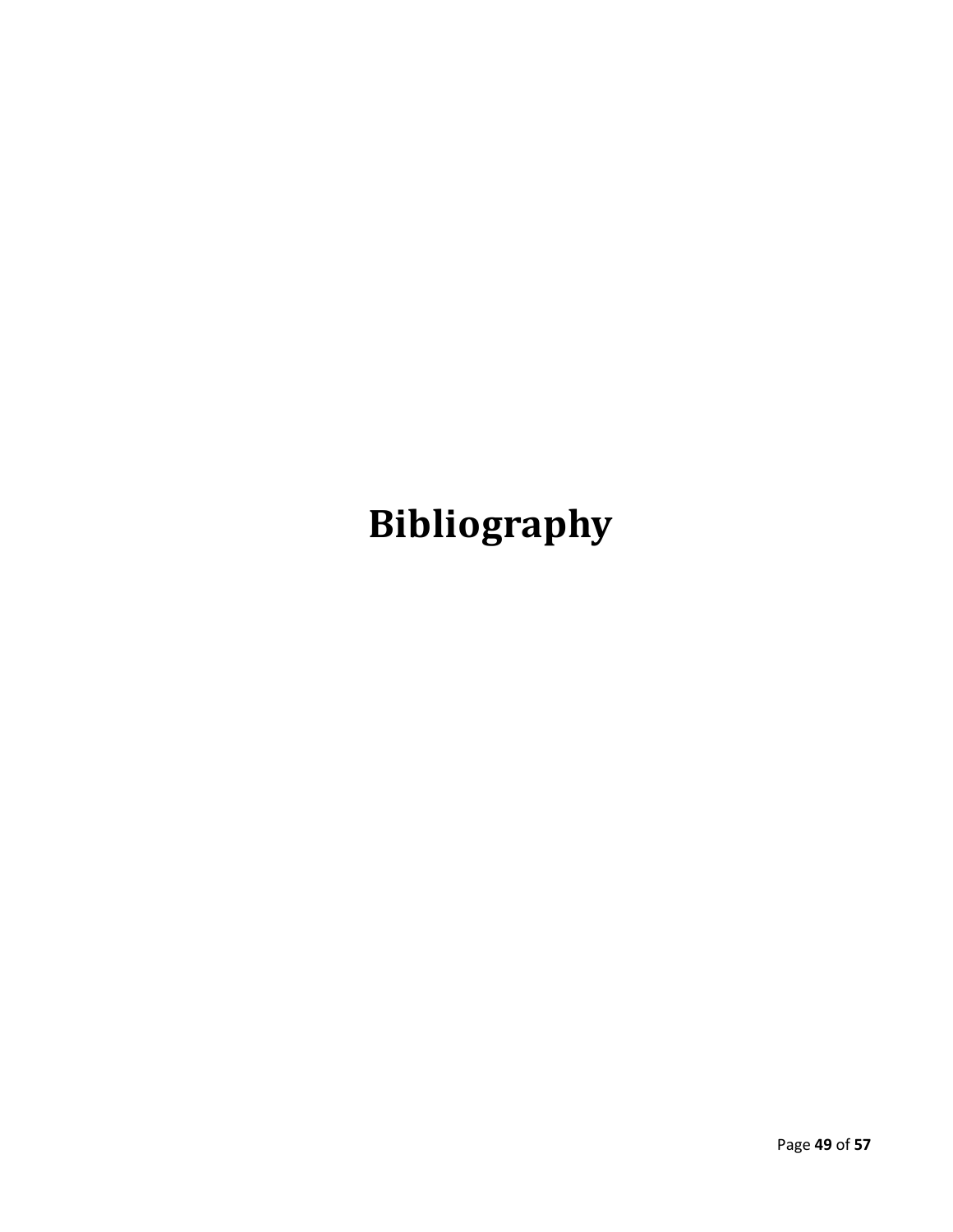# Bibliography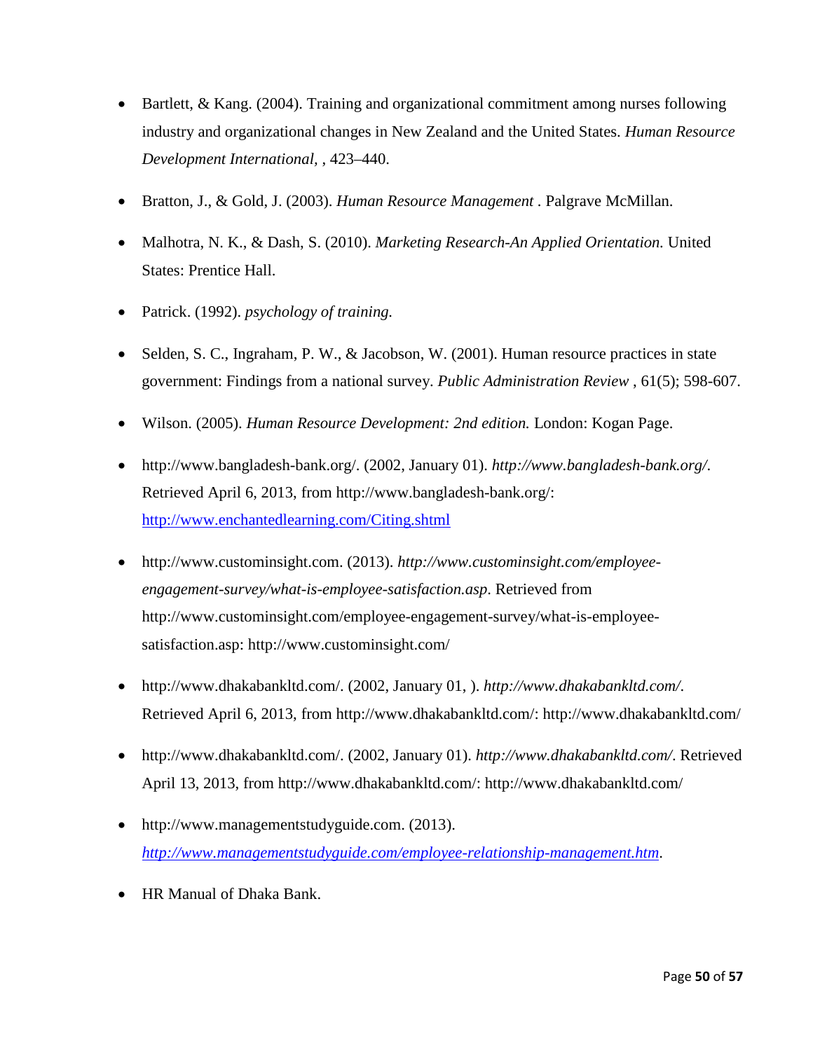- Bartlett, & Kang. (2004). Training and organizational commitment among nurses following industry and organizational changes in New Zealand and the United States. *Human Resource Development International*, , 423–440.

- Bratton, J., & Gold, J. (2003). *Human Resource Management* . Palgrave McMillan.

- Malhotra, N. K., & Dash, S. (2010). *Marketing Research-An Applied Orientation.* United States: Prentice Hall.

- Patrick. (1992). *psychology of training.*

- Selden, S. C., Ingraham, P. W., & Jacobson, W. (2001). Human resource practices in state government: Findings from a national survey. *Public Administration Review* , 61(5); 598-607.

- Wilson. (2005). *Human Resource Development: 2nd edition.* London: Kogan Page.

- http://www.bangladesh-bank.org/. (2002, January 01). *http://www.bangladesh-bank.org/*. Retrieved April 6, 2013, from http://www.bangladesh-bank.org/: http://www.enchantedlearning.com/Citing.shtml

- http://www.custominsight.com. (2013). *http://www.custominsight.com/employee-engagement-survey/what-is-employee-satisfaction.asp*. Retrieved from http://www.custominsight.com/employee-engagement-survey/what-is-employee-satisfaction.asp: http://www.custominsight.com/

- http://www.dhakabankltd.com/. (2002, January 01, ). *http://www.dhakabankltd.com/*. Retrieved April 6, 2013, from http://www.dhakabankltd.com/: http://www.dhakabankltd.com/

- http://www.dhakabankltd.com/. (2002, January 01). *http://www.dhakabankltd.com/*. Retrieved April 13, 2013, from http://www.dhakabankltd.com/: http://www.dhakabankltd.com/

- http://www.managementstudyguide.com. (2013). *http://www.managementstudyguide.com/employee-relationship-management.htm*.

- HR Manual of Dhaka Bank.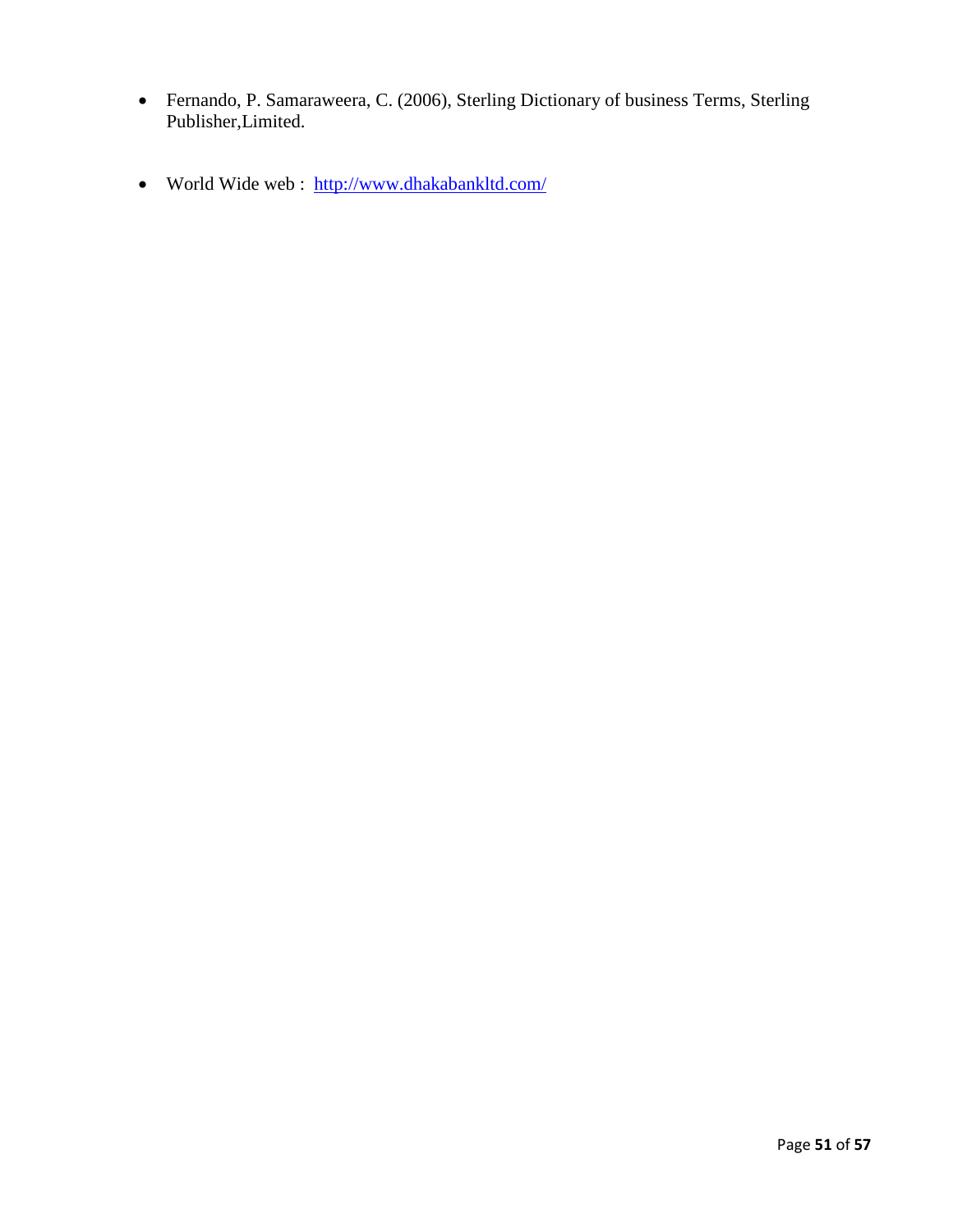- Fernando, P. Samaraweera, C. (2006), Sterling Dictionary of business Terms, Sterling Publisher,Limited.

- World Wide web : http://www.dhakabankltd.com/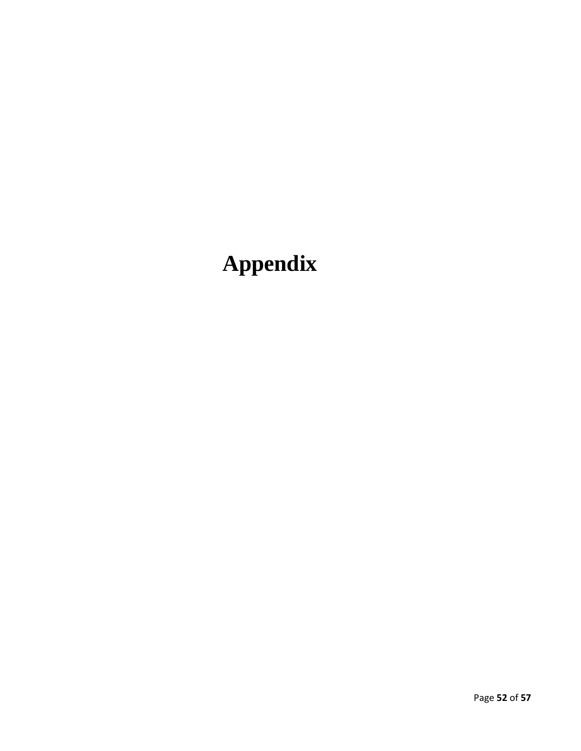# Appendix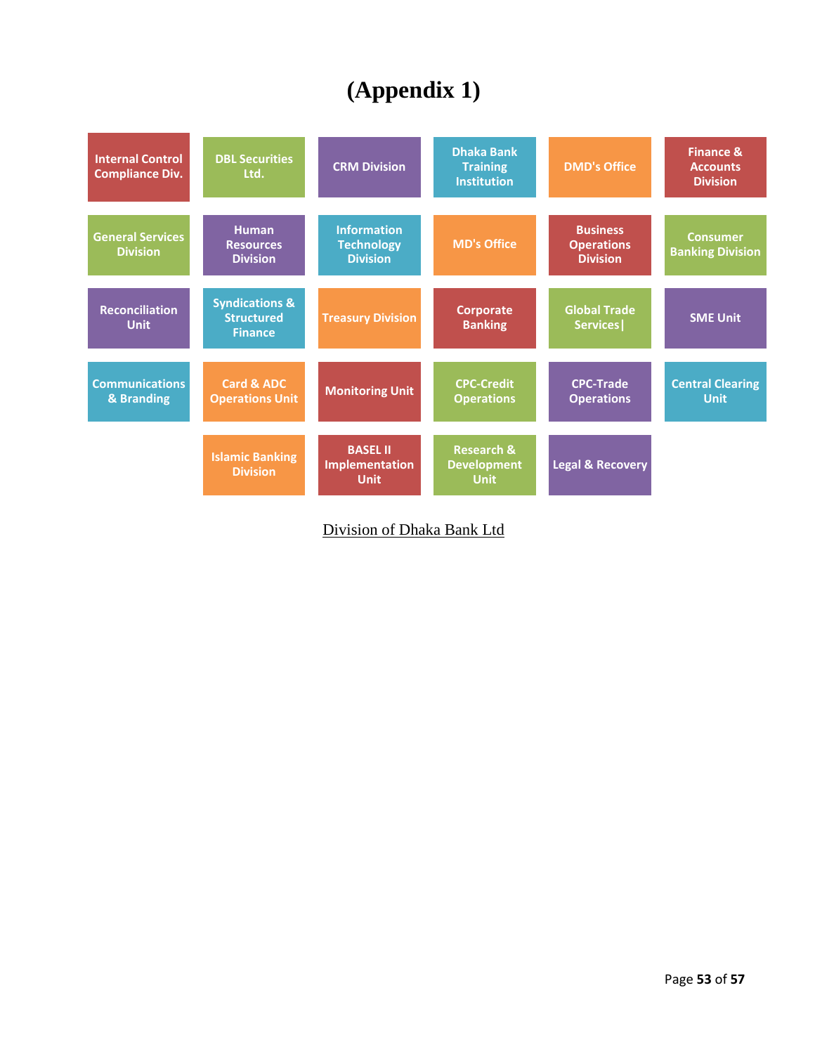# (Appendix 1)

| | | | | | |
|---|---|---|---|---|---|
| Internal Control Compliance Div. | DBL Securities Ltd. | CRM Division | Dhaka Bank Training Institution | DMD's Office | Finance & Accounts Division |
| General Services Division | Human Resources Division | Information Technology Division | MD's Office | Business Operations Division | Consumer Banking Division |
| Reconciliation Unit | Syndications & Structured Finance | Treasury Division | Corporate Banking | Global Trade Services | SME Unit |
| Communications & Branding | Card & ADC Operations Unit | Monitoring Unit | CPC-Credit Operations | CPC-Trade Operations | Central Clearing Unit |
| | Islamic Banking Division | BASEL II Implementation Unit | Research & Development Unit | Legal & Recovery | |

Division of Dhaka Bank Ltd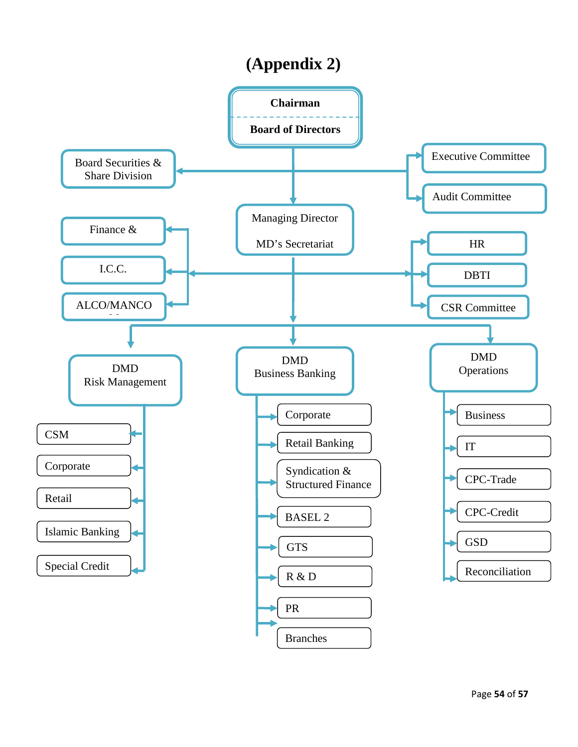# (Appendix 2)

**Chairman**

**Board of Directors**

- Board Securities & Share Division
- Executive Committee
- Audit Committee

Managing Director

MD's Secretariat

- Finance &
- I.C.C.
- ALCO/MANCO
- HR
- DBTI
- CSR Committee

DMD Risk Management

- CSM
- Corporate
- Retail
- Islamic Banking
- Special Credit

DMD Business Banking

- Corporate
- Retail Banking
- Syndication & Structured Finance
- BASEL 2
- GTS
- R & D
- PR
- Branches

DMD Operations

- Business
- IT
- CPC-Trade
- CPC-Credit
- GSD
- Reconciliation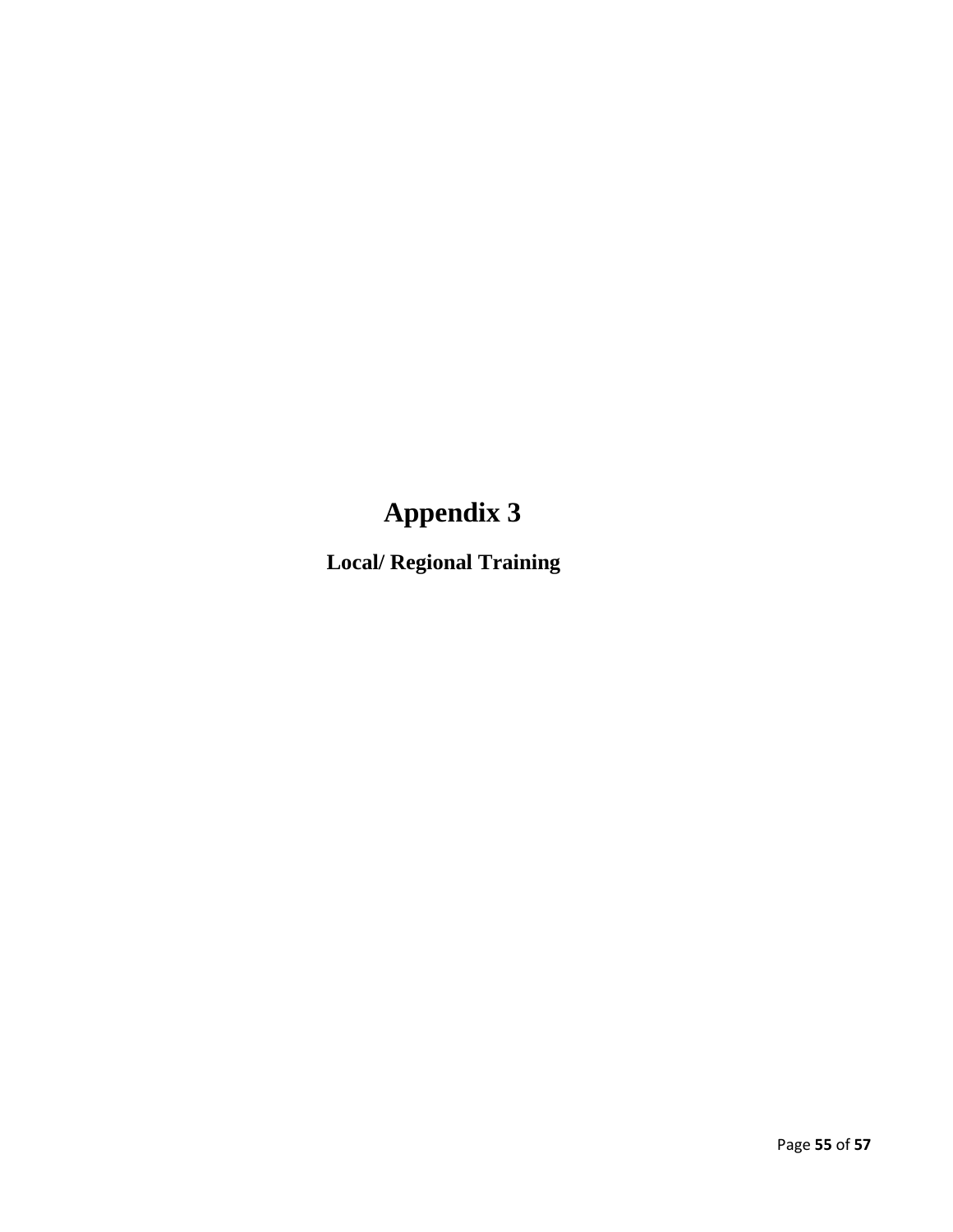# Appendix 3

## Local/ Regional Training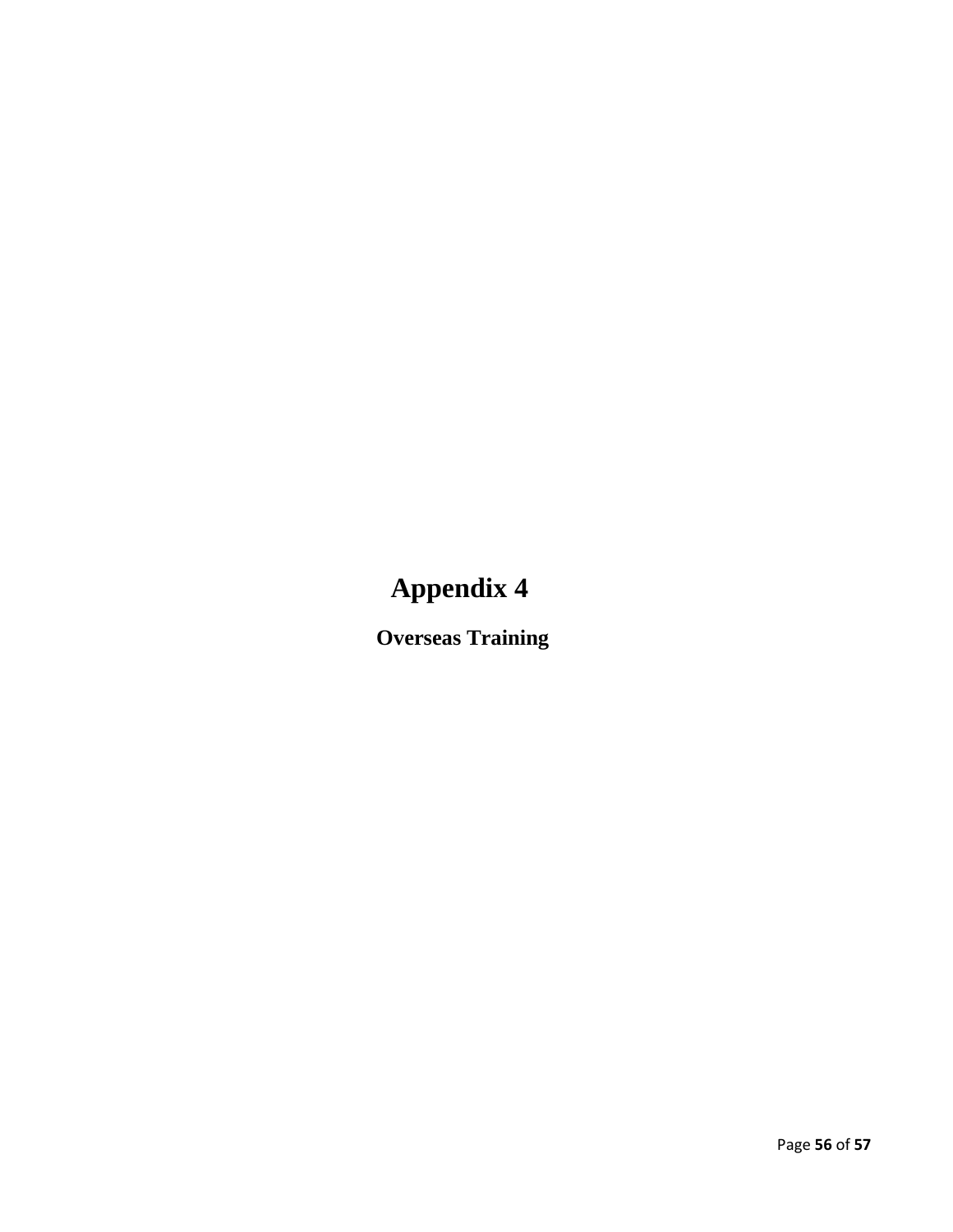# Appendix 4

## Overseas Training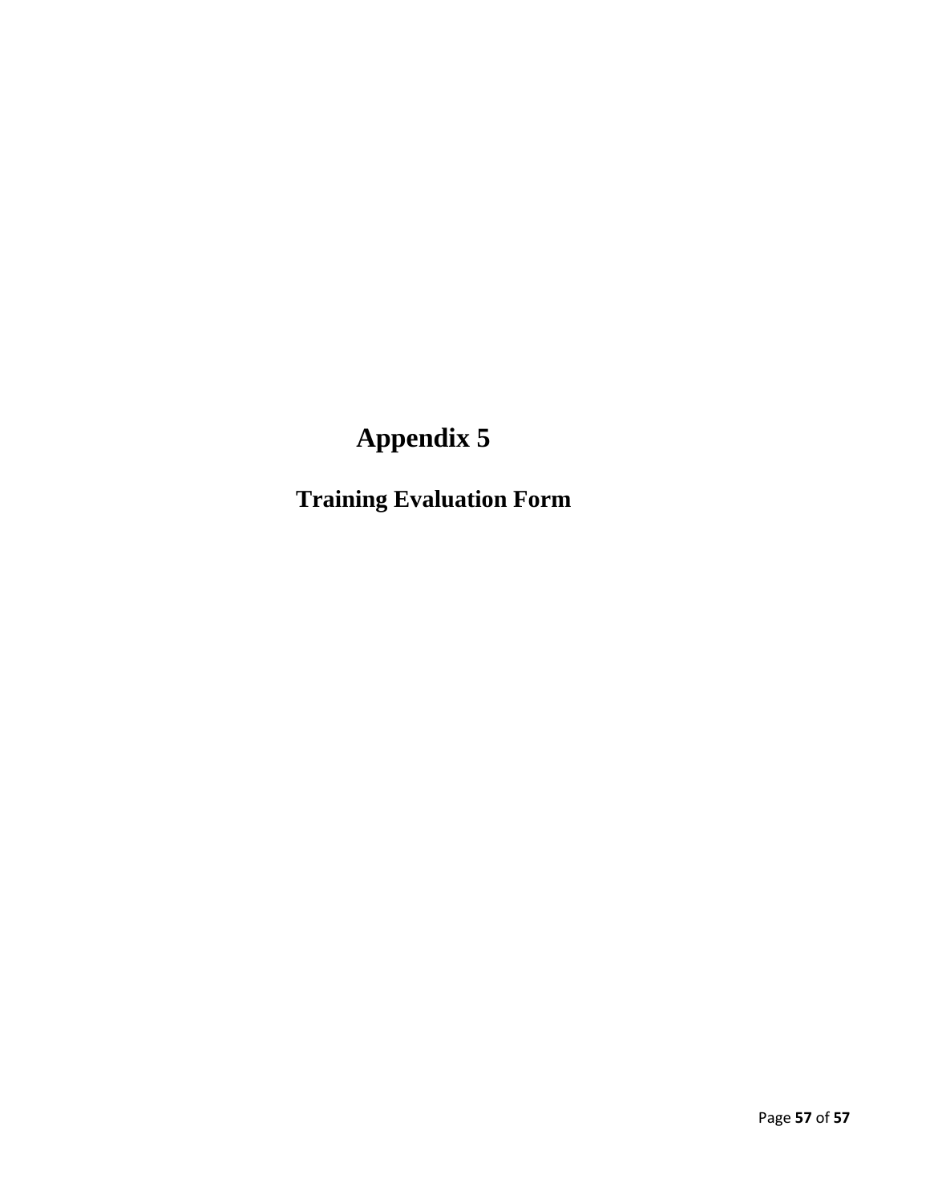# Appendix 5

## Training Evaluation Form